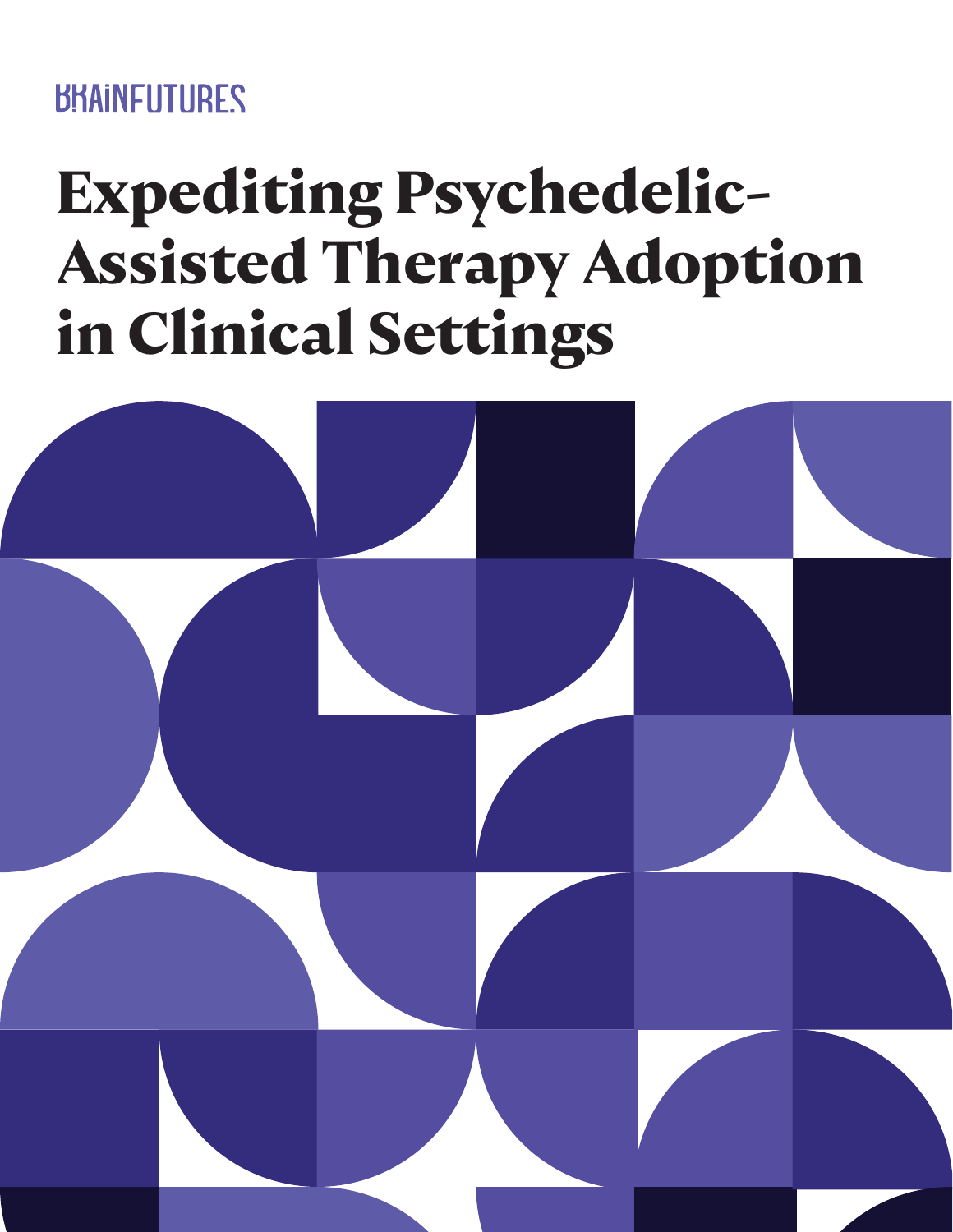BRAINFUTURES

# Expediting Psychedelic-Assisted Therapy Adoption in Clinical Settings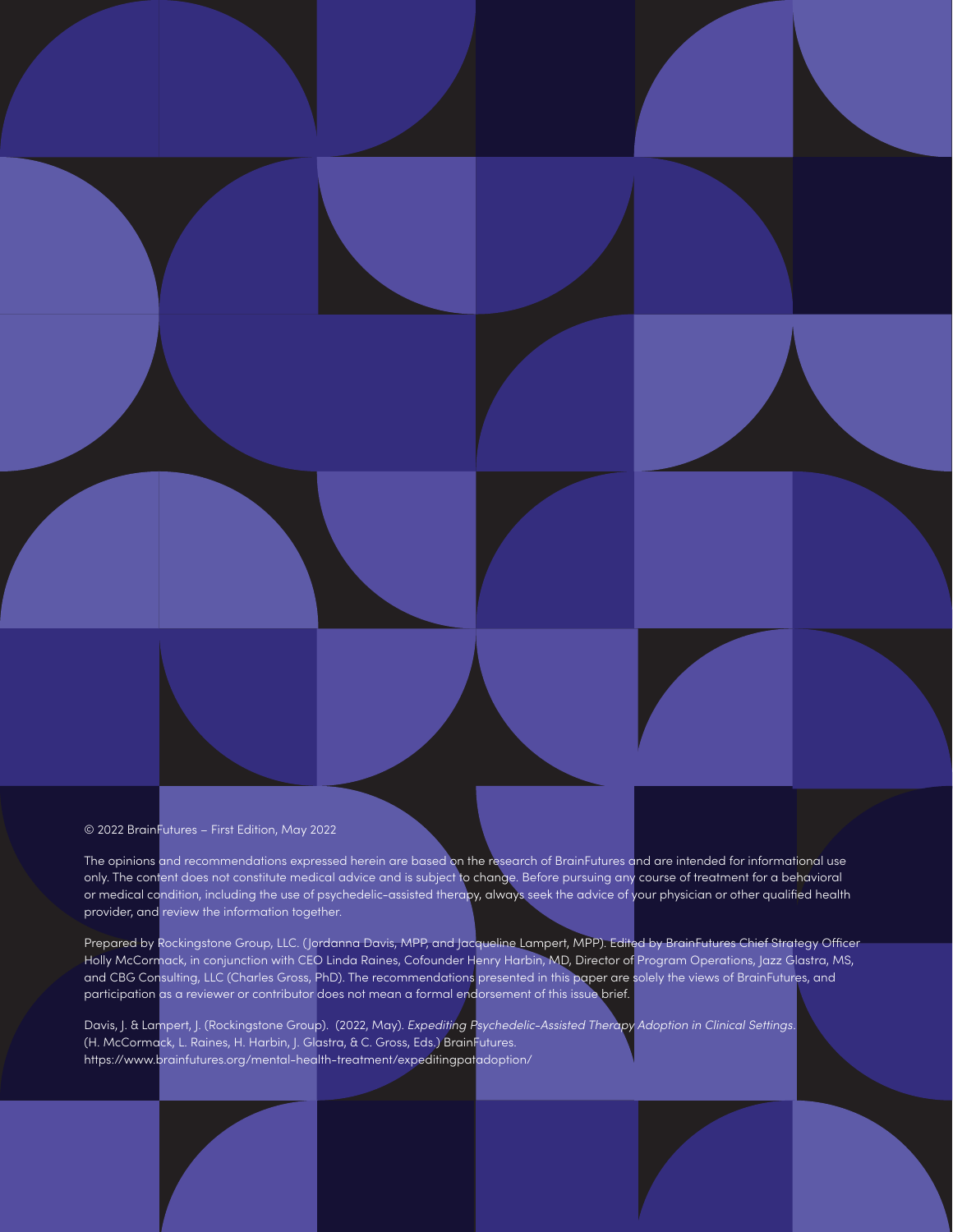© 2022 BrainFutures – First Edition, May 2022

The opinions and recommendations expressed herein are based on the research of BrainFutures and are intended for informational use only. The content does not constitute medical advice and is subject to change. Before pursuing any course of treatment for a behavioral or medical condition, including the use of psychedelic-assisted therapy, always seek the advice of your physician or other qualified health provider, and review the information together.

Prepared by Rockingstone Group, LLC. (Jordanna Davis, MPP, and Jacqueline Lampert, MPP). Edited by BrainFutures Chief Strategy Officer Holly McCormack, in conjunction with CEO Linda Raines, Cofounder Henry Harbin, MD, Director of Program Operations, Jazz Glastra, MS, and CBG Consulting, LLC (Charles Gross, PhD). The recommendations presented in this paper are solely the views of BrainFutures, and participation as a reviewer or contributor does not mean a formal endorsement of this issue brief.

Davis, J. & Lampert, J. (Rockingstone Group). (2022, May). *Expediting Psychedelic-Assisted Therapy Adoption in Clinical Settings*. (H. McCormack, L. Raines, H. Harbin, J. Glastra, & C. Gross, Eds.) BrainFutures. https://www.brainfutures.org/mental-health-treatment/expeditingpatadoption/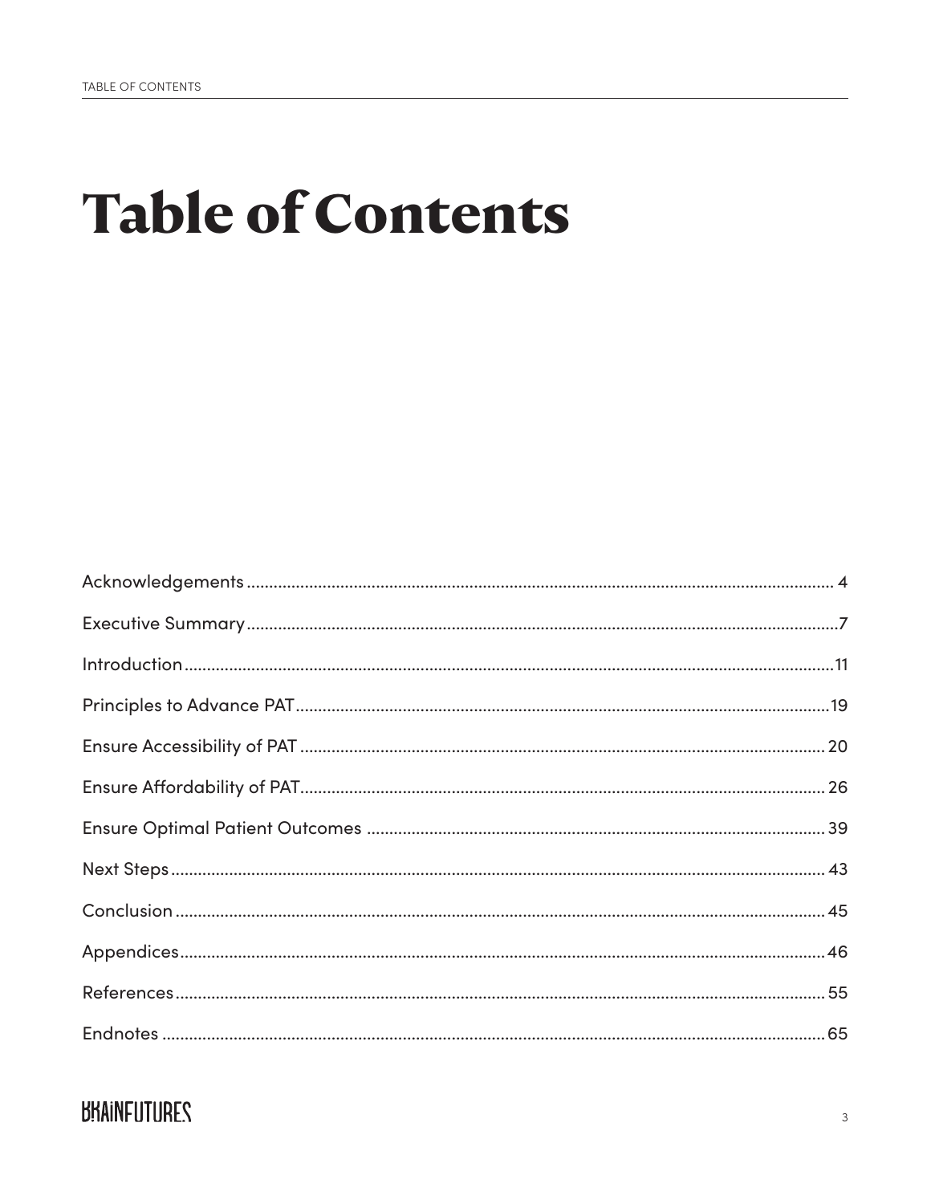# Table of Contents

Acknowledgements .................................................. 4

Executive Summary .................................................. 7

Introduction .................................................. 11

Principles to Advance PAT .................................................. 19

Ensure Accessibility of PAT .................................................. 20

Ensure Affordability of PAT .................................................. 26

Ensure Optimal Patient Outcomes .................................................. 39

Next Steps .................................................. 43

Conclusion .................................................. 45

Appendices .................................................. 46

References .................................................. 55

Endnotes .................................................. 65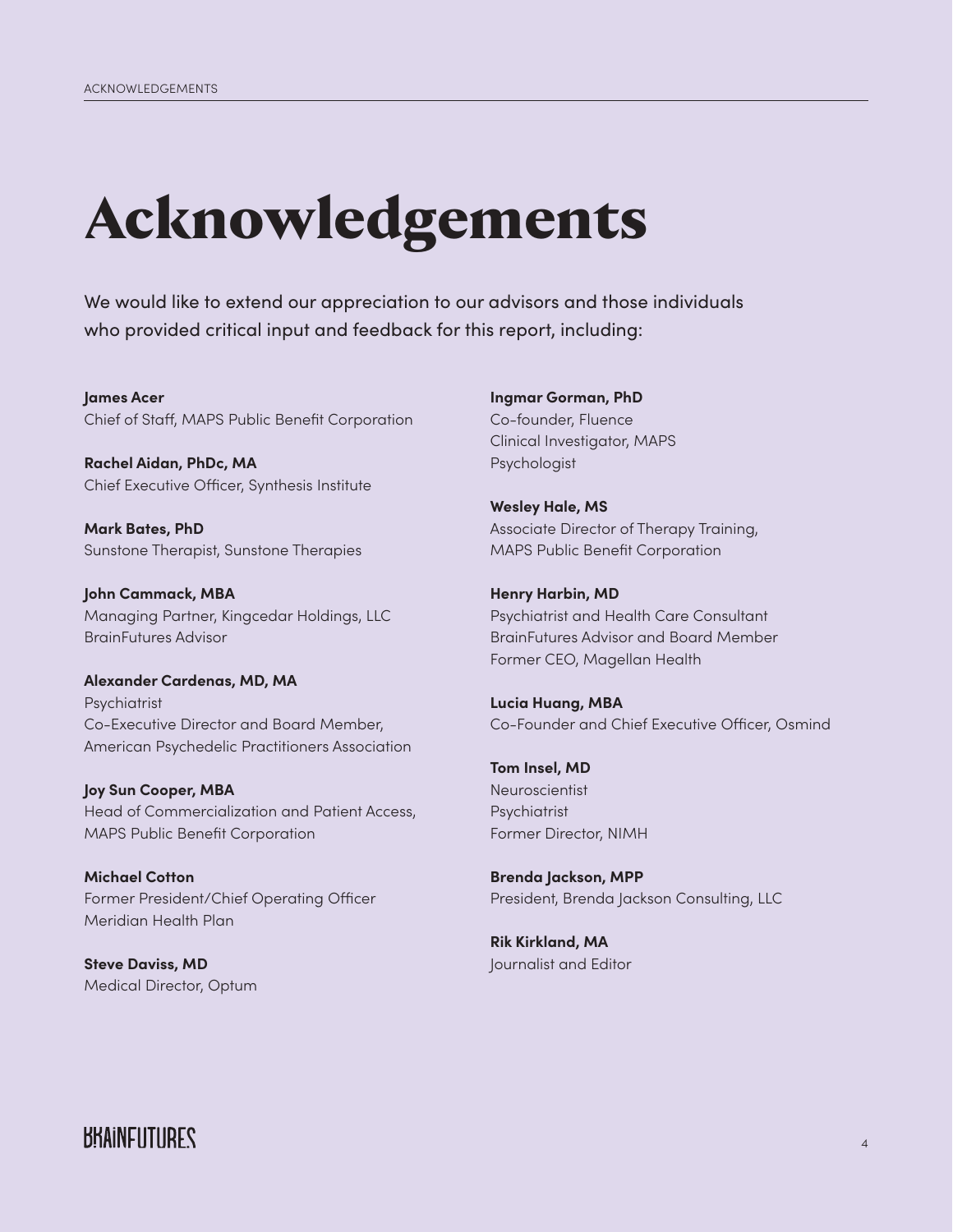# Acknowledgements

We would like to extend our appreciation to our advisors and those individuals who provided critical input and feedback for this report, including:

**James Acer**
Chief of Staff, MAPS Public Benefit Corporation

**Rachel Aidan, PhDc, MA**
Chief Executive Officer, Synthesis Institute

**Mark Bates, PhD**
Sunstone Therapist, Sunstone Therapies

**John Cammack, MBA**
Managing Partner, Kingcedar Holdings, LLC
BrainFutures Advisor

**Alexander Cardenas, MD, MA**
Psychiatrist
Co-Executive Director and Board Member, American Psychedelic Practitioners Association

**Joy Sun Cooper, MBA**
Head of Commercialization and Patient Access, MAPS Public Benefit Corporation

**Michael Cotton**
Former President/Chief Operating Officer
Meridian Health Plan

**Steve Daviss, MD**
Medical Director, Optum

**Ingmar Gorman, PhD**
Co-founder, Fluence
Clinical Investigator, MAPS
Psychologist

**Wesley Hale, MS**
Associate Director of Therapy Training, MAPS Public Benefit Corporation

**Henry Harbin, MD**
Psychiatrist and Health Care Consultant
BrainFutures Advisor and Board Member
Former CEO, Magellan Health

**Lucia Huang, MBA**
Co-Founder and Chief Executive Officer, Osmind

**Tom Insel, MD**
Neuroscientist
Psychiatrist
Former Director, NIMH

**Brenda Jackson, MPP**
President, Brenda Jackson Consulting, LLC

**Rik Kirkland, MA**
Journalist and Editor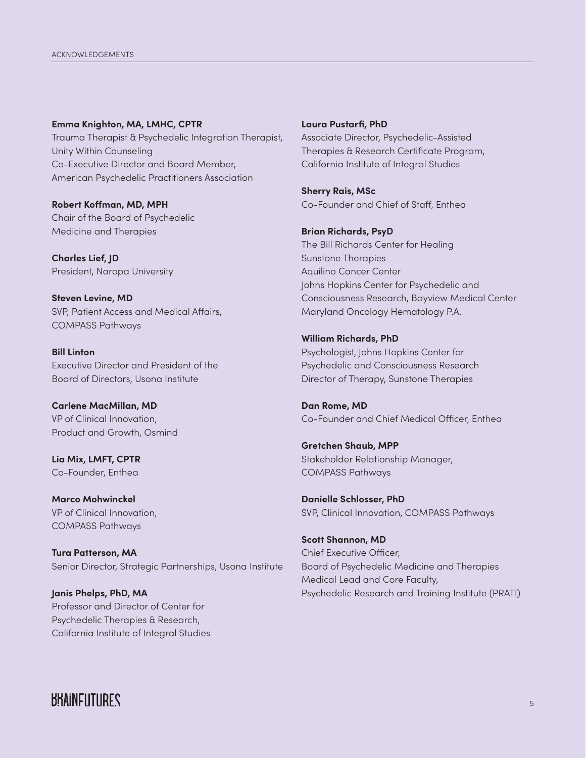**Emma Knighton, MA, LMHC, CPTR**
Trauma Therapist & Psychedelic Integration Therapist, Unity Within Counseling
Co-Executive Director and Board Member, American Psychedelic Practitioners Association

**Robert Koffman, MD, MPH**
Chair of the Board of Psychedelic Medicine and Therapies

**Charles Lief, JD**
President, Naropa University

**Steven Levine, MD**
SVP, Patient Access and Medical Affairs, COMPASS Pathways

**Bill Linton**
Executive Director and President of the Board of Directors, Usona Institute

**Carlene MacMillan, MD**
VP of Clinical Innovation, Product and Growth, Osmind

**Lia Mix, LMFT, CPTR**
Co-Founder, Enthea

**Marco Mohwinckel**
VP of Clinical Innovation, COMPASS Pathways

**Tura Patterson, MA**
Senior Director, Strategic Partnerships, Usona Institute

**Janis Phelps, PhD, MA**
Professor and Director of Center for Psychedelic Therapies & Research, California Institute of Integral Studies

**Laura Pustarfi, PhD**
Associate Director, Psychedelic-Assisted Therapies & Research Certificate Program, California Institute of Integral Studies

**Sherry Rais, MSc**
Co-Founder and Chief of Staff, Enthea

**Brian Richards, PsyD**
The Bill Richards Center for Healing
Sunstone Therapies
Aquilino Cancer Center
Johns Hopkins Center for Psychedelic and Consciousness Research, Bayview Medical Center
Maryland Oncology Hematology P.A.

**William Richards, PhD**
Psychologist, Johns Hopkins Center for Psychedelic and Consciousness Research
Director of Therapy, Sunstone Therapies

**Dan Rome, MD**
Co-Founder and Chief Medical Officer, Enthea

**Gretchen Shaub, MPP**
Stakeholder Relationship Manager, COMPASS Pathways

**Danielle Schlosser, PhD**
SVP, Clinical Innovation, COMPASS Pathways

**Scott Shannon, MD**
Chief Executive Officer, Board of Psychedelic Medicine and Therapies
Medical Lead and Core Faculty, Psychedelic Research and Training Institute (PRATI)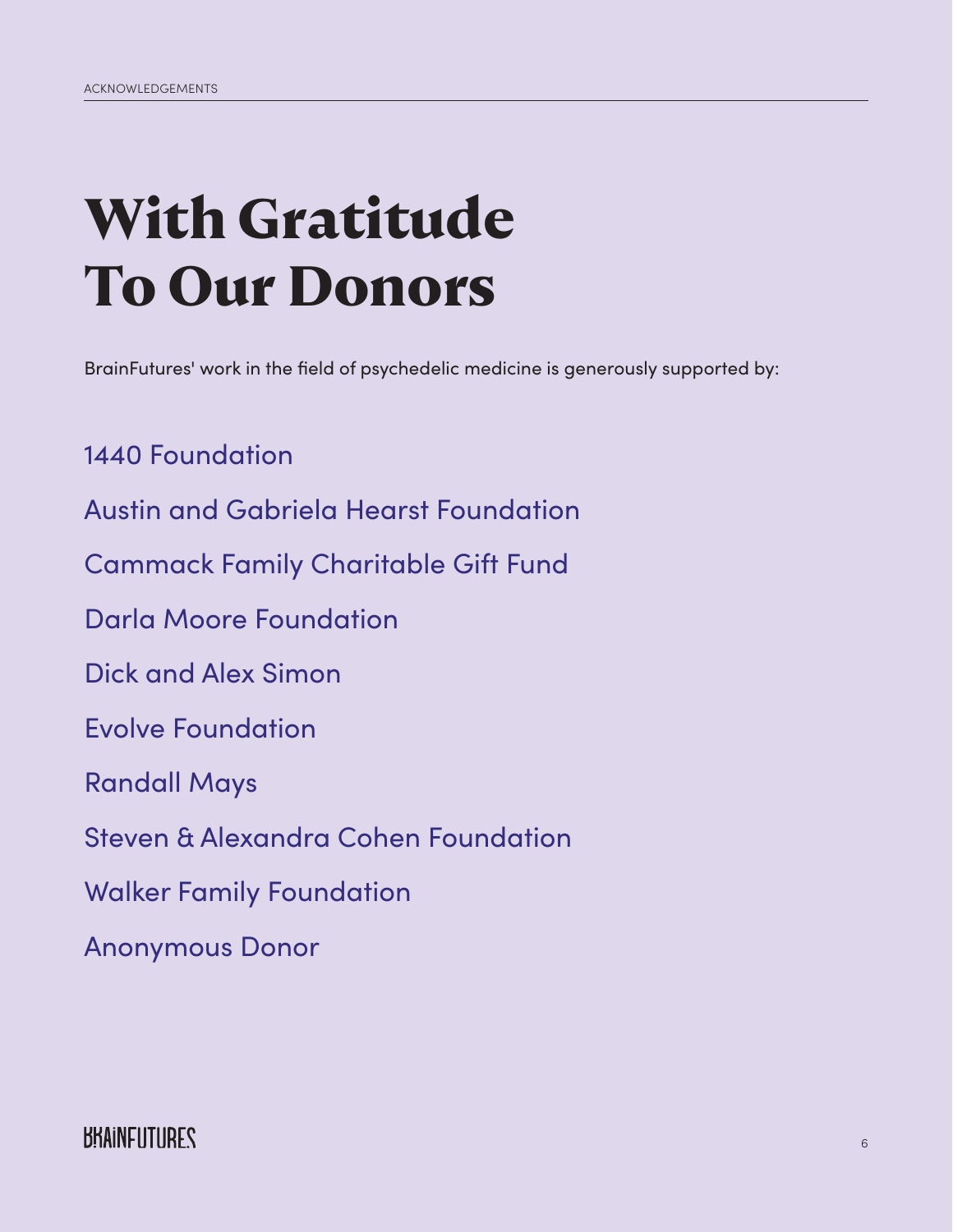# With Gratitude To Our Donors

BrainFutures' work in the field of psychedelic medicine is generously supported by:

1440 Foundation

Austin and Gabriela Hearst Foundation

Cammack Family Charitable Gift Fund

Darla Moore Foundation

Dick and Alex Simon

Evolve Foundation

Randall Mays

Steven & Alexandra Cohen Foundation

Walker Family Foundation

Anonymous Donor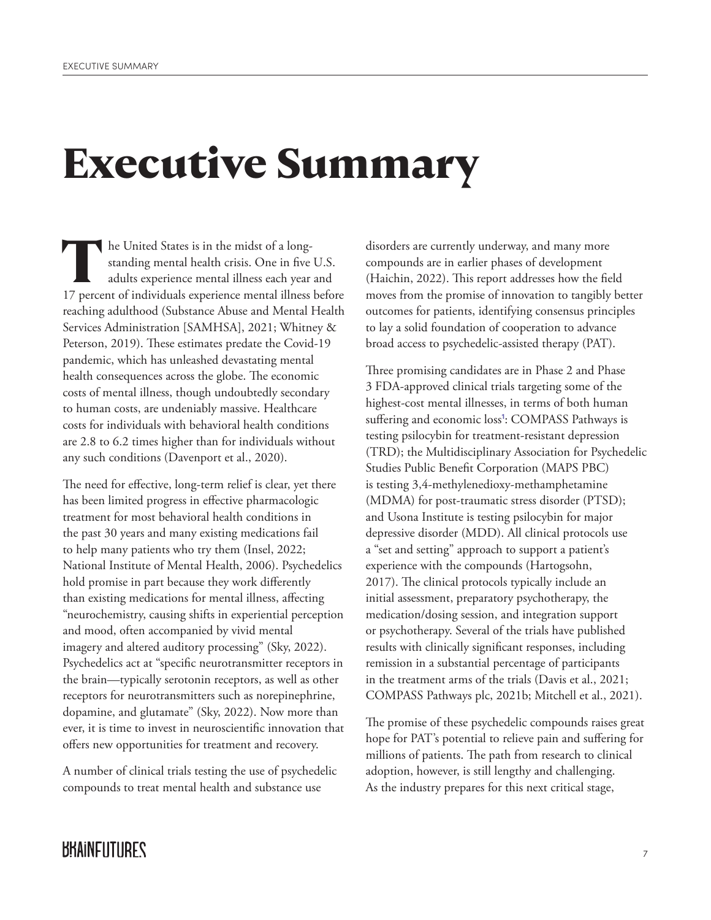# Executive Summary

The United States is in the midst of a long-standing mental health crisis. One in five U.S. adults experience mental illness each year and 17 percent of individuals experience mental illness before reaching adulthood (Substance Abuse and Mental Health Services Administration [SAMHSA], 2021; Whitney & Peterson, 2019). These estimates predate the Covid-19 pandemic, which has unleashed devastating mental health consequences across the globe. The economic costs of mental illness, though undoubtedly secondary to human costs, are undeniably massive. Healthcare costs for individuals with behavioral health conditions are 2.8 to 6.2 times higher than for individuals without any such conditions (Davenport et al., 2020).

The need for effective, long-term relief is clear, yet there has been limited progress in effective pharmacologic treatment for most behavioral health conditions in the past 30 years and many existing medications fail to help many patients who try them (Insel, 2022; National Institute of Mental Health, 2006). Psychedelics hold promise in part because they work differently than existing medications for mental illness, affecting "neurochemistry, causing shifts in experiential perception and mood, often accompanied by vivid mental imagery and altered auditory processing" (Sky, 2022). Psychedelics act at "specific neurotransmitter receptors in the brain—typically serotonin receptors, as well as other receptors for neurotransmitters such as norepinephrine, dopamine, and glutamate" (Sky, 2022). Now more than ever, it is time to invest in neuroscientific innovation that offers new opportunities for treatment and recovery.

A number of clinical trials testing the use of psychedelic compounds to treat mental health and substance use disorders are currently underway, and many more compounds are in earlier phases of development (Haichin, 2022). This report addresses how the field moves from the promise of innovation to tangibly better outcomes for patients, identifying consensus principles to lay a solid foundation of cooperation to advance broad access to psychedelic-assisted therapy (PAT).

Three promising candidates are in Phase 2 and Phase 3 FDA-approved clinical trials targeting some of the highest-cost mental illnesses, in terms of both human suffering and economic loss[1]: COMPASS Pathways is testing psilocybin for treatment-resistant depression (TRD); the Multidisciplinary Association for Psychedelic Studies Public Benefit Corporation (MAPS PBC) is testing 3,4-methylenedioxy-methamphetamine (MDMA) for post-traumatic stress disorder (PTSD); and Usona Institute is testing psilocybin for major depressive disorder (MDD). All clinical protocols use a "set and setting" approach to support a patient's experience with the compounds (Hartogsohn, 2017). The clinical protocols typically include an initial assessment, preparatory psychotherapy, the medication/dosing session, and integration support or psychotherapy. Several of the trials have published results with clinically significant responses, including remission in a substantial percentage of participants in the treatment arms of the trials (Davis et al., 2021; COMPASS Pathways plc, 2021b; Mitchell et al., 2021).

The promise of these psychedelic compounds raises great hope for PAT's potential to relieve pain and suffering for millions of patients. The path from research to clinical adoption, however, is still lengthy and challenging. As the industry prepares for this next critical stage,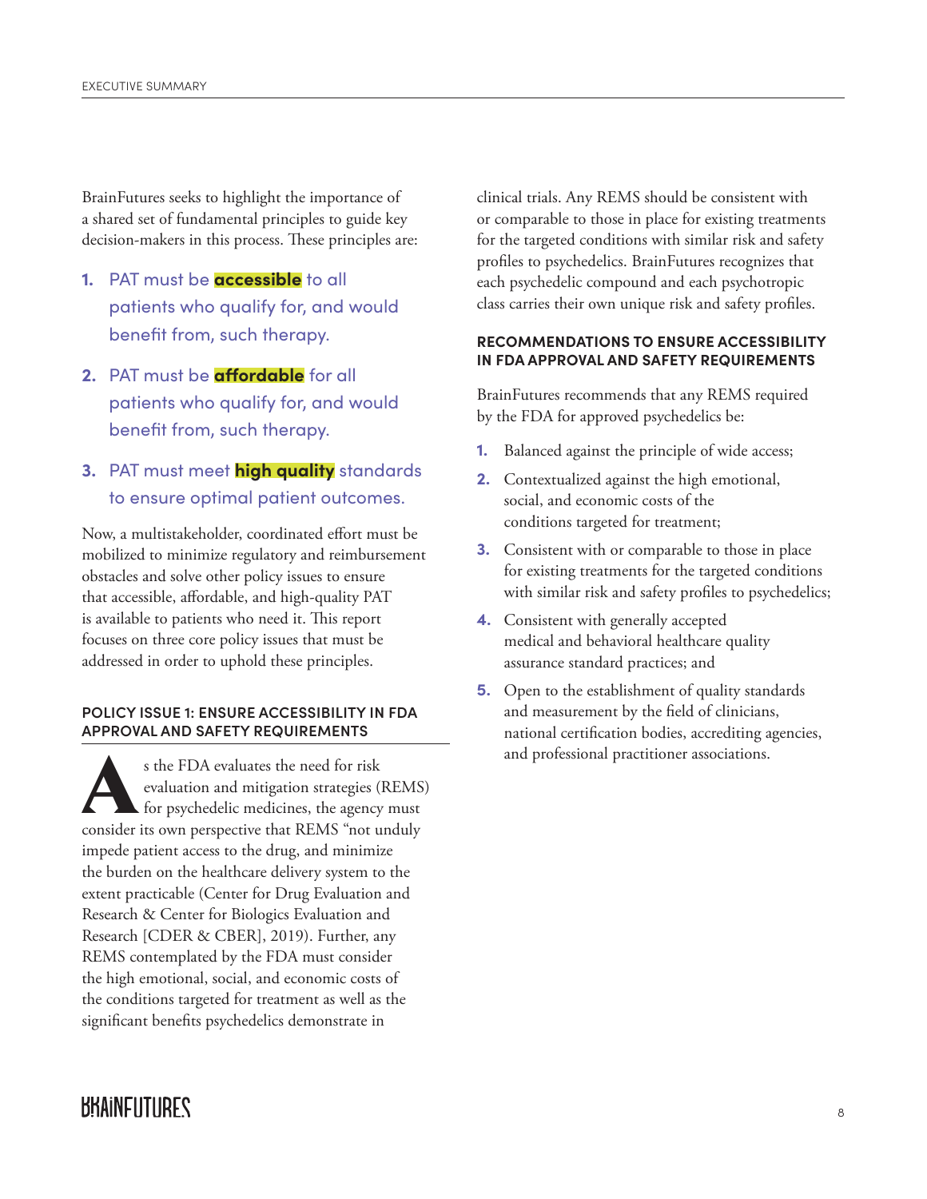BrainFutures seeks to highlight the importance of a shared set of fundamental principles to guide key decision-makers in this process. These principles are:

1. PAT must be **accessible** to all patients who qualify for, and would benefit from, such therapy.
2. PAT must be **affordable** for all patients who qualify for, and would benefit from, such therapy.
3. PAT must meet **high quality** standards to ensure optimal patient outcomes.

Now, a multistakeholder, coordinated effort must be mobilized to minimize regulatory and reimbursement obstacles and solve other policy issues to ensure that accessible, affordable, and high-quality PAT is available to patients who need it. This report focuses on three core policy issues that must be addressed in order to uphold these principles.

### POLICY ISSUE 1: ENSURE ACCESSIBILITY IN FDA APPROVAL AND SAFETY REQUIREMENTS

As the FDA evaluates the need for risk evaluation and mitigation strategies (REMS) for psychedelic medicines, the agency must consider its own perspective that REMS "not unduly impede patient access to the drug, and minimize the burden on the healthcare delivery system to the extent practicable (Center for Drug Evaluation and Research & Center for Biologics Evaluation and Research [CDER & CBER], 2019). Further, any REMS contemplated by the FDA must consider the high emotional, social, and economic costs of the conditions targeted for treatment as well as the significant benefits psychedelics demonstrate in clinical trials. Any REMS should be consistent with or comparable to those in place for existing treatments for the targeted conditions with similar risk and safety profiles to psychedelics. BrainFutures recognizes that each psychedelic compound and each psychotropic class carries their own unique risk and safety profiles.

### RECOMMENDATIONS TO ENSURE ACCESSIBILITY IN FDA APPROVAL AND SAFETY REQUIREMENTS

BrainFutures recommends that any REMS required by the FDA for approved psychedelics be:

1. Balanced against the principle of wide access;
2. Contextualized against the high emotional, social, and economic costs of the conditions targeted for treatment;
3. Consistent with or comparable to those in place for existing treatments for the targeted conditions with similar risk and safety profiles to psychedelics;
4. Consistent with generally accepted medical and behavioral healthcare quality assurance standard practices; and
5. Open to the establishment of quality standards and measurement by the field of clinicians, national certification bodies, accrediting agencies, and professional practitioner associations.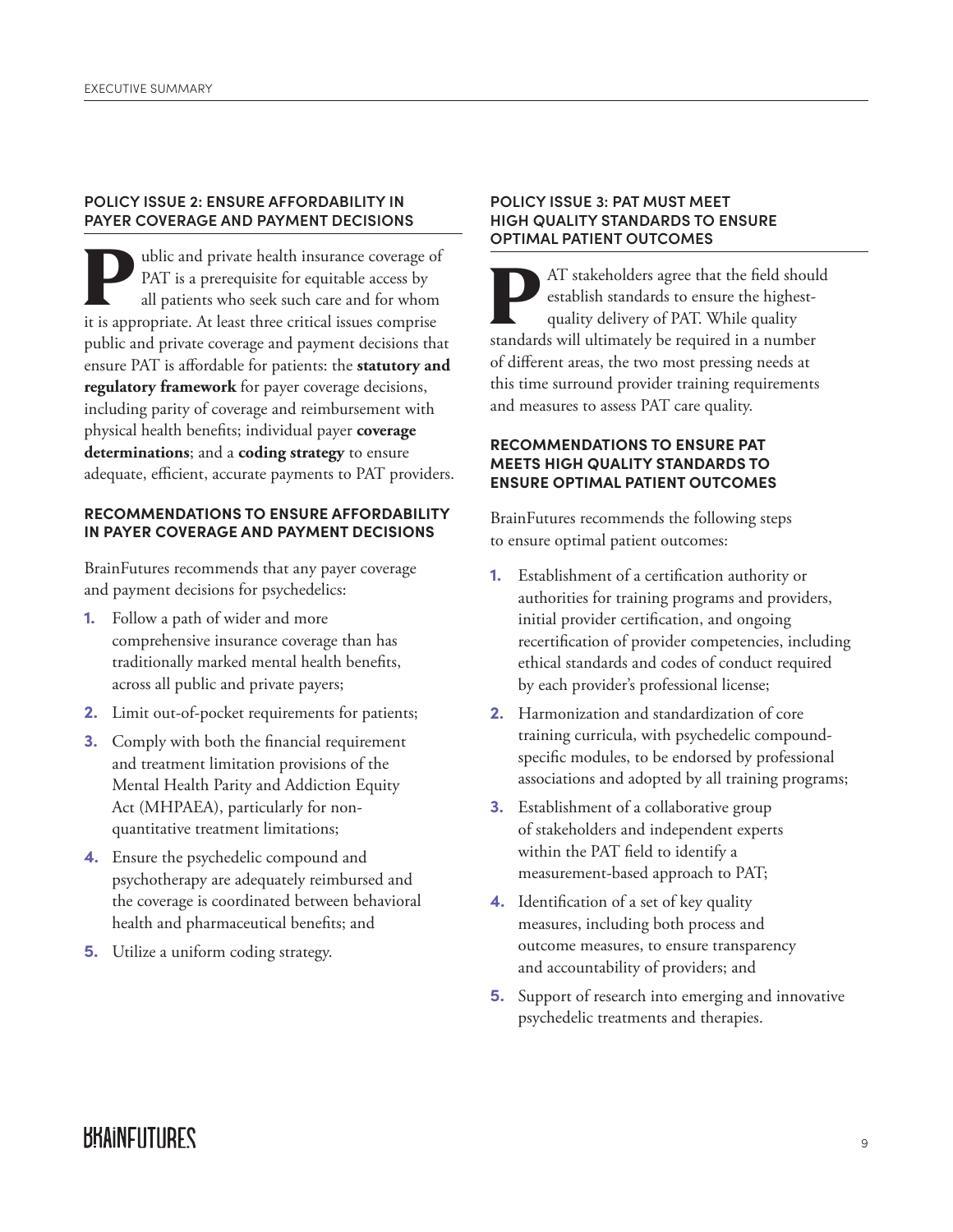### POLICY ISSUE 2: ENSURE AFFORDABILITY IN PAYER COVERAGE AND PAYMENT DECISIONS

Public and private health insurance coverage of PAT is a prerequisite for equitable access by all patients who seek such care and for whom it is appropriate. At least three critical issues comprise public and private coverage and payment decisions that ensure PAT is affordable for patients: the **statutory and regulatory framework** for payer coverage decisions, including parity of coverage and reimbursement with physical health benefits; individual payer **coverage determinations**; and a **coding strategy** to ensure adequate, efficient, accurate payments to PAT providers.

#### RECOMMENDATIONS TO ENSURE AFFORDABILITY IN PAYER COVERAGE AND PAYMENT DECISIONS

BrainFutures recommends that any payer coverage and payment decisions for psychedelics:

1. Follow a path of wider and more comprehensive insurance coverage than has traditionally marked mental health benefits, across all public and private payers;
2. Limit out-of-pocket requirements for patients;
3. Comply with both the financial requirement and treatment limitation provisions of the Mental Health Parity and Addiction Equity Act (MHPAEA), particularly for non-quantitative treatment limitations;
4. Ensure the psychedelic compound and psychotherapy are adequately reimbursed and the coverage is coordinated between behavioral health and pharmaceutical benefits; and
5. Utilize a uniform coding strategy.

### POLICY ISSUE 3: PAT MUST MEET HIGH QUALITY STANDARDS TO ENSURE OPTIMAL PATIENT OUTCOMES

PAT stakeholders agree that the field should establish standards to ensure the highest-quality delivery of PAT. While quality standards will ultimately be required in a number of different areas, the two most pressing needs at this time surround provider training requirements and measures to assess PAT care quality.

#### RECOMMENDATIONS TO ENSURE PAT MEETS HIGH QUALITY STANDARDS TO ENSURE OPTIMAL PATIENT OUTCOMES

BrainFutures recommends the following steps to ensure optimal patient outcomes:

1. Establishment of a certification authority or authorities for training programs and providers, initial provider certification, and ongoing recertification of provider competencies, including ethical standards and codes of conduct required by each provider's professional license;
2. Harmonization and standardization of core training curricula, with psychedelic compound-specific modules, to be endorsed by professional associations and adopted by all training programs;
3. Establishment of a collaborative group of stakeholders and independent experts within the PAT field to identify a measurement-based approach to PAT;
4. Identification of a set of key quality measures, including both process and outcome measures, to ensure transparency and accountability of providers; and
5. Support of research into emerging and innovative psychedelic treatments and therapies.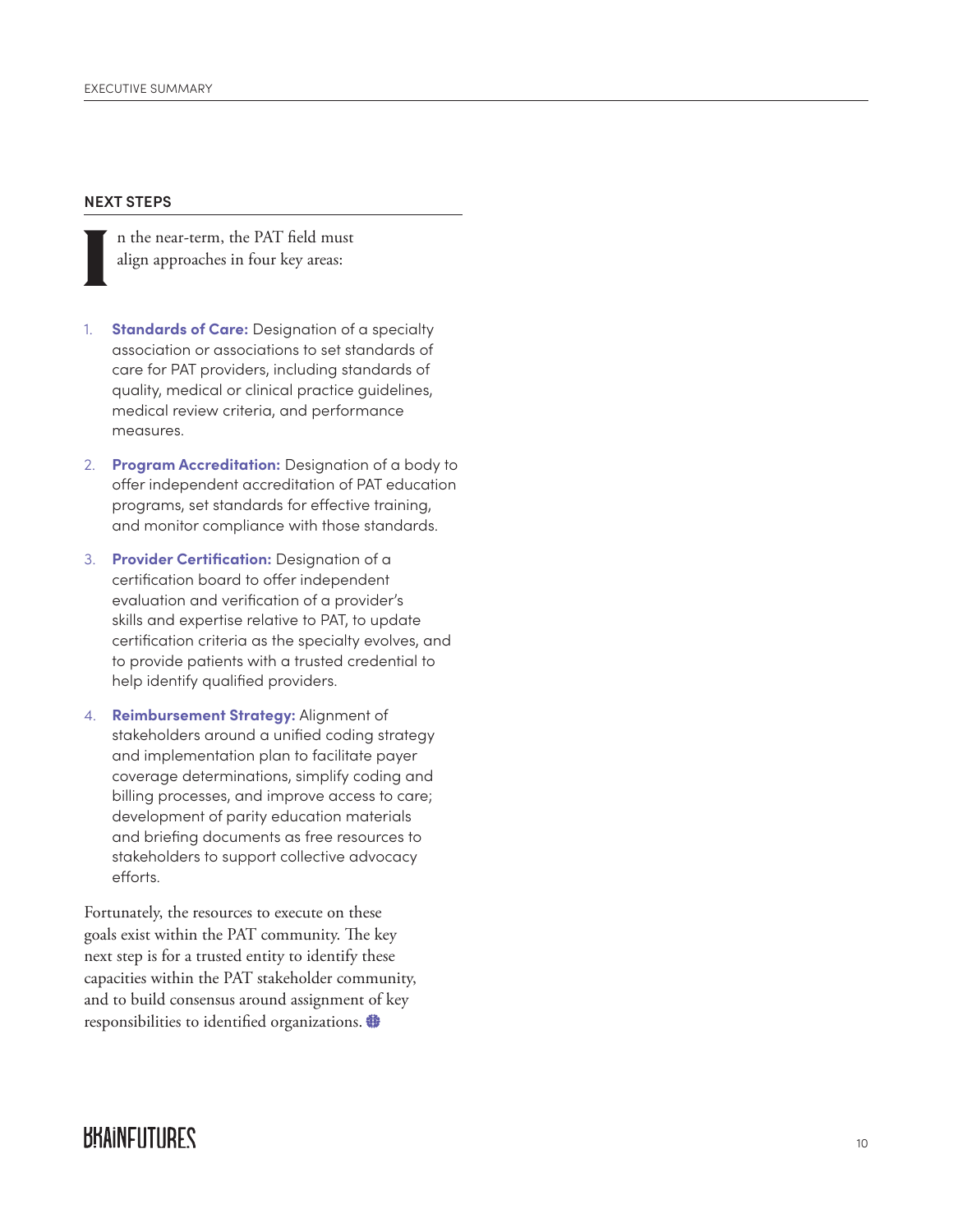## NEXT STEPS

In the near-term, the PAT field must align approaches in four key areas:

1. **Standards of Care:** Designation of a specialty association or associations to set standards of care for PAT providers, including standards of quality, medical or clinical practice guidelines, medical review criteria, and performance measures.
2. **Program Accreditation:** Designation of a body to offer independent accreditation of PAT education programs, set standards for effective training, and monitor compliance with those standards.
3. **Provider Certification:** Designation of a certification board to offer independent evaluation and verification of a provider's skills and expertise relative to PAT, to update certification criteria as the specialty evolves, and to provide patients with a trusted credential to help identify qualified providers.
4. **Reimbursement Strategy:** Alignment of stakeholders around a unified coding strategy and implementation plan to facilitate payer coverage determinations, simplify coding and billing processes, and improve access to care; development of parity education materials and briefing documents as free resources to stakeholders to support collective advocacy efforts.

Fortunately, the resources to execute on these goals exist within the PAT community. The key next step is for a trusted entity to identify these capacities within the PAT stakeholder community, and to build consensus around assignment of key responsibilities to identified organizations.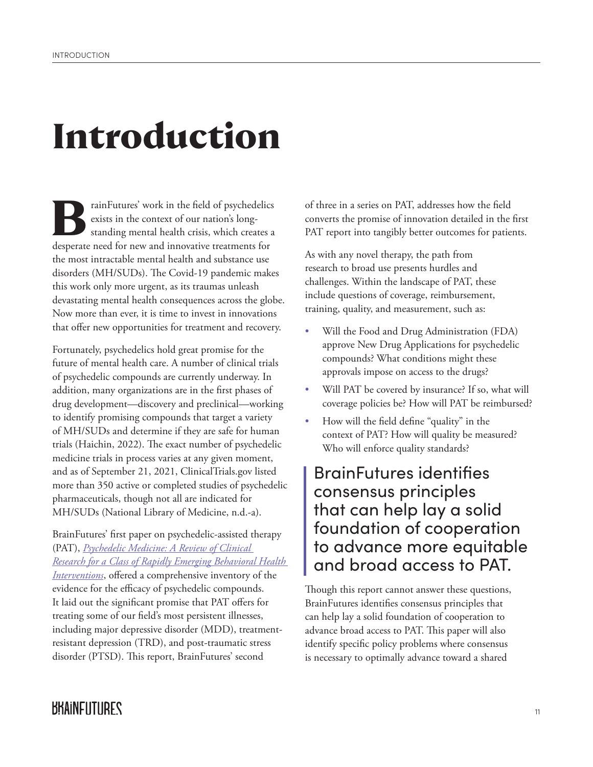# Introduction

BrainFutures' work in the field of psychedelics exists in the context of our nation's long-standing mental health crisis, which creates a desperate need for new and innovative treatments for the most intractable mental health and substance use disorders (MH/SUDs). The Covid-19 pandemic makes this work only more urgent, as its traumas unleash devastating mental health consequences across the globe. Now more than ever, it is time to invest in innovations that offer new opportunities for treatment and recovery.

Fortunately, psychedelics hold great promise for the future of mental health care. A number of clinical trials of psychedelic compounds are currently underway. In addition, many organizations are in the first phases of drug development—discovery and preclinical—working to identify promising compounds that target a variety of MH/SUDs and determine if they are safe for human trials (Haichin, 2022). The exact number of psychedelic medicine trials in process varies at any given moment, and as of September 21, 2021, ClinicalTrials.gov listed more than 350 active or completed studies of psychedelic pharmaceuticals, though not all are indicated for MH/SUDs (National Library of Medicine, n.d.-a).

BrainFutures' first paper on psychedelic-assisted therapy (PAT), *Psychedelic Medicine: A Review of Clinical Research for a Class of Rapidly Emerging Behavioral Health Interventions*, offered a comprehensive inventory of the evidence for the efficacy of psychedelic compounds. It laid out the significant promise that PAT offers for treating some of our field's most persistent illnesses, including major depressive disorder (MDD), treatment-resistant depression (TRD), and post-traumatic stress disorder (PTSD). This report, BrainFutures' second of three in a series on PAT, addresses how the field converts the promise of innovation detailed in the first PAT report into tangibly better outcomes for patients.

As with any novel therapy, the path from research to broad use presents hurdles and challenges. Within the landscape of PAT, these include questions of coverage, reimbursement, training, quality, and measurement, such as:

- Will the Food and Drug Administration (FDA) approve New Drug Applications for psychedelic compounds? What conditions might these approvals impose on access to the drugs?
- Will PAT be covered by insurance? If so, what will coverage policies be? How will PAT be reimbursed?
- How will the field define "quality" in the context of PAT? How will quality be measured? Who will enforce quality standards?

> BrainFutures identifies consensus principles that can help lay a solid foundation of cooperation to advance more equitable and broad access to PAT.

Though this report cannot answer these questions, BrainFutures identifies consensus principles that can help lay a solid foundation of cooperation to advance broad access to PAT. This paper will also identify specific policy problems where consensus is necessary to optimally advance toward a shared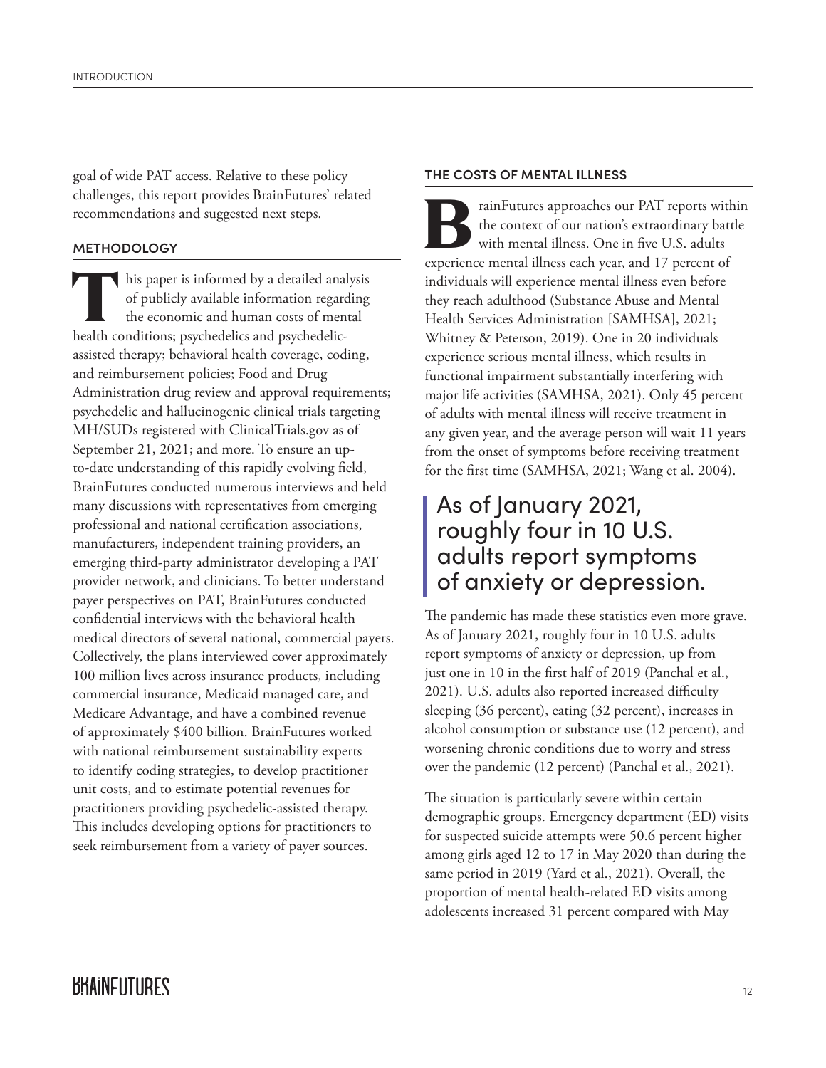goal of wide PAT access. Relative to these policy challenges, this report provides BrainFutures' related recommendations and suggested next steps.

## METHODOLOGY

This paper is informed by a detailed analysis of publicly available information regarding the economic and human costs of mental health conditions; psychedelics and psychedelic-assisted therapy; behavioral health coverage, coding, and reimbursement policies; Food and Drug Administration drug review and approval requirements; psychedelic and hallucinogenic clinical trials targeting MH/SUDs registered with ClinicalTrials.gov as of September 21, 2021; and more. To ensure an up-to-date understanding of this rapidly evolving field, BrainFutures conducted numerous interviews and held many discussions with representatives from emerging professional and national certification associations, manufacturers, independent training providers, an emerging third-party administrator developing a PAT provider network, and clinicians. To better understand payer perspectives on PAT, BrainFutures conducted confidential interviews with the behavioral health medical directors of several national, commercial payers. Collectively, the plans interviewed cover approximately 100 million lives across insurance products, including commercial insurance, Medicaid managed care, and Medicare Advantage, and have a combined revenue of approximately $400 billion. BrainFutures worked with national reimbursement sustainability experts to identify coding strategies, to develop practitioner unit costs, and to estimate potential revenues for practitioners providing psychedelic-assisted therapy. This includes developing options for practitioners to seek reimbursement from a variety of payer sources.

## THE COSTS OF MENTAL ILLNESS

BrainFutures approaches our PAT reports within the context of our nation's extraordinary battle with mental illness. One in five U.S. adults experience mental illness each year, and 17 percent of individuals will experience mental illness even before they reach adulthood (Substance Abuse and Mental Health Services Administration [SAMHSA], 2021; Whitney & Peterson, 2019). One in 20 individuals experience serious mental illness, which results in functional impairment substantially interfering with major life activities (SAMHSA, 2021). Only 45 percent of adults with mental illness will receive treatment in any given year, and the average person will wait 11 years from the onset of symptoms before receiving treatment for the first time (SAMHSA, 2021; Wang et al. 2004).

> As of January 2021, roughly four in 10 U.S. adults report symptoms of anxiety or depression.

The pandemic has made these statistics even more grave. As of January 2021, roughly four in 10 U.S. adults report symptoms of anxiety or depression, up from just one in 10 in the first half of 2019 (Panchal et al., 2021). U.S. adults also reported increased difficulty sleeping (36 percent), eating (32 percent), increases in alcohol consumption or substance use (12 percent), and worsening chronic conditions due to worry and stress over the pandemic (12 percent) (Panchal et al., 2021).

The situation is particularly severe within certain demographic groups. Emergency department (ED) visits for suspected suicide attempts were 50.6 percent higher among girls aged 12 to 17 in May 2020 than during the same period in 2019 (Yard et al., 2021). Overall, the proportion of mental health-related ED visits among adolescents increased 31 percent compared with May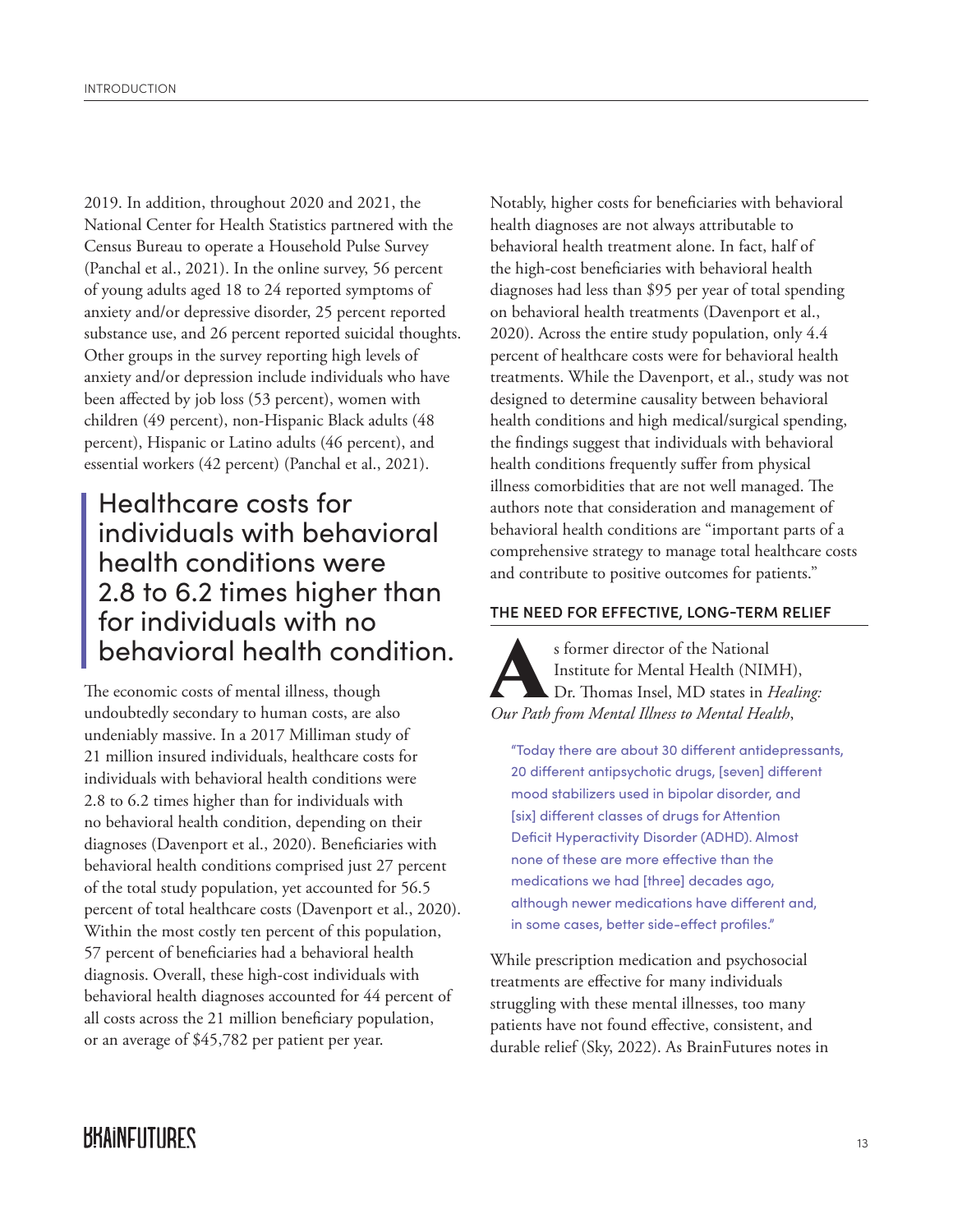2019. In addition, throughout 2020 and 2021, the National Center for Health Statistics partnered with the Census Bureau to operate a Household Pulse Survey (Panchal et al., 2021). In the online survey, 56 percent of young adults aged 18 to 24 reported symptoms of anxiety and/or depressive disorder, 25 percent reported substance use, and 26 percent reported suicidal thoughts. Other groups in the survey reporting high levels of anxiety and/or depression include individuals who have been affected by job loss (53 percent), women with children (49 percent), non-Hispanic Black adults (48 percent), Hispanic or Latino adults (46 percent), and essential workers (42 percent) (Panchal et al., 2021).

> Healthcare costs for individuals with behavioral health conditions were 2.8 to 6.2 times higher than for individuals with no behavioral health condition.

The economic costs of mental illness, though undoubtedly secondary to human costs, are also undeniably massive. In a 2017 Milliman study of 21 million insured individuals, healthcare costs for individuals with behavioral health conditions were 2.8 to 6.2 times higher than for individuals with no behavioral health condition, depending on their diagnoses (Davenport et al., 2020). Beneficiaries with behavioral health conditions comprised just 27 percent of the total study population, yet accounted for 56.5 percent of total healthcare costs (Davenport et al., 2020). Within the most costly ten percent of this population, 57 percent of beneficiaries had a behavioral health diagnosis. Overall, these high-cost individuals with behavioral health diagnoses accounted for 44 percent of all costs across the 21 million beneficiary population, or an average of $45,782 per patient per year.

Notably, higher costs for beneficiaries with behavioral health diagnoses are not always attributable to behavioral health treatment alone. In fact, half of the high-cost beneficiaries with behavioral health diagnoses had less than $95 per year of total spending on behavioral health treatments (Davenport et al., 2020). Across the entire study population, only 4.4 percent of healthcare costs were for behavioral health treatments. While the Davenport, et al., study was not designed to determine causality between behavioral health conditions and high medical/surgical spending, the findings suggest that individuals with behavioral health conditions frequently suffer from physical illness comorbidities that are not well managed. The authors note that consideration and management of behavioral health conditions are "important parts of a comprehensive strategy to manage total healthcare costs and contribute to positive outcomes for patients."

### THE NEED FOR EFFECTIVE, LONG-TERM RELIEF

As former director of the National Institute for Mental Health (NIMH), Dr. Thomas Insel, MD states in *Healing: Our Path from Mental Illness to Mental Health*,

> "Today there are about 30 different antidepressants, 20 different antipsychotic drugs, [seven] different mood stabilizers used in bipolar disorder, and [six] different classes of drugs for Attention Deficit Hyperactivity Disorder (ADHD). Almost none of these are more effective than the medications we had [three] decades ago, although newer medications have different and, in some cases, better side-effect profiles."

While prescription medication and psychosocial treatments are effective for many individuals struggling with these mental illnesses, too many patients have not found effective, consistent, and durable relief (Sky, 2022). As BrainFutures notes in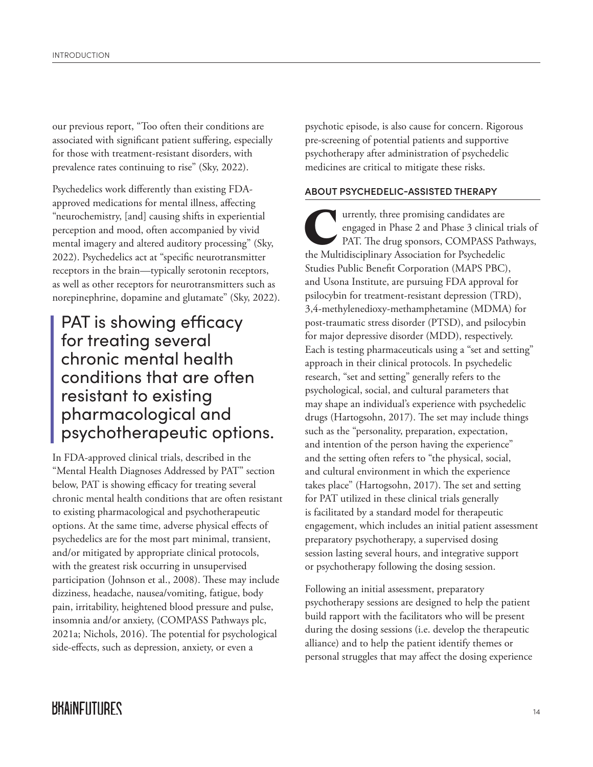our previous report, "Too often their conditions are associated with significant patient suffering, especially for those with treatment-resistant disorders, with prevalence rates continuing to rise" (Sky, 2022).

Psychedelics work differently than existing FDA-approved medications for mental illness, affecting "neurochemistry, [and] causing shifts in experiential perception and mood, often accompanied by vivid mental imagery and altered auditory processing" (Sky, 2022). Psychedelics act at "specific neurotransmitter receptors in the brain—typically serotonin receptors, as well as other receptors for neurotransmitters such as norepinephrine, dopamine and glutamate" (Sky, 2022).

> PAT is showing efficacy for treating several chronic mental health conditions that are often resistant to existing pharmacological and psychotherapeutic options.

In FDA-approved clinical trials, described in the "Mental Health Diagnoses Addressed by PAT" section below, PAT is showing efficacy for treating several chronic mental health conditions that are often resistant to existing pharmacological and psychotherapeutic options. At the same time, adverse physical effects of psychedelics are for the most part minimal, transient, and/or mitigated by appropriate clinical protocols, with the greatest risk occurring in unsupervised participation (Johnson et al., 2008). These may include dizziness, headache, nausea/vomiting, fatigue, body pain, irritability, heightened blood pressure and pulse, insomnia and/or anxiety, (COMPASS Pathways plc, 2021a; Nichols, 2016). The potential for psychological side-effects, such as depression, anxiety, or even a psychotic episode, is also cause for concern. Rigorous pre-screening of potential patients and supportive psychotherapy after administration of psychedelic medicines are critical to mitigate these risks.

## ABOUT PSYCHEDELIC-ASSISTED THERAPY

Currently, three promising candidates are engaged in Phase 2 and Phase 3 clinical trials of PAT. The drug sponsors, COMPASS Pathways, the Multidisciplinary Association for Psychedelic Studies Public Benefit Corporation (MAPS PBC), and Usona Institute, are pursuing FDA approval for psilocybin for treatment-resistant depression (TRD), 3,4-methylenedioxy-methamphetamine (MDMA) for post-traumatic stress disorder (PTSD), and psilocybin for major depressive disorder (MDD), respectively. Each is testing pharmaceuticals using a "set and setting" approach in their clinical protocols. In psychedelic research, "set and setting" generally refers to the psychological, social, and cultural parameters that may shape an individual's experience with psychedelic drugs (Hartogsohn, 2017). The set may include things such as the "personality, preparation, expectation, and intention of the person having the experience" and the setting often refers to "the physical, social, and cultural environment in which the experience takes place" (Hartogsohn, 2017). The set and setting for PAT utilized in these clinical trials generally is facilitated by a standard model for therapeutic engagement, which includes an initial patient assessment preparatory psychotherapy, a supervised dosing session lasting several hours, and integrative support or psychotherapy following the dosing session.

Following an initial assessment, preparatory psychotherapy sessions are designed to help the patient build rapport with the facilitators who will be present during the dosing sessions (i.e. develop the therapeutic alliance) and to help the patient identify themes or personal struggles that may affect the dosing experience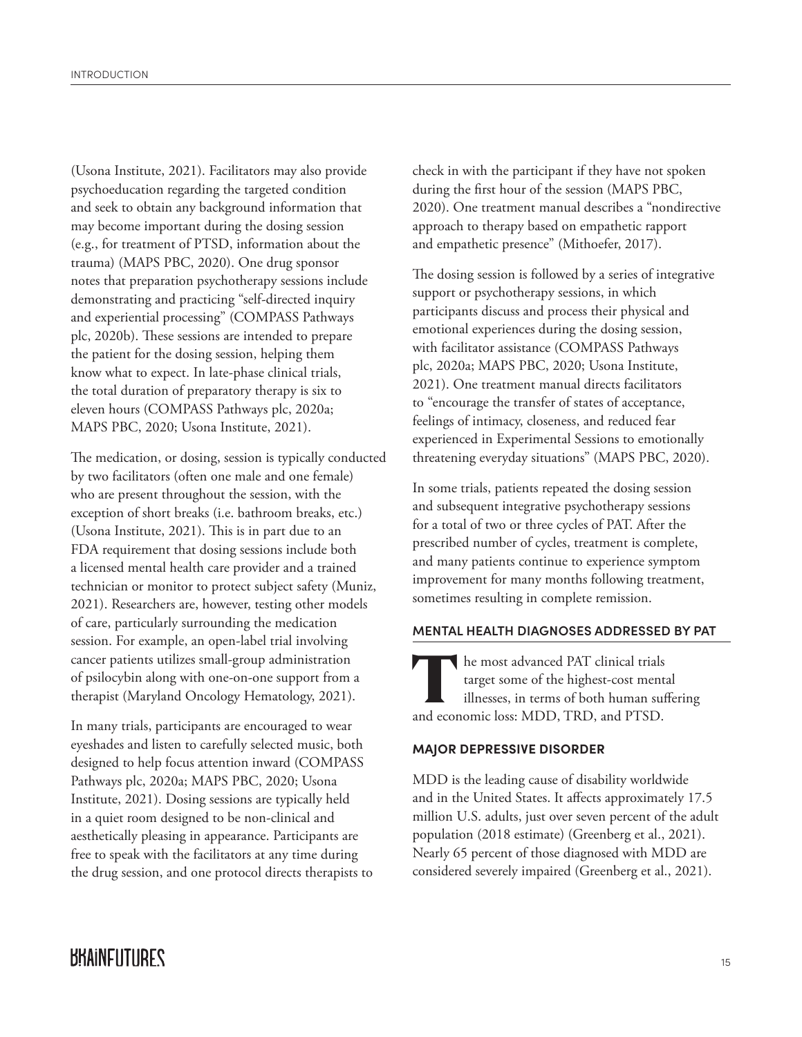(Usona Institute, 2021). Facilitators may also provide psychoeducation regarding the targeted condition and seek to obtain any background information that may become important during the dosing session (e.g., for treatment of PTSD, information about the trauma) (MAPS PBC, 2020). One drug sponsor notes that preparation psychotherapy sessions include demonstrating and practicing "self-directed inquiry and experiential processing" (COMPASS Pathways plc, 2020b). These sessions are intended to prepare the patient for the dosing session, helping them know what to expect. In late-phase clinical trials, the total duration of preparatory therapy is six to eleven hours (COMPASS Pathways plc, 2020a; MAPS PBC, 2020; Usona Institute, 2021).

The medication, or dosing, session is typically conducted by two facilitators (often one male and one female) who are present throughout the session, with the exception of short breaks (i.e. bathroom breaks, etc.) (Usona Institute, 2021). This is in part due to an FDA requirement that dosing sessions include both a licensed mental health care provider and a trained technician or monitor to protect subject safety (Muniz, 2021). Researchers are, however, testing other models of care, particularly surrounding the medication session. For example, an open-label trial involving cancer patients utilizes small-group administration of psilocybin along with one-on-one support from a therapist (Maryland Oncology Hematology, 2021).

In many trials, participants are encouraged to wear eyeshades and listen to carefully selected music, both designed to help focus attention inward (COMPASS Pathways plc, 2020a; MAPS PBC, 2020; Usona Institute, 2021). Dosing sessions are typically held in a quiet room designed to be non-clinical and aesthetically pleasing in appearance. Participants are free to speak with the facilitators at any time during the drug session, and one protocol directs therapists to check in with the participant if they have not spoken during the first hour of the session (MAPS PBC, 2020). One treatment manual describes a "nondirective approach to therapy based on empathetic rapport and empathetic presence" (Mithoefer, 2017).

The dosing session is followed by a series of integrative support or psychotherapy sessions, in which participants discuss and process their physical and emotional experiences during the dosing session, with facilitator assistance (COMPASS Pathways plc, 2020a; MAPS PBC, 2020; Usona Institute, 2021). One treatment manual directs facilitators to "encourage the transfer of states of acceptance, feelings of intimacy, closeness, and reduced fear experienced in Experimental Sessions to emotionally threatening everyday situations" (MAPS PBC, 2020).

In some trials, patients repeated the dosing session and subsequent integrative psychotherapy sessions for a total of two or three cycles of PAT. After the prescribed number of cycles, treatment is complete, and many patients continue to experience symptom improvement for many months following treatment, sometimes resulting in complete remission.

## MENTAL HEALTH DIAGNOSES ADDRESSED BY PAT

The most advanced PAT clinical trials target some of the highest-cost mental illnesses, in terms of both human suffering and economic loss: MDD, TRD, and PTSD.

### MAJOR DEPRESSIVE DISORDER

MDD is the leading cause of disability worldwide and in the United States. It affects approximately 17.5 million U.S. adults, just over seven percent of the adult population (2018 estimate) (Greenberg et al., 2021). Nearly 65 percent of those diagnosed with MDD are considered severely impaired (Greenberg et al., 2021).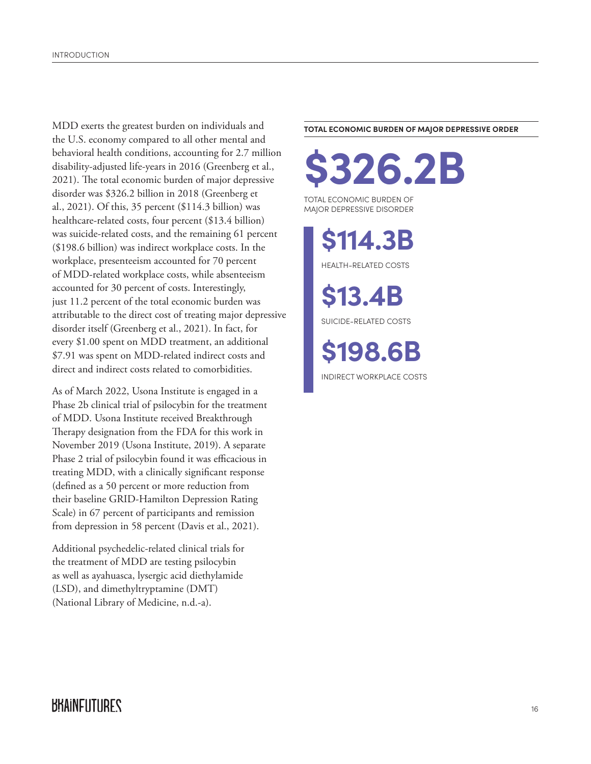MDD exerts the greatest burden on individuals and the U.S. economy compared to all other mental and behavioral health conditions, accounting for 2.7 million disability-adjusted life-years in 2016 (Greenberg et al., 2021). The total economic burden of major depressive disorder was $326.2 billion in 2018 (Greenberg et al., 2021). Of this, 35 percent ($114.3 billion) was healthcare-related costs, four percent ($13.4 billion) was suicide-related costs, and the remaining 61 percent ($198.6 billion) was indirect workplace costs. In the workplace, presenteeism accounted for 70 percent of MDD-related workplace costs, while absenteeism accounted for 30 percent of costs. Interestingly, just 11.2 percent of the total economic burden was attributable to the direct cost of treating major depressive disorder itself (Greenberg et al., 2021). In fact, for every $1.00 spent on MDD treatment, an additional $7.91 was spent on MDD-related indirect costs and direct and indirect costs related to comorbidities.

As of March 2022, Usona Institute is engaged in a Phase 2b clinical trial of psilocybin for the treatment of MDD. Usona Institute received Breakthrough Therapy designation from the FDA for this work in November 2019 (Usona Institute, 2019). A separate Phase 2 trial of psilocybin found it was efficacious in treating MDD, with a clinically significant response (defined as a 50 percent or more reduction from their baseline GRID-Hamilton Depression Rating Scale) in 67 percent of participants and remission from depression in 58 percent (Davis et al., 2021).

Additional psychedelic-related clinical trials for the treatment of MDD are testing psilocybin as well as ayahuasca, lysergic acid diethylamide (LSD), and dimethyltryptamine (DMT) (National Library of Medicine, n.d.-a).

**TOTAL ECONOMIC BURDEN OF MAJOR DEPRESSIVE ORDER**

**$326.2B**

TOTAL ECONOMIC BURDEN OF MAJOR DEPRESSIVE DISORDER

**$114.3B**

HEALTH-RELATED COSTS

**$13.4B**

SUICIDE-RELATED COSTS

**$198.6B**

INDIRECT WORKPLACE COSTS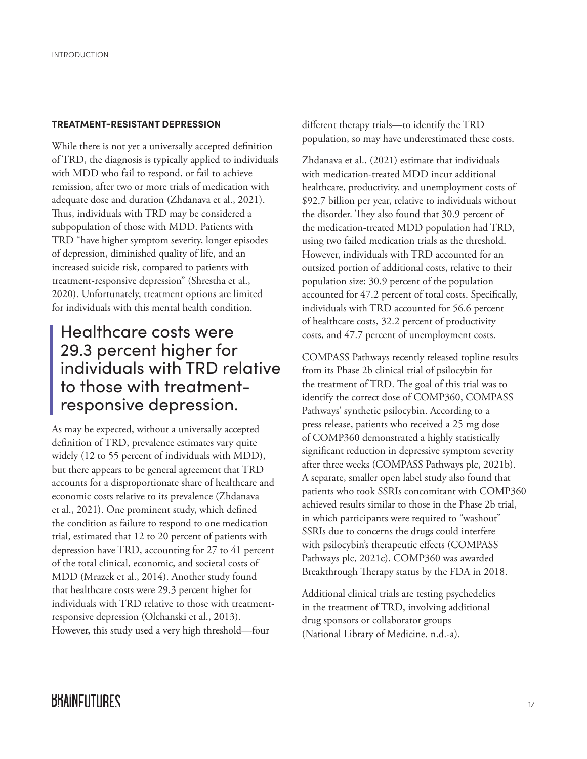### TREATMENT-RESISTANT DEPRESSION

While there is not yet a universally accepted definition of TRD, the diagnosis is typically applied to individuals with MDD who fail to respond, or fail to achieve remission, after two or more trials of medication with adequate dose and duration (Zhdanava et al., 2021). Thus, individuals with TRD may be considered a subpopulation of those with MDD. Patients with TRD "have higher symptom severity, longer episodes of depression, diminished quality of life, and an increased suicide risk, compared to patients with treatment-responsive depression" (Shrestha et al., 2020). Unfortunately, treatment options are limited for individuals with this mental health condition.

> Healthcare costs were 29.3 percent higher for individuals with TRD relative to those with treatment-responsive depression.

As may be expected, without a universally accepted definition of TRD, prevalence estimates vary quite widely (12 to 55 percent of individuals with MDD), but there appears to be general agreement that TRD accounts for a disproportionate share of healthcare and economic costs relative to its prevalence (Zhdanava et al., 2021). One prominent study, which defined the condition as failure to respond to one medication trial, estimated that 12 to 20 percent of patients with depression have TRD, accounting for 27 to 41 percent of the total clinical, economic, and societal costs of MDD (Mrazek et al., 2014). Another study found that healthcare costs were 29.3 percent higher for individuals with TRD relative to those with treatment-responsive depression (Olchanski et al., 2013). However, this study used a very high threshold—four different therapy trials—to identify the TRD population, so may have underestimated these costs.

Zhdanava et al., (2021) estimate that individuals with medication-treated MDD incur additional healthcare, productivity, and unemployment costs of $92.7 billion per year, relative to individuals without the disorder. They also found that 30.9 percent of the medication-treated MDD population had TRD, using two failed medication trials as the threshold. However, individuals with TRD accounted for an outsized portion of additional costs, relative to their population size: 30.9 percent of the population accounted for 47.2 percent of total costs. Specifically, individuals with TRD accounted for 56.6 percent of healthcare costs, 32.2 percent of productivity costs, and 47.7 percent of unemployment costs.

COMPASS Pathways recently released topline results from its Phase 2b clinical trial of psilocybin for the treatment of TRD. The goal of this trial was to identify the correct dose of COMP360, COMPASS Pathways' synthetic psilocybin. According to a press release, patients who received a 25 mg dose of COMP360 demonstrated a highly statistically significant reduction in depressive symptom severity after three weeks (COMPASS Pathways plc, 2021b). A separate, smaller open label study also found that patients who took SSRIs concomitant with COMP360 achieved results similar to those in the Phase 2b trial, in which participants were required to "washout" SSRIs due to concerns the drugs could interfere with psilocybin's therapeutic effects (COMPASS Pathways plc, 2021c). COMP360 was awarded Breakthrough Therapy status by the FDA in 2018.

Additional clinical trials are testing psychedelics in the treatment of TRD, involving additional drug sponsors or collaborator groups (National Library of Medicine, n.d.-a).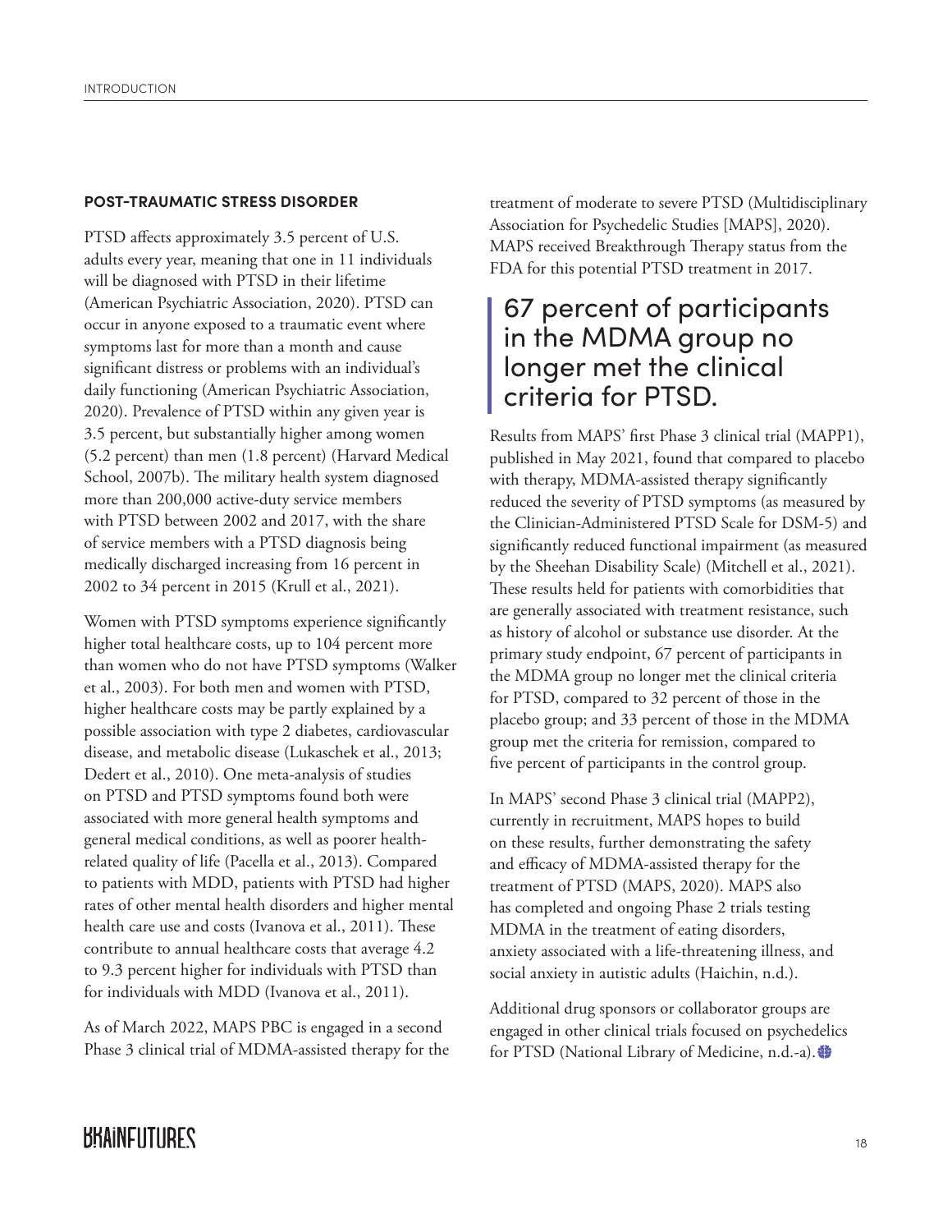## POST-TRAUMATIC STRESS DISORDER

PTSD affects approximately 3.5 percent of U.S. adults every year, meaning that one in 11 individuals will be diagnosed with PTSD in their lifetime (American Psychiatric Association, 2020). PTSD can occur in anyone exposed to a traumatic event where symptoms last for more than a month and cause significant distress or problems with an individual's daily functioning (American Psychiatric Association, 2020). Prevalence of PTSD within any given year is 3.5 percent, but substantially higher among women (5.2 percent) than men (1.8 percent) (Harvard Medical School, 2007b). The military health system diagnosed more than 200,000 active-duty service members with PTSD between 2002 and 2017, with the share of service members with a PTSD diagnosis being medically discharged increasing from 16 percent in 2002 to 34 percent in 2015 (Krull et al., 2021).

Women with PTSD symptoms experience significantly higher total healthcare costs, up to 104 percent more than women who do not have PTSD symptoms (Walker et al., 2003). For both men and women with PTSD, higher healthcare costs may be partly explained by a possible association with type 2 diabetes, cardiovascular disease, and metabolic disease (Lukaschek et al., 2013; Dedert et al., 2010). One meta-analysis of studies on PTSD and PTSD symptoms found both were associated with more general health symptoms and general medical conditions, as well as poorer health-related quality of life (Pacella et al., 2013). Compared to patients with MDD, patients with PTSD had higher rates of other mental health disorders and higher mental health care use and costs (Ivanova et al., 2011). These contribute to annual healthcare costs that average 4.2 to 9.3 percent higher for individuals with PTSD than for individuals with MDD (Ivanova et al., 2011).

As of March 2022, MAPS PBC is engaged in a second Phase 3 clinical trial of MDMA-assisted therapy for the treatment of moderate to severe PTSD (Multidisciplinary Association for Psychedelic Studies [MAPS], 2020). MAPS received Breakthrough Therapy status from the FDA for this potential PTSD treatment in 2017.

> 67 percent of participants in the MDMA group no longer met the clinical criteria for PTSD.

Results from MAPS' first Phase 3 clinical trial (MAPP1), published in May 2021, found that compared to placebo with therapy, MDMA-assisted therapy significantly reduced the severity of PTSD symptoms (as measured by the Clinician-Administered PTSD Scale for DSM-5) and significantly reduced functional impairment (as measured by the Sheehan Disability Scale) (Mitchell et al., 2021). These results held for patients with comorbidities that are generally associated with treatment resistance, such as history of alcohol or substance use disorder. At the primary study endpoint, 67 percent of participants in the MDMA group no longer met the clinical criteria for PTSD, compared to 32 percent of those in the placebo group; and 33 percent of those in the MDMA group met the criteria for remission, compared to five percent of participants in the control group.

In MAPS' second Phase 3 clinical trial (MAPP2), currently in recruitment, MAPS hopes to build on these results, further demonstrating the safety and efficacy of MDMA-assisted therapy for the treatment of PTSD (MAPS, 2020). MAPS also has completed and ongoing Phase 2 trials testing MDMA in the treatment of eating disorders, anxiety associated with a life-threatening illness, and social anxiety in autistic adults (Haichin, n.d.).

Additional drug sponsors or collaborator groups are engaged in other clinical trials focused on psychedelics for PTSD (National Library of Medicine, n.d.-a).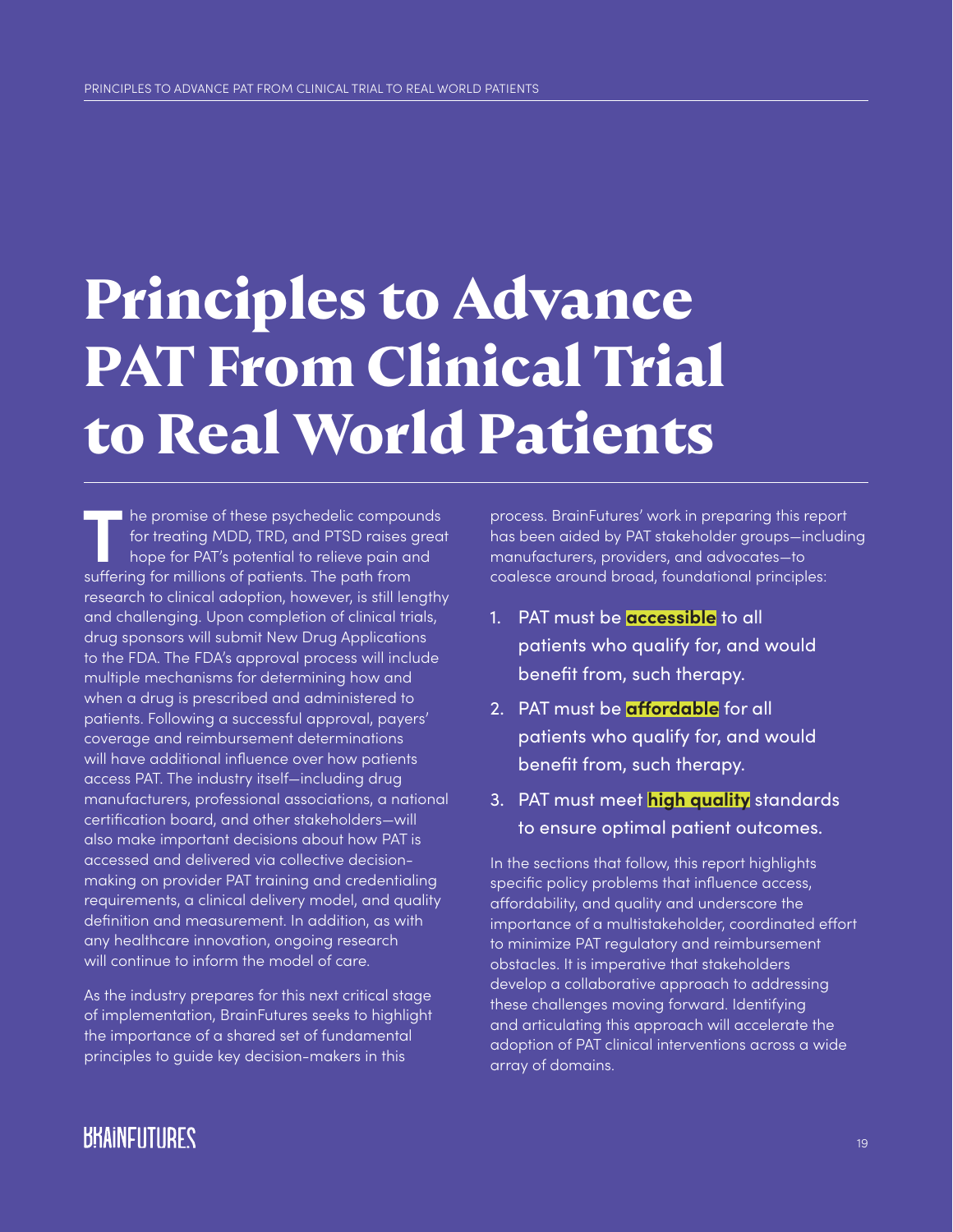# Principles to Advance PAT From Clinical Trial to Real World Patients

The promise of these psychedelic compounds for treating MDD, TRD, and PTSD raises great hope for PAT's potential to relieve pain and suffering for millions of patients. The path from research to clinical adoption, however, is still lengthy and challenging. Upon completion of clinical trials, drug sponsors will submit New Drug Applications to the FDA. The FDA's approval process will include multiple mechanisms for determining how and when a drug is prescribed and administered to patients. Following a successful approval, payers' coverage and reimbursement determinations will have additional influence over how patients access PAT. The industry itself—including drug manufacturers, professional associations, a national certification board, and other stakeholders—will also make important decisions about how PAT is accessed and delivered via collective decision-making on provider PAT training and credentialing requirements, a clinical delivery model, and quality definition and measurement. In addition, as with any healthcare innovation, ongoing research will continue to inform the model of care.

As the industry prepares for this next critical stage of implementation, BrainFutures seeks to highlight the importance of a shared set of fundamental principles to guide key decision-makers in this process. BrainFutures' work in preparing this report has been aided by PAT stakeholder groups—including manufacturers, providers, and advocates—to coalesce around broad, foundational principles:

1. PAT must be **accessible** to all patients who qualify for, and would benefit from, such therapy.
2. PAT must be **affordable** for all patients who qualify for, and would benefit from, such therapy.
3. PAT must meet **high quality** standards to ensure optimal patient outcomes.

In the sections that follow, this report highlights specific policy problems that influence access, affordability, and quality and underscore the importance of a multistakeholder, coordinated effort to minimize PAT regulatory and reimbursement obstacles. It is imperative that stakeholders develop a collaborative approach to addressing these challenges moving forward. Identifying and articulating this approach will accelerate the adoption of PAT clinical interventions across a wide array of domains.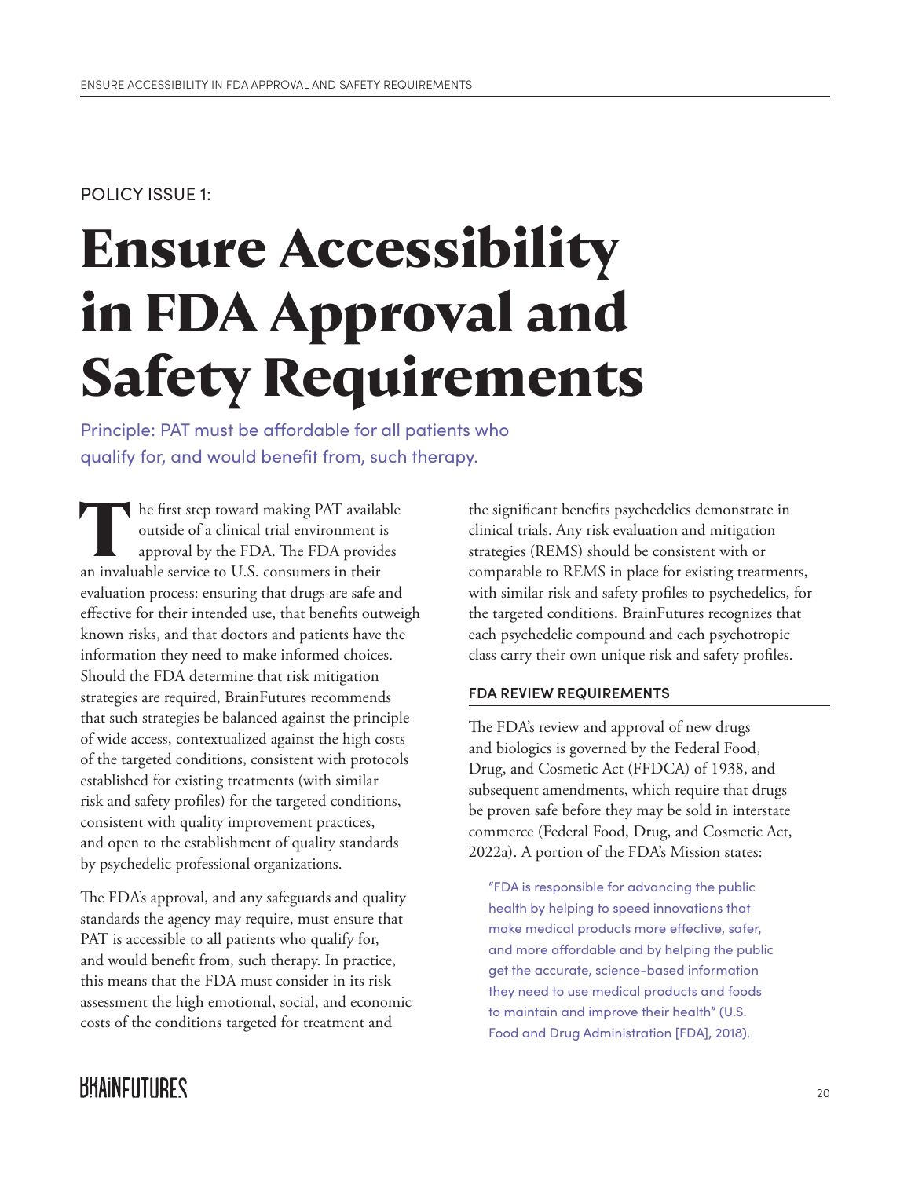POLICY ISSUE 1:

# Ensure Accessibility in FDA Approval and Safety Requirements

Principle: PAT must be affordable for all patients who qualify for, and would benefit from, such therapy.

The first step toward making PAT available outside of a clinical trial environment is approval by the FDA. The FDA provides an invaluable service to U.S. consumers in their evaluation process: ensuring that drugs are safe and effective for their intended use, that benefits outweigh known risks, and that doctors and patients have the information they need to make informed choices. Should the FDA determine that risk mitigation strategies are required, BrainFutures recommends that such strategies be balanced against the principle of wide access, contextualized against the high costs of the targeted conditions, consistent with protocols established for existing treatments (with similar risk and safety profiles) for the targeted conditions, consistent with quality improvement practices, and open to the establishment of quality standards by psychedelic professional organizations.

The FDA's approval, and any safeguards and quality standards the agency may require, must ensure that PAT is accessible to all patients who qualify for, and would benefit from, such therapy. In practice, this means that the FDA must consider in its risk assessment the high emotional, social, and economic costs of the conditions targeted for treatment and the significant benefits psychedelics demonstrate in clinical trials. Any risk evaluation and mitigation strategies (REMS) should be consistent with or comparable to REMS in place for existing treatments, with similar risk and safety profiles to psychedelics, for the targeted conditions. BrainFutures recognizes that each psychedelic compound and each psychotropic class carry their own unique risk and safety profiles.

### FDA REVIEW REQUIREMENTS

The FDA's review and approval of new drugs and biologics is governed by the Federal Food, Drug, and Cosmetic Act (FFDCA) of 1938, and subsequent amendments, which require that drugs be proven safe before they may be sold in interstate commerce (Federal Food, Drug, and Cosmetic Act, 2022a). A portion of the FDA's Mission states:

> "FDA is responsible for advancing the public health by helping to speed innovations that make medical products more effective, safer, and more affordable and by helping the public get the accurate, science-based information they need to use medical products and foods to maintain and improve their health" (U.S. Food and Drug Administration [FDA], 2018).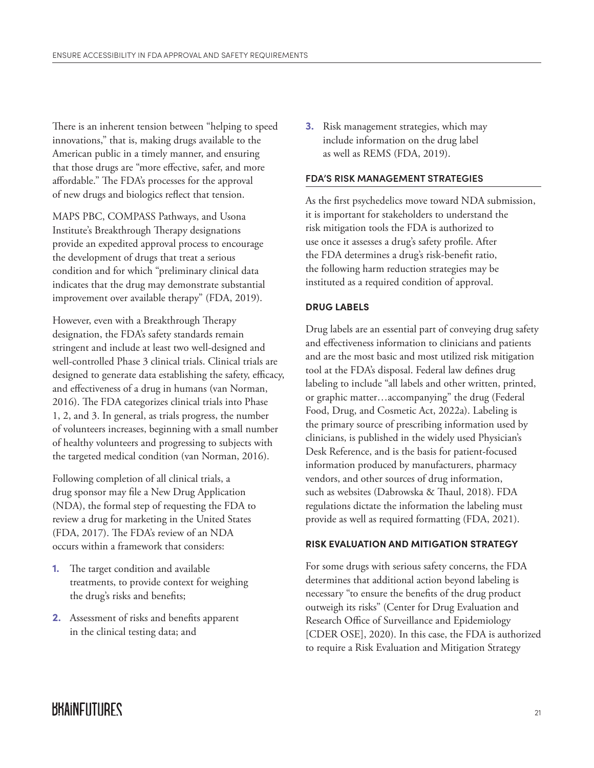There is an inherent tension between "helping to speed innovations," that is, making drugs available to the American public in a timely manner, and ensuring that those drugs are "more effective, safer, and more affordable." The FDA's processes for the approval of new drugs and biologics reflect that tension.

MAPS PBC, COMPASS Pathways, and Usona Institute's Breakthrough Therapy designations provide an expedited approval process to encourage the development of drugs that treat a serious condition and for which "preliminary clinical data indicates that the drug may demonstrate substantial improvement over available therapy" (FDA, 2019).

However, even with a Breakthrough Therapy designation, the FDA's safety standards remain stringent and include at least two well-designed and well-controlled Phase 3 clinical trials. Clinical trials are designed to generate data establishing the safety, efficacy, and effectiveness of a drug in humans (van Norman, 2016). The FDA categorizes clinical trials into Phase 1, 2, and 3. In general, as trials progress, the number of volunteers increases, beginning with a small number of healthy volunteers and progressing to subjects with the targeted medical condition (van Norman, 2016).

Following completion of all clinical trials, a drug sponsor may file a New Drug Application (NDA), the formal step of requesting the FDA to review a drug for marketing in the United States (FDA, 2017). The FDA's review of an NDA occurs within a framework that considers:

1. The target condition and available treatments, to provide context for weighing the drug's risks and benefits;
2. Assessment of risks and benefits apparent in the clinical testing data; and
3. Risk management strategies, which may include information on the drug label as well as REMS (FDA, 2019).

#### FDA'S RISK MANAGEMENT STRATEGIES

As the first psychedelics move toward NDA submission, it is important for stakeholders to understand the risk mitigation tools the FDA is authorized to use once it assesses a drug's safety profile. After the FDA determines a drug's risk-benefit ratio, the following harm reduction strategies may be instituted as a required condition of approval.

#### DRUG LABELS

Drug labels are an essential part of conveying drug safety and effectiveness information to clinicians and patients and are the most basic and most utilized risk mitigation tool at the FDA's disposal. Federal law defines drug labeling to include "all labels and other written, printed, or graphic matter…accompanying" the drug (Federal Food, Drug, and Cosmetic Act, 2022a). Labeling is the primary source of prescribing information used by clinicians, is published in the widely used Physician's Desk Reference, and is the basis for patient-focused information produced by manufacturers, pharmacy vendors, and other sources of drug information, such as websites (Dabrowska & Thaul, 2018). FDA regulations dictate the information the labeling must provide as well as required formatting (FDA, 2021).

#### RISK EVALUATION AND MITIGATION STRATEGY

For some drugs with serious safety concerns, the FDA determines that additional action beyond labeling is necessary "to ensure the benefits of the drug product outweigh its risks" (Center for Drug Evaluation and Research Office of Surveillance and Epidemiology [CDER OSE], 2020). In this case, the FDA is authorized to require a Risk Evaluation and Mitigation Strategy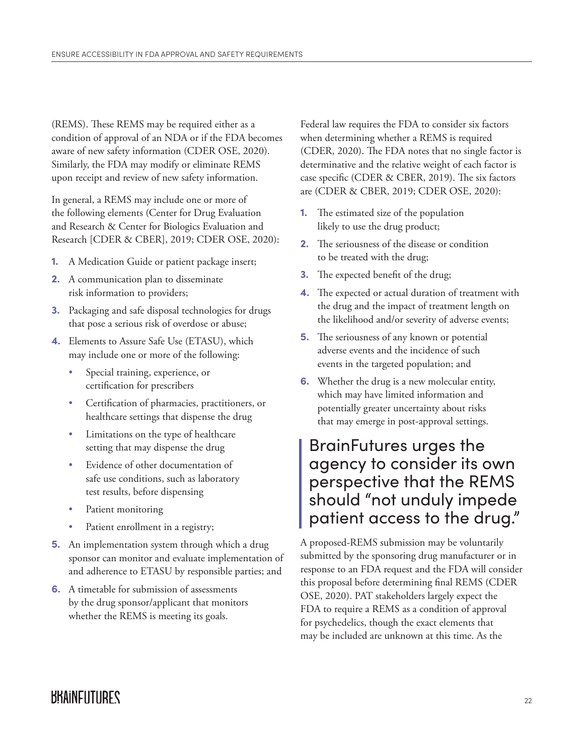(REMS). These REMS may be required either as a condition of approval of an NDA or if the FDA becomes aware of new safety information (CDER OSE, 2020). Similarly, the FDA may modify or eliminate REMS upon receipt and review of new safety information.

In general, a REMS may include one or more of the following elements (Center for Drug Evaluation and Research & Center for Biologics Evaluation and Research [CDER & CBER], 2019; CDER OSE, 2020):

1. A Medication Guide or patient package insert;
2. A communication plan to disseminate risk information to providers;
3. Packaging and safe disposal technologies for drugs that pose a serious risk of overdose or abuse;
4. Elements to Assure Safe Use (ETASU), which may include one or more of the following:
   - Special training, experience, or certification for prescribers
   - Certification of pharmacies, practitioners, or healthcare settings that dispense the drug
   - Limitations on the type of healthcare setting that may dispense the drug
   - Evidence of other documentation of safe use conditions, such as laboratory test results, before dispensing
   - Patient monitoring
   - Patient enrollment in a registry;
5. An implementation system through which a drug sponsor can monitor and evaluate implementation of and adherence to ETASU by responsible parties; and
6. A timetable for submission of assessments by the drug sponsor/applicant that monitors whether the REMS is meeting its goals.

Federal law requires the FDA to consider six factors when determining whether a REMS is required (CDER, 2020). The FDA notes that no single factor is determinative and the relative weight of each factor is case specific (CDER & CBER, 2019). The six factors are (CDER & CBER, 2019; CDER OSE, 2020):

1. The estimated size of the population likely to use the drug product;
2. The seriousness of the disease or condition to be treated with the drug;
3. The expected benefit of the drug;
4. The expected or actual duration of treatment with the drug and the impact of treatment length on the likelihood and/or severity of adverse events;
5. The seriousness of any known or potential adverse events and the incidence of such events in the targeted population; and
6. Whether the drug is a new molecular entity, which may have limited information and potentially greater uncertainty about risks that may emerge in post-approval settings.

> BrainFutures urges the agency to consider its own perspective that the REMS should "not unduly impede patient access to the drug."

A proposed-REMS submission may be voluntarily submitted by the sponsoring drug manufacturer or in response to an FDA request and the FDA will consider this proposal before determining final REMS (CDER OSE, 2020). PAT stakeholders largely expect the FDA to require a REMS as a condition of approval for psychedelics, though the exact elements that may be included are unknown at this time. As the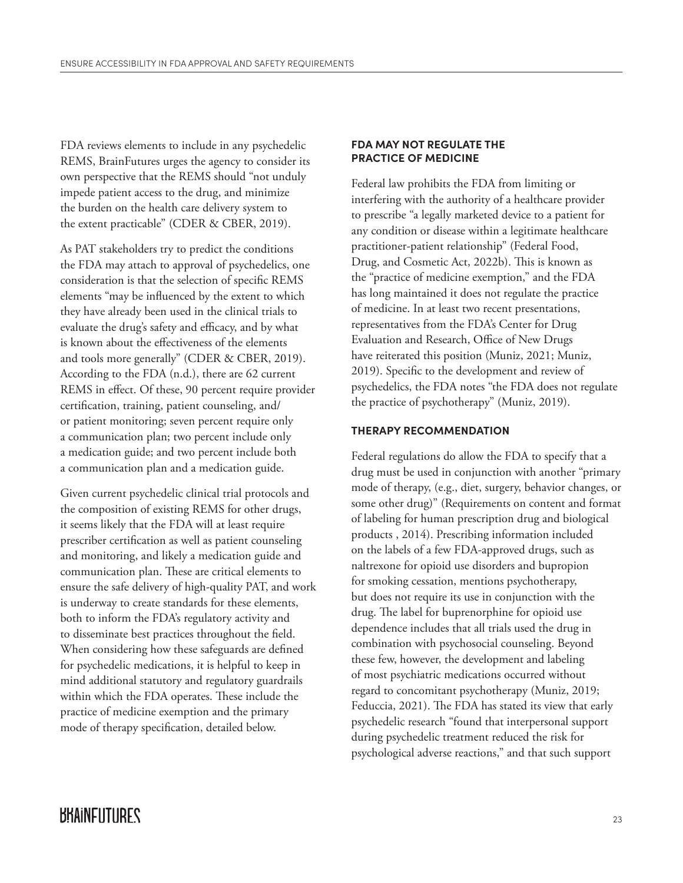FDA reviews elements to include in any psychedelic REMS, BrainFutures urges the agency to consider its own perspective that the REMS should "not unduly impede patient access to the drug, and minimize the burden on the health care delivery system to the extent practicable" (CDER & CBER, 2019).

As PAT stakeholders try to predict the conditions the FDA may attach to approval of psychedelics, one consideration is that the selection of specific REMS elements "may be influenced by the extent to which they have already been used in the clinical trials to evaluate the drug's safety and efficacy, and by what is known about the effectiveness of the elements and tools more generally" (CDER & CBER, 2019). According to the FDA (n.d.), there are 62 current REMS in effect. Of these, 90 percent require provider certification, training, patient counseling, and/or patient monitoring; seven percent require only a communication plan; two percent include only a medication guide; and two percent include both a communication plan and a medication guide.

Given current psychedelic clinical trial protocols and the composition of existing REMS for other drugs, it seems likely that the FDA will at least require prescriber certification as well as patient counseling and monitoring, and likely a medication guide and communication plan. These are critical elements to ensure the safe delivery of high-quality PAT, and work is underway to create standards for these elements, both to inform the FDA's regulatory activity and to disseminate best practices throughout the field. When considering how these safeguards are defined for psychedelic medications, it is helpful to keep in mind additional statutory and regulatory guardrails within which the FDA operates. These include the practice of medicine exemption and the primary mode of therapy specification, detailed below.

### FDA MAY NOT REGULATE THE PRACTICE OF MEDICINE

Federal law prohibits the FDA from limiting or interfering with the authority of a healthcare provider to prescribe "a legally marketed device to a patient for any condition or disease within a legitimate healthcare practitioner-patient relationship" (Federal Food, Drug, and Cosmetic Act, 2022b). This is known as the "practice of medicine exemption," and the FDA has long maintained it does not regulate the practice of medicine. In at least two recent presentations, representatives from the FDA's Center for Drug Evaluation and Research, Office of New Drugs have reiterated this position (Muniz, 2021; Muniz, 2019). Specific to the development and review of psychedelics, the FDA notes "the FDA does not regulate the practice of psychotherapy" (Muniz, 2019).

### THERAPY RECOMMENDATION

Federal regulations do allow the FDA to specify that a drug must be used in conjunction with another "primary mode of therapy, (e.g., diet, surgery, behavior changes, or some other drug)" (Requirements on content and format of labeling for human prescription drug and biological products , 2014). Prescribing information included on the labels of a few FDA-approved drugs, such as naltrexone for opioid use disorders and bupropion for smoking cessation, mentions psychotherapy, but does not require its use in conjunction with the drug. The label for buprenorphine for opioid use dependence includes that all trials used the drug in combination with psychosocial counseling. Beyond these few, however, the development and labeling of most psychiatric medications occurred without regard to concomitant psychotherapy (Muniz, 2019; Feduccia, 2021). The FDA has stated its view that early psychedelic research "found that interpersonal support during psychedelic treatment reduced the risk for psychological adverse reactions," and that such support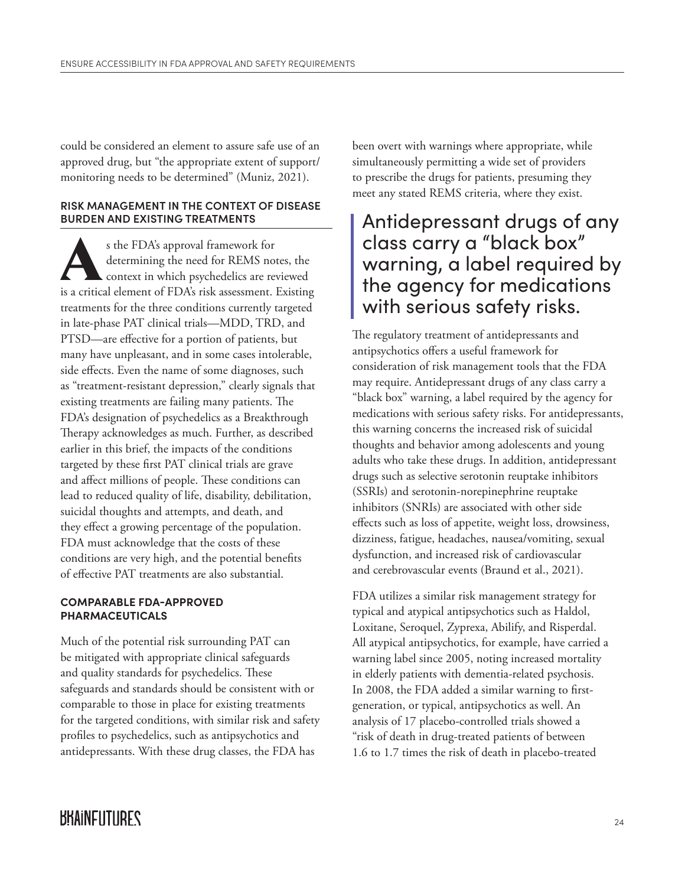could be considered an element to assure safe use of an approved drug, but "the appropriate extent of support/ monitoring needs to be determined" (Muniz, 2021).

### RISK MANAGEMENT IN THE CONTEXT OF DISEASE BURDEN AND EXISTING TREATMENTS

As the FDA's approval framework for determining the need for REMS notes, the context in which psychedelics are reviewed is a critical element of FDA's risk assessment. Existing treatments for the three conditions currently targeted in late-phase PAT clinical trials—MDD, TRD, and PTSD—are effective for a portion of patients, but many have unpleasant, and in some cases intolerable, side effects. Even the name of some diagnoses, such as "treatment-resistant depression," clearly signals that existing treatments are failing many patients. The FDA's designation of psychedelics as a Breakthrough Therapy acknowledges as much. Further, as described earlier in this brief, the impacts of the conditions targeted by these first PAT clinical trials are grave and affect millions of people. These conditions can lead to reduced quality of life, disability, debilitation, suicidal thoughts and attempts, and death, and they effect a growing percentage of the population. FDA must acknowledge that the costs of these conditions are very high, and the potential benefits of effective PAT treatments are also substantial.

### COMPARABLE FDA-APPROVED PHARMACEUTICALS

Much of the potential risk surrounding PAT can be mitigated with appropriate clinical safeguards and quality standards for psychedelics. These safeguards and standards should be consistent with or comparable to those in place for existing treatments for the targeted conditions, with similar risk and safety profiles to psychedelics, such as antipsychotics and antidepressants. With these drug classes, the FDA has been overt with warnings where appropriate, while simultaneously permitting a wide set of providers to prescribe the drugs for patients, presuming they meet any stated REMS criteria, where they exist.

> Antidepressant drugs of any class carry a "black box" warning, a label required by the agency for medications with serious safety risks.

The regulatory treatment of antidepressants and antipsychotics offers a useful framework for consideration of risk management tools that the FDA may require. Antidepressant drugs of any class carry a "black box" warning, a label required by the agency for medications with serious safety risks. For antidepressants, this warning concerns the increased risk of suicidal thoughts and behavior among adolescents and young adults who take these drugs. In addition, antidepressant drugs such as selective serotonin reuptake inhibitors (SSRIs) and serotonin-norepinephrine reuptake inhibitors (SNRIs) are associated with other side effects such as loss of appetite, weight loss, drowsiness, dizziness, fatigue, headaches, nausea/vomiting, sexual dysfunction, and increased risk of cardiovascular and cerebrovascular events (Braund et al., 2021).

FDA utilizes a similar risk management strategy for typical and atypical antipsychotics such as Haldol, Loxitane, Seroquel, Zyprexa, Abilify, and Risperdal. All atypical antipsychotics, for example, have carried a warning label since 2005, noting increased mortality in elderly patients with dementia-related psychosis. In 2008, the FDA added a similar warning to first-generation, or typical, antipsychotics as well. An analysis of 17 placebo-controlled trials showed a "risk of death in drug-treated patients of between 1.6 to 1.7 times the risk of death in placebo-treated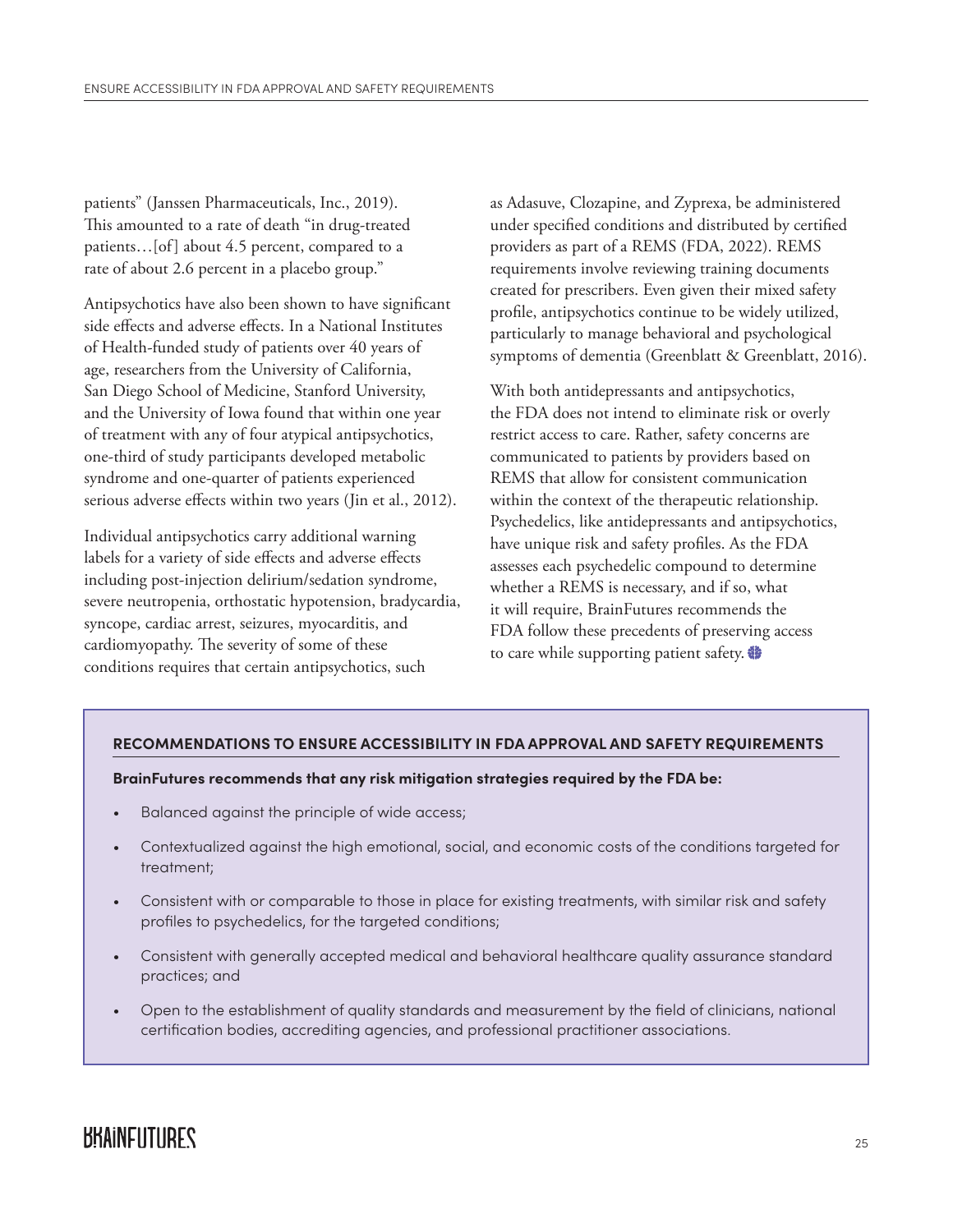patients" (Janssen Pharmaceuticals, Inc., 2019). This amounted to a rate of death "in drug-treated patients…[of] about 4.5 percent, compared to a rate of about 2.6 percent in a placebo group."

Antipsychotics have also been shown to have significant side effects and adverse effects. In a National Institutes of Health-funded study of patients over 40 years of age, researchers from the University of California, San Diego School of Medicine, Stanford University, and the University of Iowa found that within one year of treatment with any of four atypical antipsychotics, one-third of study participants developed metabolic syndrome and one-quarter of patients experienced serious adverse effects within two years (Jin et al., 2012).

Individual antipsychotics carry additional warning labels for a variety of side effects and adverse effects including post-injection delirium/sedation syndrome, severe neutropenia, orthostatic hypotension, bradycardia, syncope, cardiac arrest, seizures, myocarditis, and cardiomyopathy. The severity of some of these conditions requires that certain antipsychotics, such as Adasuve, Clozapine, and Zyprexa, be administered under specified conditions and distributed by certified providers as part of a REMS (FDA, 2022). REMS requirements involve reviewing training documents created for prescribers. Even given their mixed safety profile, antipsychotics continue to be widely utilized, particularly to manage behavioral and psychological symptoms of dementia (Greenblatt & Greenblatt, 2016).

With both antidepressants and antipsychotics, the FDA does not intend to eliminate risk or overly restrict access to care. Rather, safety concerns are communicated to patients by providers based on REMS that allow for consistent communication within the context of the therapeutic relationship. Psychedelics, like antidepressants and antipsychotics, have unique risk and safety profiles. As the FDA assesses each psychedelic compound to determine whether a REMS is necessary, and if so, what it will require, BrainFutures recommends the FDA follow these precedents of preserving access to care while supporting patient safety.

### RECOMMENDATIONS TO ENSURE ACCESSIBILITY IN FDA APPROVAL AND SAFETY REQUIREMENTS

**BrainFutures recommends that any risk mitigation strategies required by the FDA be:**

- Balanced against the principle of wide access;
- Contextualized against the high emotional, social, and economic costs of the conditions targeted for treatment;
- Consistent with or comparable to those in place for existing treatments, with similar risk and safety profiles to psychedelics, for the targeted conditions;
- Consistent with generally accepted medical and behavioral healthcare quality assurance standard practices; and
- Open to the establishment of quality standards and measurement by the field of clinicians, national certification bodies, accrediting agencies, and professional practitioner associations.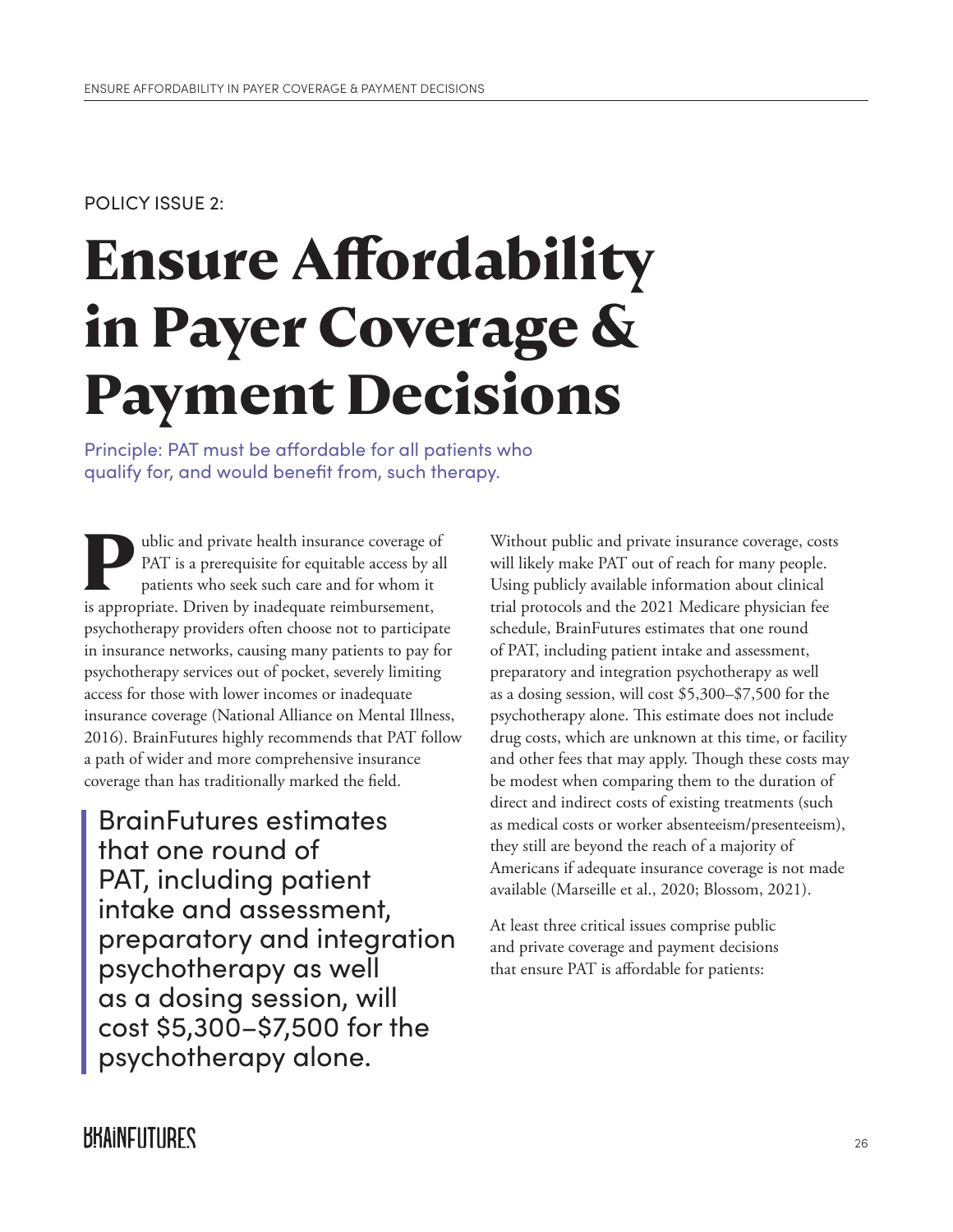POLICY ISSUE 2:

# Ensure Affordability in Payer Coverage & Payment Decisions

Principle: PAT must be affordable for all patients who qualify for, and would benefit from, such therapy.

Public and private health insurance coverage of PAT is a prerequisite for equitable access by all patients who seek such care and for whom it is appropriate. Driven by inadequate reimbursement, psychotherapy providers often choose not to participate in insurance networks, causing many patients to pay for psychotherapy services out of pocket, severely limiting access for those with lower incomes or inadequate insurance coverage (National Alliance on Mental Illness, 2016). BrainFutures highly recommends that PAT follow a path of wider and more comprehensive insurance coverage than has traditionally marked the field.

> BrainFutures estimates that one round of PAT, including patient intake and assessment, preparatory and integration psychotherapy as well as a dosing session, will cost $5,300–$7,500 for the psychotherapy alone.

Without public and private insurance coverage, costs will likely make PAT out of reach for many people. Using publicly available information about clinical trial protocols and the 2021 Medicare physician fee schedule, BrainFutures estimates that one round of PAT, including patient intake and assessment, preparatory and integration psychotherapy as well as a dosing session, will cost $5,300–$7,500 for the psychotherapy alone. This estimate does not include drug costs, which are unknown at this time, or facility and other fees that may apply. Though these costs may be modest when comparing them to the duration of direct and indirect costs of existing treatments (such as medical costs or worker absenteeism/presenteeism), they still are beyond the reach of a majority of Americans if adequate insurance coverage is not made available (Marseille et al., 2020; Blossom, 2021).

At least three critical issues comprise public and private coverage and payment decisions that ensure PAT is affordable for patients: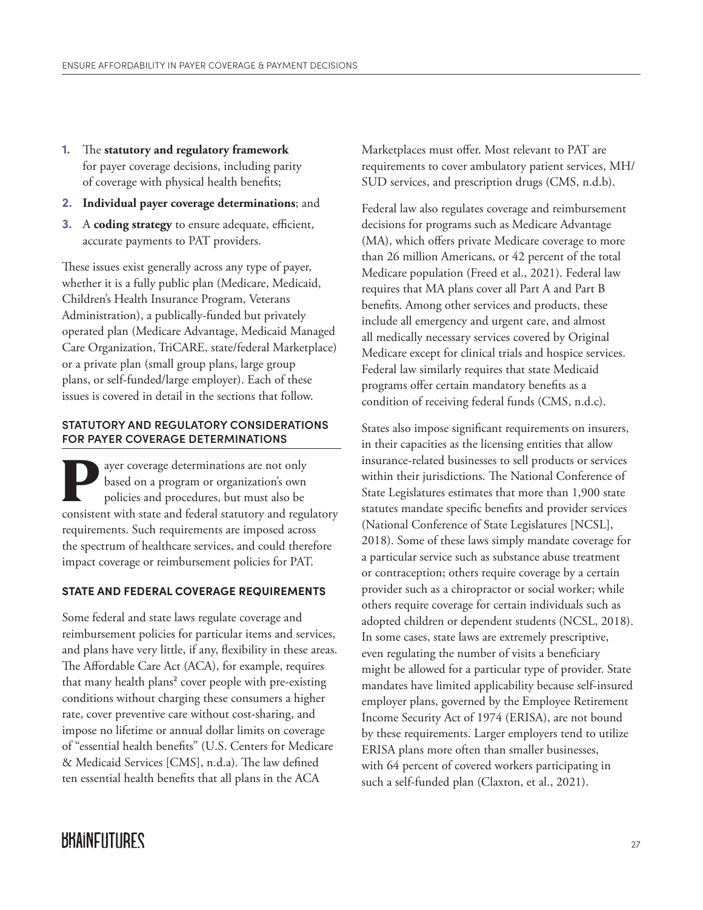1. The **statutory and regulatory framework** for payer coverage decisions, including parity of coverage with physical health benefits;
2. **Individual payer coverage determinations**; and
3. A **coding strategy** to ensure adequate, efficient, accurate payments to PAT providers.

These issues exist generally across any type of payer, whether it is a fully public plan (Medicare, Medicaid, Children's Health Insurance Program, Veterans Administration), a publically-funded but privately operated plan (Medicare Advantage, Medicaid Managed Care Organization, TriCARE, state/federal Marketplace) or a private plan (small group plans, large group plans, or self-funded/large employer). Each of these issues is covered in detail in the sections that follow.

## STATUTORY AND REGULATORY CONSIDERATIONS FOR PAYER COVERAGE DETERMINATIONS

Payer coverage determinations are not only based on a program or organization's own policies and procedures, but must also be consistent with state and federal statutory and regulatory requirements. Such requirements are imposed across the spectrum of healthcare services, and could therefore impact coverage or reimbursement policies for PAT.

### STATE AND FEDERAL COVERAGE REQUIREMENTS

Some federal and state laws regulate coverage and reimbursement policies for particular items and services, and plans have very little, if any, flexibility in these areas. The Affordable Care Act (ACA), for example, requires that many health plans[2] cover people with pre-existing conditions without charging these consumers a higher rate, cover preventive care without cost-sharing, and impose no lifetime or annual dollar limits on coverage of "essential health benefits" (U.S. Centers for Medicare & Medicaid Services [CMS], n.d.a). The law defined ten essential health benefits that all plans in the ACA Marketplaces must offer. Most relevant to PAT are requirements to cover ambulatory patient services, MH/SUD services, and prescription drugs (CMS, n.d.b).

Federal law also regulates coverage and reimbursement decisions for programs such as Medicare Advantage (MA), which offers private Medicare coverage to more than 26 million Americans, or 42 percent of the total Medicare population (Freed et al., 2021). Federal law requires that MA plans cover all Part A and Part B benefits. Among other services and products, these include all emergency and urgent care, and almost all medically necessary services covered by Original Medicare except for clinical trials and hospice services. Federal law similarly requires that state Medicaid programs offer certain mandatory benefits as a condition of receiving federal funds (CMS, n.d.c).

States also impose significant requirements on insurers, in their capacities as the licensing entities that allow insurance-related businesses to sell products or services within their jurisdictions. The National Conference of State Legislatures estimates that more than 1,900 state statutes mandate specific benefits and provider services (National Conference of State Legislatures [NCSL], 2018). Some of these laws simply mandate coverage for a particular service such as substance abuse treatment or contraception; others require coverage by a certain provider such as a chiropractor or social worker; while others require coverage for certain individuals such as adopted children or dependent students (NCSL, 2018). In some cases, state laws are extremely prescriptive, even regulating the number of visits a beneficiary might be allowed for a particular type of provider. State mandates have limited applicability because self-insured employer plans, governed by the Employee Retirement Income Security Act of 1974 (ERISA), are not bound by these requirements. Larger employers tend to utilize ERISA plans more often than smaller businesses, with 64 percent of covered workers participating in such a self-funded plan (Claxton, et al., 2021).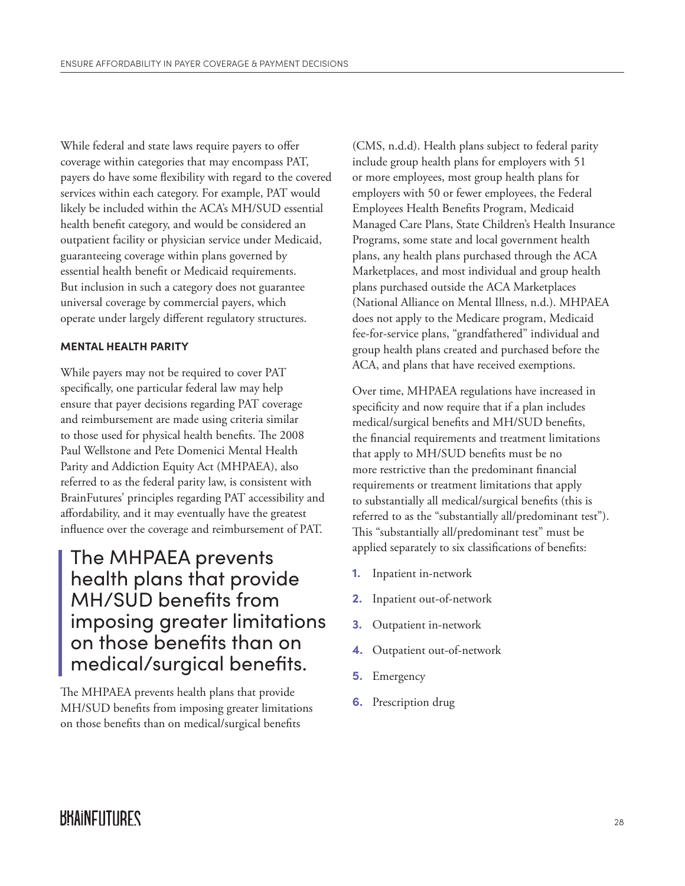While federal and state laws require payers to offer coverage within categories that may encompass PAT, payers do have some flexibility with regard to the covered services within each category. For example, PAT would likely be included within the ACA's MH/SUD essential health benefit category, and would be considered an outpatient facility or physician service under Medicaid, guaranteeing coverage within plans governed by essential health benefit or Medicaid requirements. But inclusion in such a category does not guarantee universal coverage by commercial payers, which operate under largely different regulatory structures.

## MENTAL HEALTH PARITY

While payers may not be required to cover PAT specifically, one particular federal law may help ensure that payer decisions regarding PAT coverage and reimbursement are made using criteria similar to those used for physical health benefits. The 2008 Paul Wellstone and Pete Domenici Mental Health Parity and Addiction Equity Act (MHPAEA), also referred to as the federal parity law, is consistent with BrainFutures' principles regarding PAT accessibility and affordability, and it may eventually have the greatest influence over the coverage and reimbursement of PAT.

> The MHPAEA prevents health plans that provide MH/SUD benefits from imposing greater limitations on those benefits than on medical/surgical benefits.

The MHPAEA prevents health plans that provide MH/SUD benefits from imposing greater limitations on those benefits than on medical/surgical benefits (CMS, n.d.d). Health plans subject to federal parity include group health plans for employers with 51 or more employees, most group health plans for employers with 50 or fewer employees, the Federal Employees Health Benefits Program, Medicaid Managed Care Plans, State Children's Health Insurance Programs, some state and local government health plans, any health plans purchased through the ACA Marketplaces, and most individual and group health plans purchased outside the ACA Marketplaces (National Alliance on Mental Illness, n.d.). MHPAEA does not apply to the Medicare program, Medicaid fee-for-service plans, "grandfathered" individual and group health plans created and purchased before the ACA, and plans that have received exemptions.

Over time, MHPAEA regulations have increased in specificity and now require that if a plan includes medical/surgical benefits and MH/SUD benefits, the financial requirements and treatment limitations that apply to MH/SUD benefits must be no more restrictive than the predominant financial requirements or treatment limitations that apply to substantially all medical/surgical benefits (this is referred to as the "substantially all/predominant test"). This "substantially all/predominant test" must be applied separately to six classifications of benefits:

1. Inpatient in-network
2. Inpatient out-of-network
3. Outpatient in-network
4. Outpatient out-of-network
5. Emergency
6. Prescription drug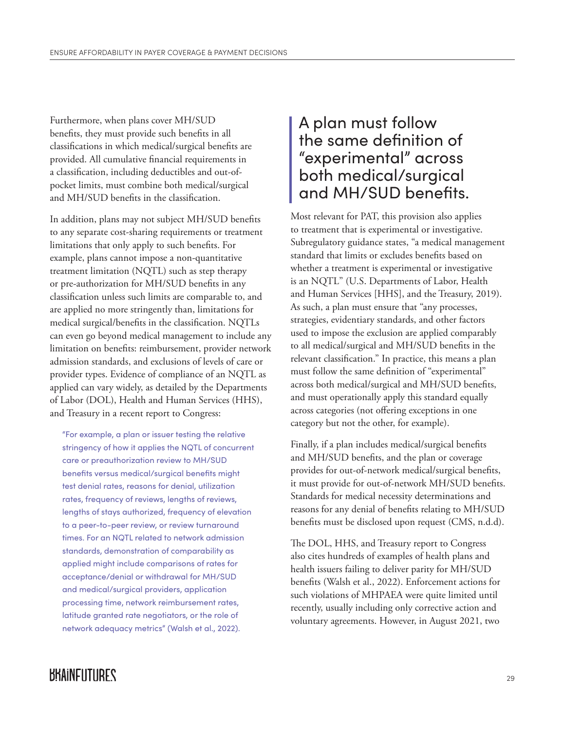Furthermore, when plans cover MH/SUD benefits, they must provide such benefits in all classifications in which medical/surgical benefits are provided. All cumulative financial requirements in a classification, including deductibles and out-of-pocket limits, must combine both medical/surgical and MH/SUD benefits in the classification.

In addition, plans may not subject MH/SUD benefits to any separate cost-sharing requirements or treatment limitations that only apply to such benefits. For example, plans cannot impose a non-quantitative treatment limitation (NQTL) such as step therapy or pre-authorization for MH/SUD benefits in any classification unless such limits are comparable to, and are applied no more stringently than, limitations for medical surgical/benefits in the classification. NQTLs can even go beyond medical management to include any limitation on benefits: reimbursement, provider network admission standards, and exclusions of levels of care or provider types. Evidence of compliance of an NQTL as applied can vary widely, as detailed by the Departments of Labor (DOL), Health and Human Services (HHS), and Treasury in a recent report to Congress:

> "For example, a plan or issuer testing the relative stringency of how it applies the NQTL of concurrent care or preauthorization review to MH/SUD benefits versus medical/surgical benefits might test denial rates, reasons for denial, utilization rates, frequency of reviews, lengths of reviews, lengths of stays authorized, frequency of elevation to a peer-to-peer review, or review turnaround times. For an NQTL related to network admission standards, demonstration of comparability as applied might include comparisons of rates for acceptance/denial or withdrawal for MH/SUD and medical/surgical providers, application processing time, network reimbursement rates, latitude granted rate negotiators, or the role of network adequacy metrics" (Walsh et al., 2022).

> A plan must follow the same definition of "experimental" across both medical/surgical and MH/SUD benefits.

Most relevant for PAT, this provision also applies to treatment that is experimental or investigative. Subregulatory guidance states, "a medical management standard that limits or excludes benefits based on whether a treatment is experimental or investigative is an NQTL" (U.S. Departments of Labor, Health and Human Services [HHS], and the Treasury, 2019). As such, a plan must ensure that "any processes, strategies, evidentiary standards, and other factors used to impose the exclusion are applied comparably to all medical/surgical and MH/SUD benefits in the relevant classification." In practice, this means a plan must follow the same definition of "experimental" across both medical/surgical and MH/SUD benefits, and must operationally apply this standard equally across categories (not offering exceptions in one category but not the other, for example).

Finally, if a plan includes medical/surgical benefits and MH/SUD benefits, and the plan or coverage provides for out-of-network medical/surgical benefits, it must provide for out-of-network MH/SUD benefits. Standards for medical necessity determinations and reasons for any denial of benefits relating to MH/SUD benefits must be disclosed upon request (CMS, n.d.d).

The DOL, HHS, and Treasury report to Congress also cites hundreds of examples of health plans and health issuers failing to deliver parity for MH/SUD benefits (Walsh et al., 2022). Enforcement actions for such violations of MHPAEA were quite limited until recently, usually including only corrective action and voluntary agreements. However, in August 2021, two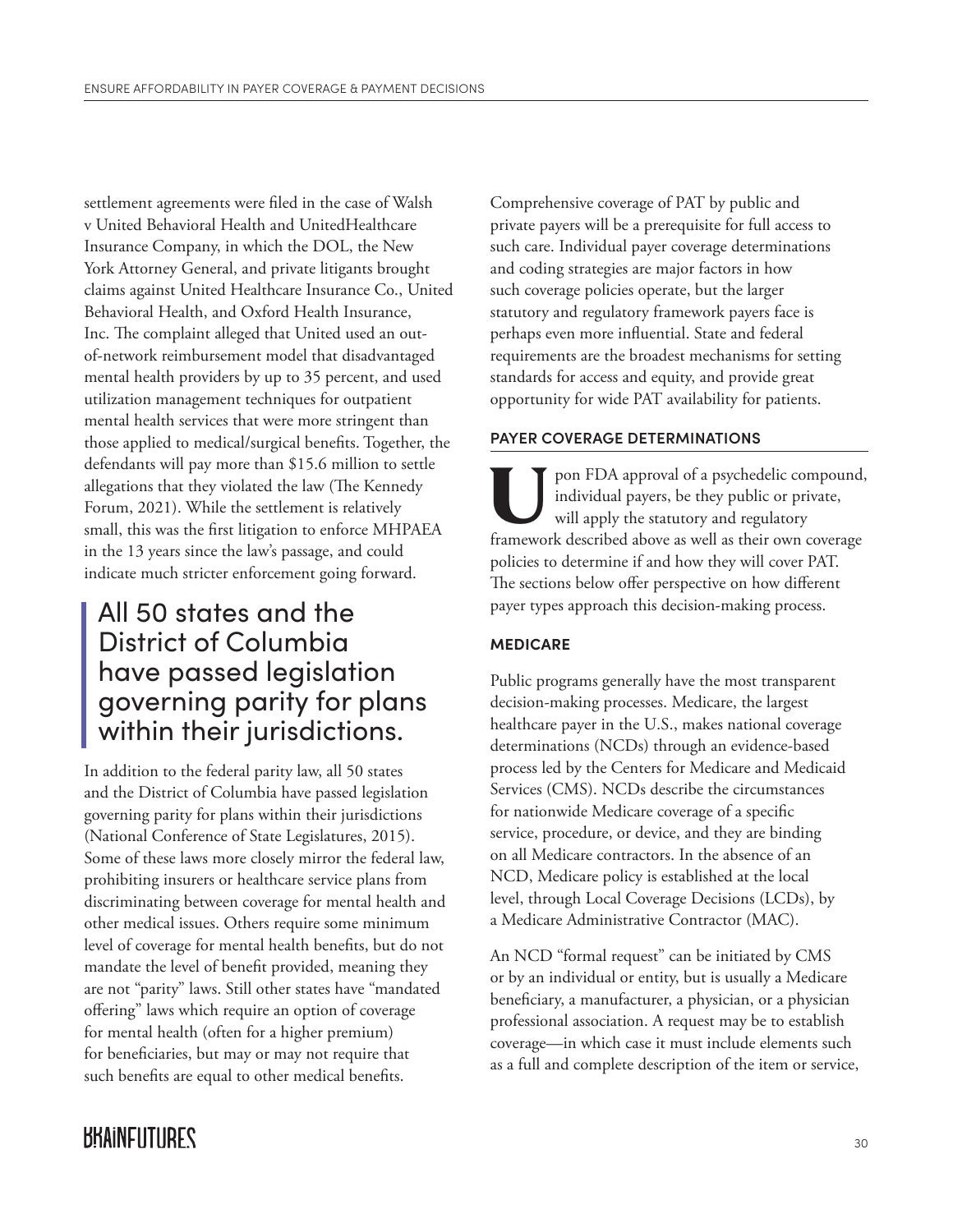settlement agreements were filed in the case of Walsh v United Behavioral Health and UnitedHealthcare Insurance Company, in which the DOL, the New York Attorney General, and private litigants brought claims against United Healthcare Insurance Co., United Behavioral Health, and Oxford Health Insurance, Inc. The complaint alleged that United used an out-of-network reimbursement model that disadvantaged mental health providers by up to 35 percent, and used utilization management techniques for outpatient mental health services that were more stringent than those applied to medical/surgical benefits. Together, the defendants will pay more than $15.6 million to settle allegations that they violated the law (The Kennedy Forum, 2021). While the settlement is relatively small, this was the first litigation to enforce MHPAEA in the 13 years since the law's passage, and could indicate much stricter enforcement going forward.

> All 50 states and the District of Columbia have passed legislation governing parity for plans within their jurisdictions.

In addition to the federal parity law, all 50 states and the District of Columbia have passed legislation governing parity for plans within their jurisdictions (National Conference of State Legislatures, 2015). Some of these laws more closely mirror the federal law, prohibiting insurers or healthcare service plans from discriminating between coverage for mental health and other medical issues. Others require some minimum level of coverage for mental health benefits, but do not mandate the level of benefit provided, meaning they are not "parity" laws. Still other states have "mandated offering" laws which require an option of coverage for mental health (often for a higher premium) for beneficiaries, but may or may not require that such benefits are equal to other medical benefits.

Comprehensive coverage of PAT by public and private payers will be a prerequisite for full access to such care. Individual payer coverage determinations and coding strategies are major factors in how such coverage policies operate, but the larger statutory and regulatory framework payers face is perhaps even more influential. State and federal requirements are the broadest mechanisms for setting standards for access and equity, and provide great opportunity for wide PAT availability for patients.

## PAYER COVERAGE DETERMINATIONS

Upon FDA approval of a psychedelic compound, individual payers, be they public or private, will apply the statutory and regulatory framework described above as well as their own coverage policies to determine if and how they will cover PAT. The sections below offer perspective on how different payer types approach this decision-making process.

### MEDICARE

Public programs generally have the most transparent decision-making processes. Medicare, the largest healthcare payer in the U.S., makes national coverage determinations (NCDs) through an evidence-based process led by the Centers for Medicare and Medicaid Services (CMS). NCDs describe the circumstances for nationwide Medicare coverage of a specific service, procedure, or device, and they are binding on all Medicare contractors. In the absence of an NCD, Medicare policy is established at the local level, through Local Coverage Decisions (LCDs), by a Medicare Administrative Contractor (MAC).

An NCD "formal request" can be initiated by CMS or by an individual or entity, but is usually a Medicare beneficiary, a manufacturer, a physician, or a physician professional association. A request may be to establish coverage—in which case it must include elements such as a full and complete description of the item or service,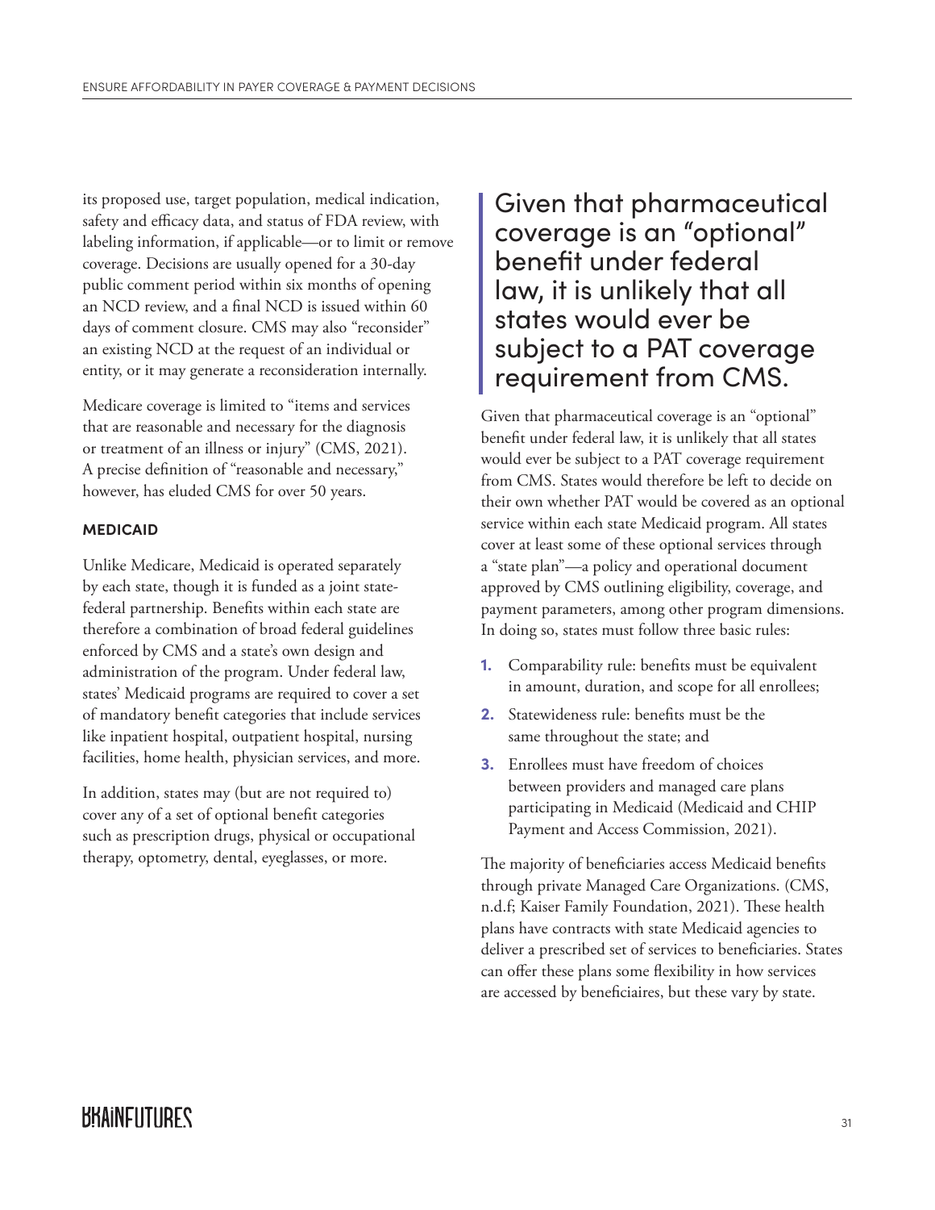its proposed use, target population, medical indication, safety and efficacy data, and status of FDA review, with labeling information, if applicable—or to limit or remove coverage. Decisions are usually opened for a 30-day public comment period within six months of opening an NCD review, and a final NCD is issued within 60 days of comment closure. CMS may also "reconsider" an existing NCD at the request of an individual or entity, or it may generate a reconsideration internally.

Medicare coverage is limited to "items and services that are reasonable and necessary for the diagnosis or treatment of an illness or injury" (CMS, 2021). A precise definition of "reasonable and necessary," however, has eluded CMS for over 50 years.

### MEDICAID

Unlike Medicare, Medicaid is operated separately by each state, though it is funded as a joint state-federal partnership. Benefits within each state are therefore a combination of broad federal guidelines enforced by CMS and a state's own design and administration of the program. Under federal law, states' Medicaid programs are required to cover a set of mandatory benefit categories that include services like inpatient hospital, outpatient hospital, nursing facilities, home health, physician services, and more.

In addition, states may (but are not required to) cover any of a set of optional benefit categories such as prescription drugs, physical or occupational therapy, optometry, dental, eyeglasses, or more.

> Given that pharmaceutical coverage is an "optional" benefit under federal law, it is unlikely that all states would ever be subject to a PAT coverage requirement from CMS.

Given that pharmaceutical coverage is an "optional" benefit under federal law, it is unlikely that all states would ever be subject to a PAT coverage requirement from CMS. States would therefore be left to decide on their own whether PAT would be covered as an optional service within each state Medicaid program. All states cover at least some of these optional services through a "state plan"—a policy and operational document approved by CMS outlining eligibility, coverage, and payment parameters, among other program dimensions. In doing so, states must follow three basic rules:

1. Comparability rule: benefits must be equivalent in amount, duration, and scope for all enrollees;
2. Statewideness rule: benefits must be the same throughout the state; and
3. Enrollees must have freedom of choices between providers and managed care plans participating in Medicaid (Medicaid and CHIP Payment and Access Commission, 2021).

The majority of beneficiaries access Medicaid benefits through private Managed Care Organizations. (CMS, n.d.f; Kaiser Family Foundation, 2021). These health plans have contracts with state Medicaid agencies to deliver a prescribed set of services to beneficiaries. States can offer these plans some flexibility in how services are accessed by beneficiaires, but these vary by state.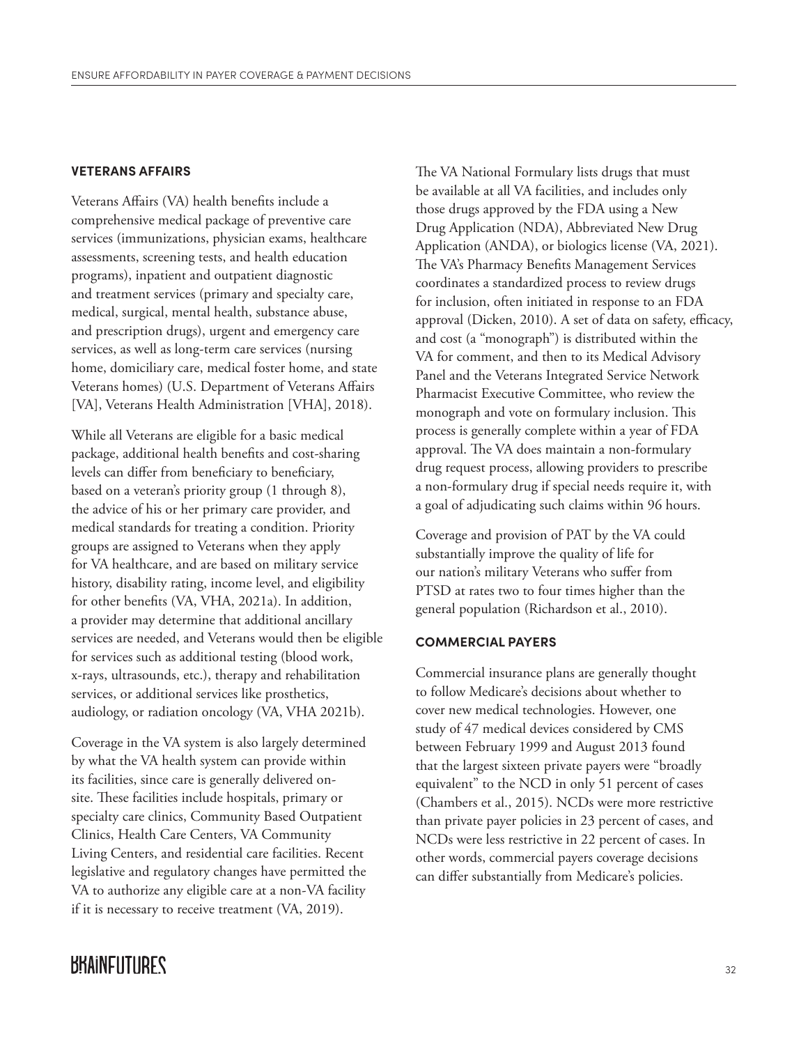## VETERANS AFFAIRS

Veterans Affairs (VA) health benefits include a comprehensive medical package of preventive care services (immunizations, physician exams, healthcare assessments, screening tests, and health education programs), inpatient and outpatient diagnostic and treatment services (primary and specialty care, medical, surgical, mental health, substance abuse, and prescription drugs), urgent and emergency care services, as well as long-term care services (nursing home, domiciliary care, medical foster home, and state Veterans homes) (U.S. Department of Veterans Affairs [VA], Veterans Health Administration [VHA], 2018).

While all Veterans are eligible for a basic medical package, additional health benefits and cost-sharing levels can differ from beneficiary to beneficiary, based on a veteran's priority group (1 through 8), the advice of his or her primary care provider, and medical standards for treating a condition. Priority groups are assigned to Veterans when they apply for VA healthcare, and are based on military service history, disability rating, income level, and eligibility for other benefits (VA, VHA, 2021a). In addition, a provider may determine that additional ancillary services are needed, and Veterans would then be eligible for services such as additional testing (blood work, x-rays, ultrasounds, etc.), therapy and rehabilitation services, or additional services like prosthetics, audiology, or radiation oncology (VA, VHA 2021b).

Coverage in the VA system is also largely determined by what the VA health system can provide within its facilities, since care is generally delivered on-site. These facilities include hospitals, primary or specialty care clinics, Community Based Outpatient Clinics, Health Care Centers, VA Community Living Centers, and residential care facilities. Recent legislative and regulatory changes have permitted the VA to authorize any eligible care at a non-VA facility if it is necessary to receive treatment (VA, 2019).

The VA National Formulary lists drugs that must be available at all VA facilities, and includes only those drugs approved by the FDA using a New Drug Application (NDA), Abbreviated New Drug Application (ANDA), or biologics license (VA, 2021). The VA's Pharmacy Benefits Management Services coordinates a standardized process to review drugs for inclusion, often initiated in response to an FDA approval (Dicken, 2010). A set of data on safety, efficacy, and cost (a "monograph") is distributed within the VA for comment, and then to its Medical Advisory Panel and the Veterans Integrated Service Network Pharmacist Executive Committee, who review the monograph and vote on formulary inclusion. This process is generally complete within a year of FDA approval. The VA does maintain a non-formulary drug request process, allowing providers to prescribe a non-formulary drug if special needs require it, with a goal of adjudicating such claims within 96 hours.

Coverage and provision of PAT by the VA could substantially improve the quality of life for our nation's military Veterans who suffer from PTSD at rates two to four times higher than the general population (Richardson et al., 2010).

## COMMERCIAL PAYERS

Commercial insurance plans are generally thought to follow Medicare's decisions about whether to cover new medical technologies. However, one study of 47 medical devices considered by CMS between February 1999 and August 2013 found that the largest sixteen private payers were "broadly equivalent" to the NCD in only 51 percent of cases (Chambers et al., 2015). NCDs were more restrictive than private payer policies in 23 percent of cases, and NCDs were less restrictive in 22 percent of cases. In other words, commercial payers coverage decisions can differ substantially from Medicare's policies.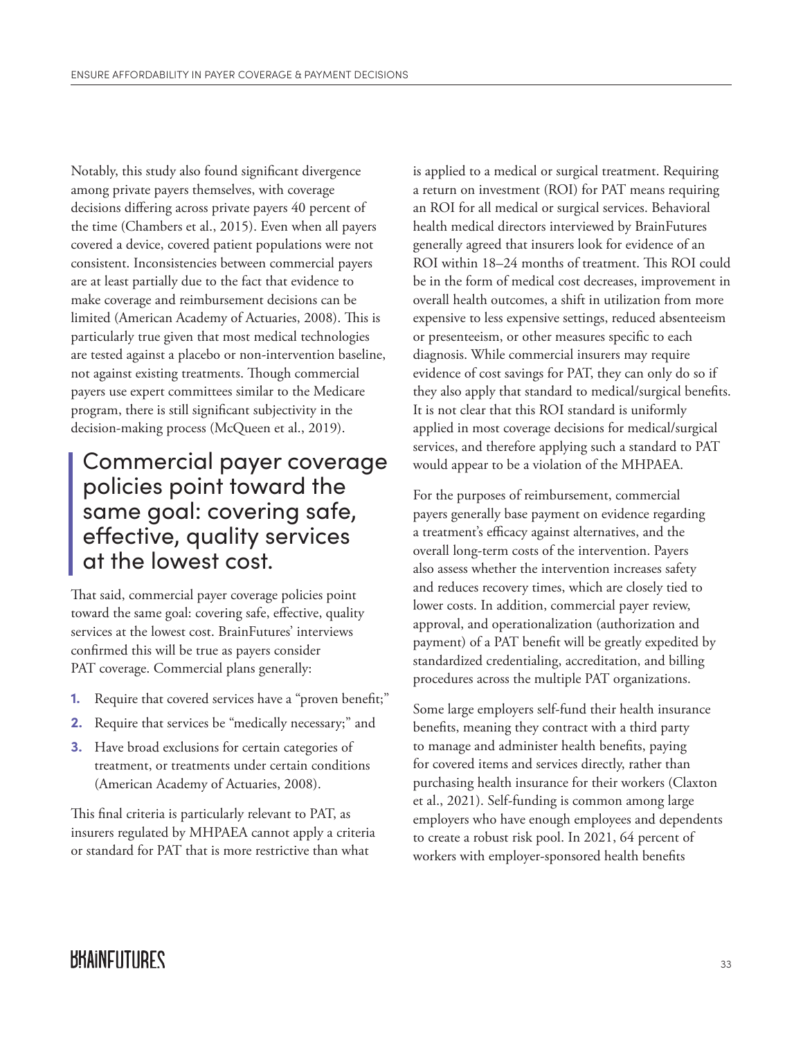Notably, this study also found significant divergence among private payers themselves, with coverage decisions differing across private payers 40 percent of the time (Chambers et al., 2015). Even when all payers covered a device, covered patient populations were not consistent. Inconsistencies between commercial payers are at least partially due to the fact that evidence to make coverage and reimbursement decisions can be limited (American Academy of Actuaries, 2008). This is particularly true given that most medical technologies are tested against a placebo or non-intervention baseline, not against existing treatments. Though commercial payers use expert committees similar to the Medicare program, there is still significant subjectivity in the decision-making process (McQueen et al., 2019).

> Commercial payer coverage policies point toward the same goal: covering safe, effective, quality services at the lowest cost.

That said, commercial payer coverage policies point toward the same goal: covering safe, effective, quality services at the lowest cost. BrainFutures' interviews confirmed this will be true as payers consider PAT coverage. Commercial plans generally:

1. Require that covered services have a "proven benefit;"
2. Require that services be "medically necessary;" and
3. Have broad exclusions for certain categories of treatment, or treatments under certain conditions (American Academy of Actuaries, 2008).

This final criteria is particularly relevant to PAT, as insurers regulated by MHPAEA cannot apply a criteria or standard for PAT that is more restrictive than what is applied to a medical or surgical treatment. Requiring a return on investment (ROI) for PAT means requiring an ROI for all medical or surgical services. Behavioral health medical directors interviewed by BrainFutures generally agreed that insurers look for evidence of an ROI within 18–24 months of treatment. This ROI could be in the form of medical cost decreases, improvement in overall health outcomes, a shift in utilization from more expensive to less expensive settings, reduced absenteeism or presenteeism, or other measures specific to each diagnosis. While commercial insurers may require evidence of cost savings for PAT, they can only do so if they also apply that standard to medical/surgical benefits. It is not clear that this ROI standard is uniformly applied in most coverage decisions for medical/surgical services, and therefore applying such a standard to PAT would appear to be a violation of the MHPAEA.

For the purposes of reimbursement, commercial payers generally base payment on evidence regarding a treatment's efficacy against alternatives, and the overall long-term costs of the intervention. Payers also assess whether the intervention increases safety and reduces recovery times, which are closely tied to lower costs. In addition, commercial payer review, approval, and operationalization (authorization and payment) of a PAT benefit will be greatly expedited by standardized credentialing, accreditation, and billing procedures across the multiple PAT organizations.

Some large employers self-fund their health insurance benefits, meaning they contract with a third party to manage and administer health benefits, paying for covered items and services directly, rather than purchasing health insurance for their workers (Claxton et al., 2021). Self-funding is common among large employers who have enough employees and dependents to create a robust risk pool. In 2021, 64 percent of workers with employer-sponsored health benefits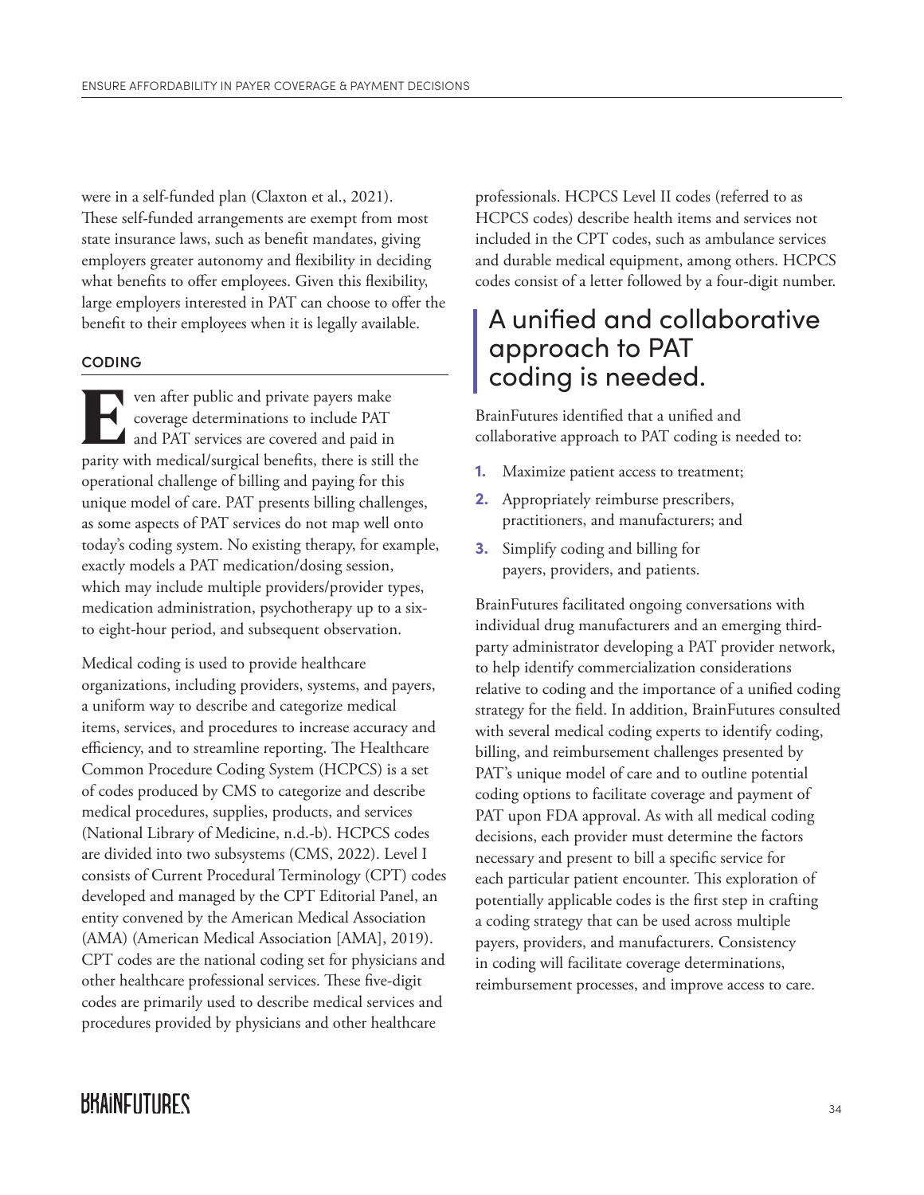were in a self-funded plan (Claxton et al., 2021). These self-funded arrangements are exempt from most state insurance laws, such as benefit mandates, giving employers greater autonomy and flexibility in deciding what benefits to offer employees. Given this flexibility, large employers interested in PAT can choose to offer the benefit to their employees when it is legally available.

### CODING

Even after public and private payers make coverage determinations to include PAT and PAT services are covered and paid in parity with medical/surgical benefits, there is still the operational challenge of billing and paying for this unique model of care. PAT presents billing challenges, as some aspects of PAT services do not map well onto today's coding system. No existing therapy, for example, exactly models a PAT medication/dosing session, which may include multiple providers/provider types, medication administration, psychotherapy up to a six- to eight-hour period, and subsequent observation.

Medical coding is used to provide healthcare organizations, including providers, systems, and payers, a uniform way to describe and categorize medical items, services, and procedures to increase accuracy and efficiency, and to streamline reporting. The Healthcare Common Procedure Coding System (HCPCS) is a set of codes produced by CMS to categorize and describe medical procedures, supplies, products, and services (National Library of Medicine, n.d.-b). HCPCS codes are divided into two subsystems (CMS, 2022). Level I consists of Current Procedural Terminology (CPT) codes developed and managed by the CPT Editorial Panel, an entity convened by the American Medical Association (AMA) (American Medical Association [AMA], 2019). CPT codes are the national coding set for physicians and other healthcare professional services. These five-digit codes are primarily used to describe medical services and procedures provided by physicians and other healthcare professionals. HCPCS Level II codes (referred to as HCPCS codes) describe health items and services not included in the CPT codes, such as ambulance services and durable medical equipment, among others. HCPCS codes consist of a letter followed by a four-digit number.

## A unified and collaborative approach to PAT coding is needed.

BrainFutures identified that a unified and collaborative approach to PAT coding is needed to:

1. Maximize patient access to treatment;
2. Appropriately reimburse prescribers, practitioners, and manufacturers; and
3. Simplify coding and billing for payers, providers, and patients.

BrainFutures facilitated ongoing conversations with individual drug manufacturers and an emerging third-party administrator developing a PAT provider network, to help identify commercialization considerations relative to coding and the importance of a unified coding strategy for the field. In addition, BrainFutures consulted with several medical coding experts to identify coding, billing, and reimbursement challenges presented by PAT's unique model of care and to outline potential coding options to facilitate coverage and payment of PAT upon FDA approval. As with all medical coding decisions, each provider must determine the factors necessary and present to bill a specific service for each particular patient encounter. This exploration of potentially applicable codes is the first step in crafting a coding strategy that can be used across multiple payers, providers, and manufacturers. Consistency in coding will facilitate coverage determinations, reimbursement processes, and improve access to care.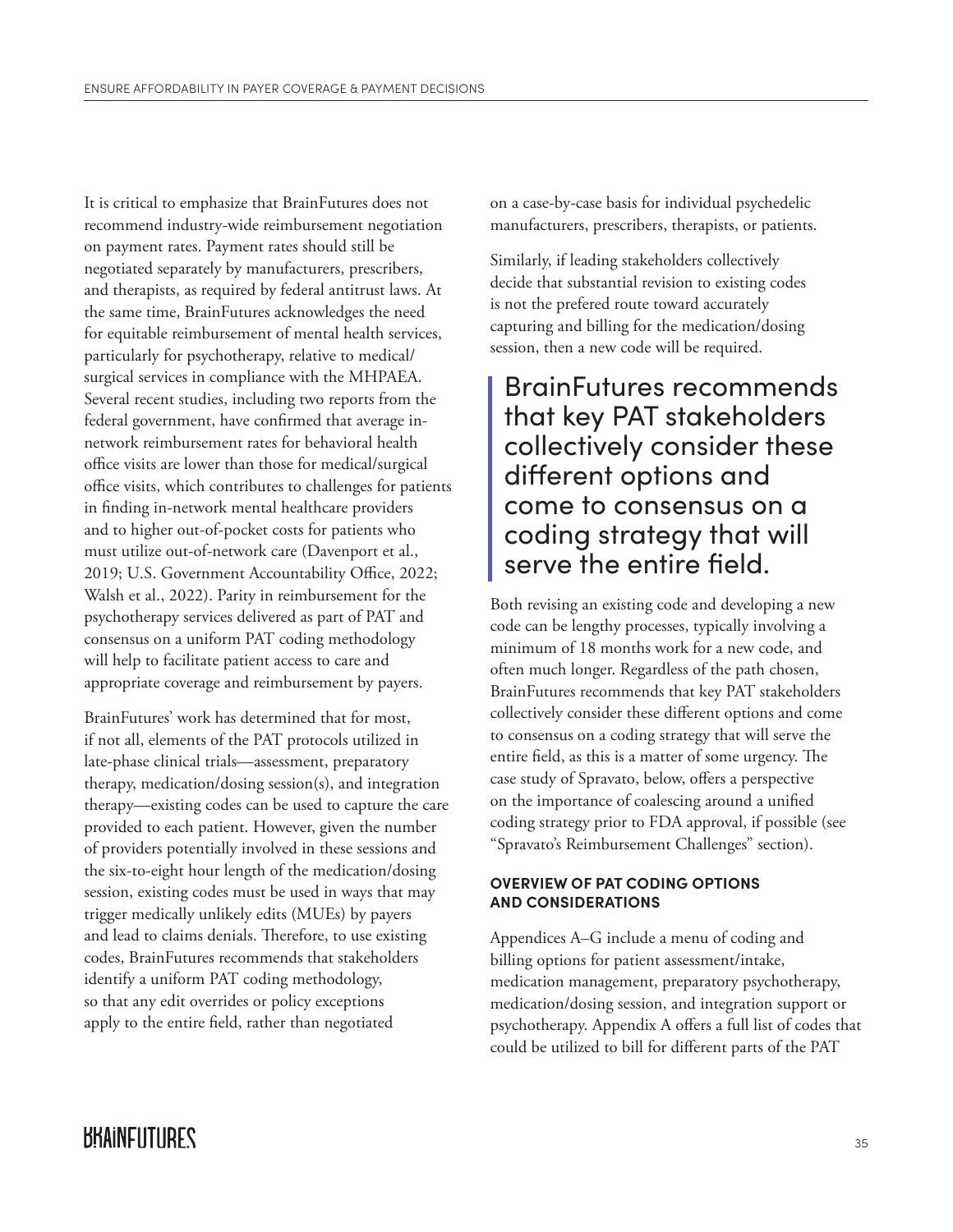It is critical to emphasize that BrainFutures does not recommend industry-wide reimbursement negotiation on payment rates. Payment rates should still be negotiated separately by manufacturers, prescribers, and therapists, as required by federal antitrust laws. At the same time, BrainFutures acknowledges the need for equitable reimbursement of mental health services, particularly for psychotherapy, relative to medical/surgical services in compliance with the MHPAEA. Several recent studies, including two reports from the federal government, have confirmed that average in-network reimbursement rates for behavioral health office visits are lower than those for medical/surgical office visits, which contributes to challenges for patients in finding in-network mental healthcare providers and to higher out-of-pocket costs for patients who must utilize out-of-network care (Davenport et al., 2019; U.S. Government Accountability Office, 2022; Walsh et al., 2022). Parity in reimbursement for the psychotherapy services delivered as part of PAT and consensus on a uniform PAT coding methodology will help to facilitate patient access to care and appropriate coverage and reimbursement by payers.

BrainFutures' work has determined that for most, if not all, elements of the PAT protocols utilized in late-phase clinical trials—assessment, preparatory therapy, medication/dosing session(s), and integration therapy—existing codes can be used to capture the care provided to each patient. However, given the number of providers potentially involved in these sessions and the six-to-eight hour length of the medication/dosing session, existing codes must be used in ways that may trigger medically unlikely edits (MUEs) by payers and lead to claims denials. Therefore, to use existing codes, BrainFutures recommends that stakeholders identify a uniform PAT coding methodology, so that any edit overrides or policy exceptions apply to the entire field, rather than negotiated on a case-by-case basis for individual psychedelic manufacturers, prescribers, therapists, or patients.

Similarly, if leading stakeholders collectively decide that substantial revision to existing codes is not the prefered route toward accurately capturing and billing for the medication/dosing session, then a new code will be required.

> BrainFutures recommends that key PAT stakeholders collectively consider these different options and come to consensus on a coding strategy that will serve the entire field.

Both revising an existing code and developing a new code can be lengthy processes, typically involving a minimum of 18 months work for a new code, and often much longer. Regardless of the path chosen, BrainFutures recommends that key PAT stakeholders collectively consider these different options and come to consensus on a coding strategy that will serve the entire field, as this is a matter of some urgency. The case study of Spravato, below, offers a perspective on the importance of coalescing around a unified coding strategy prior to FDA approval, if possible (see "Spravato's Reimbursement Challenges" section).

#### OVERVIEW OF PAT CODING OPTIONS AND CONSIDERATIONS

Appendices A–G include a menu of coding and billing options for patient assessment/intake, medication management, preparatory psychotherapy, medication/dosing session, and integration support or psychotherapy. Appendix A offers a full list of codes that could be utilized to bill for different parts of the PAT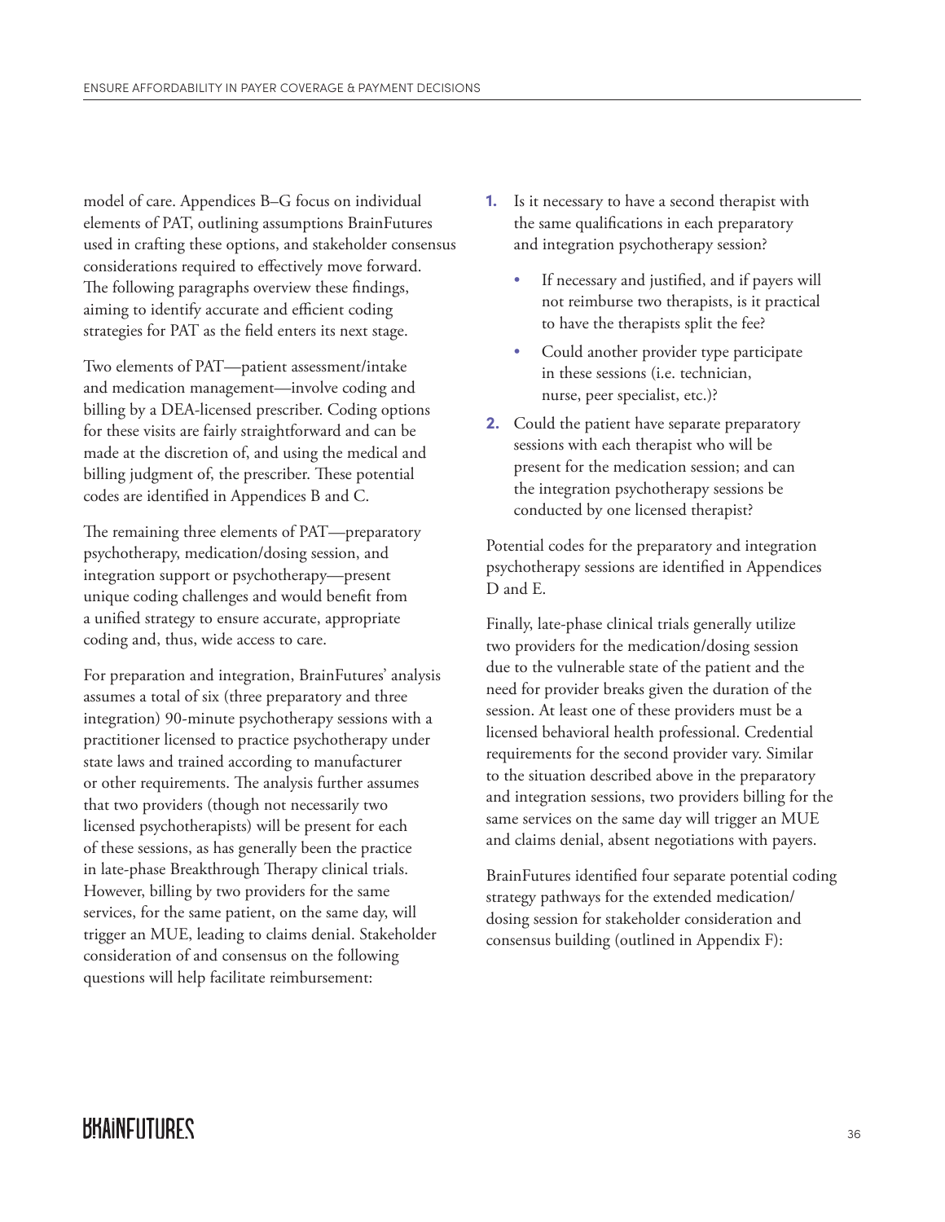model of care. Appendices B–G focus on individual elements of PAT, outlining assumptions BrainFutures used in crafting these options, and stakeholder consensus considerations required to effectively move forward. The following paragraphs overview these findings, aiming to identify accurate and efficient coding strategies for PAT as the field enters its next stage.

Two elements of PAT—patient assessment/intake and medication management—involve coding and billing by a DEA-licensed prescriber. Coding options for these visits are fairly straightforward and can be made at the discretion of, and using the medical and billing judgment of, the prescriber. These potential codes are identified in Appendices B and C.

The remaining three elements of PAT—preparatory psychotherapy, medication/dosing session, and integration support or psychotherapy—present unique coding challenges and would benefit from a unified strategy to ensure accurate, appropriate coding and, thus, wide access to care.

For preparation and integration, BrainFutures' analysis assumes a total of six (three preparatory and three integration) 90-minute psychotherapy sessions with a practitioner licensed to practice psychotherapy under state laws and trained according to manufacturer or other requirements. The analysis further assumes that two providers (though not necessarily two licensed psychotherapists) will be present for each of these sessions, as has generally been the practice in late-phase Breakthrough Therapy clinical trials. However, billing by two providers for the same services, for the same patient, on the same day, will trigger an MUE, leading to claims denial. Stakeholder consideration of and consensus on the following questions will help facilitate reimbursement:

1. Is it necessary to have a second therapist with the same qualifications in each preparatory and integration psychotherapy session?
   - If necessary and justified, and if payers will not reimburse two therapists, is it practical to have the therapists split the fee?
   - Could another provider type participate in these sessions (i.e. technician, nurse, peer specialist, etc.)?
2. Could the patient have separate preparatory sessions with each therapist who will be present for the medication session; and can the integration psychotherapy sessions be conducted by one licensed therapist?

Potential codes for the preparatory and integration psychotherapy sessions are identified in Appendices D and E.

Finally, late-phase clinical trials generally utilize two providers for the medication/dosing session due to the vulnerable state of the patient and the need for provider breaks given the duration of the session. At least one of these providers must be a licensed behavioral health professional. Credential requirements for the second provider vary. Similar to the situation described above in the preparatory and integration sessions, two providers billing for the same services on the same day will trigger an MUE and claims denial, absent negotiations with payers.

BrainFutures identified four separate potential coding strategy pathways for the extended medication/dosing session for stakeholder consideration and consensus building (outlined in Appendix F):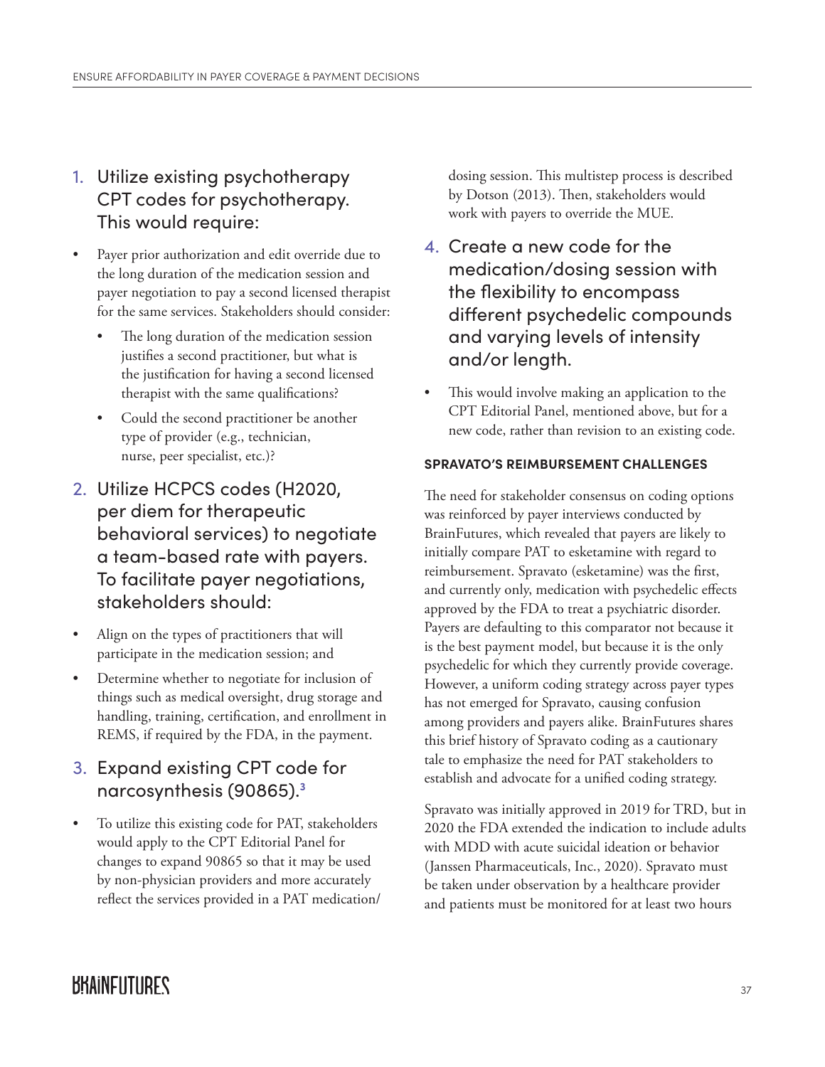1. Utilize existing psychotherapy CPT codes for psychotherapy. This would require:

- Payer prior authorization and edit override due to the long duration of the medication session and payer negotiation to pay a second licensed therapist for the same services. Stakeholders should consider:
  - The long duration of the medication session justifies a second practitioner, but what is the justification for having a second licensed therapist with the same qualifications?
  - Could the second practitioner be another type of provider (e.g., technician, nurse, peer specialist, etc.)?

2. Utilize HCPCS codes (H2020, per diem for therapeutic behavioral services) to negotiate a team-based rate with payers. To facilitate payer negotiations, stakeholders should:

- Align on the types of practitioners that will participate in the medication session; and
- Determine whether to negotiate for inclusion of things such as medical oversight, drug storage and handling, training, certification, and enrollment in REMS, if required by the FDA, in the payment.

3. Expand existing CPT code for narcosynthesis (90865).[3]

- To utilize this existing code for PAT, stakeholders would apply to the CPT Editorial Panel for changes to expand 90865 so that it may be used by non-physician providers and more accurately reflect the services provided in a PAT medication/dosing session. This multistep process is described by Dotson (2013). Then, stakeholders would work with payers to override the MUE.

4. Create a new code for the medication/dosing session with the flexibility to encompass different psychedelic compounds and varying levels of intensity and/or length.

- This would involve making an application to the CPT Editorial Panel, mentioned above, but for a new code, rather than revision to an existing code.

#### SPRAVATO'S REIMBURSEMENT CHALLENGES

The need for stakeholder consensus on coding options was reinforced by payer interviews conducted by BrainFutures, which revealed that payers are likely to initially compare PAT to esketamine with regard to reimbursement. Spravato (esketamine) was the first, and currently only, medication with psychedelic effects approved by the FDA to treat a psychiatric disorder. Payers are defaulting to this comparator not because it is the best payment model, but because it is the only psychedelic for which they currently provide coverage. However, a uniform coding strategy across payer types has not emerged for Spravato, causing confusion among providers and payers alike. BrainFutures shares this brief history of Spravato coding as a cautionary tale to emphasize the need for PAT stakeholders to establish and advocate for a unified coding strategy.

Spravato was initially approved in 2019 for TRD, but in 2020 the FDA extended the indication to include adults with MDD with acute suicidal ideation or behavior (Janssen Pharmaceuticals, Inc., 2020). Spravato must be taken under observation by a healthcare provider and patients must be monitored for at least two hours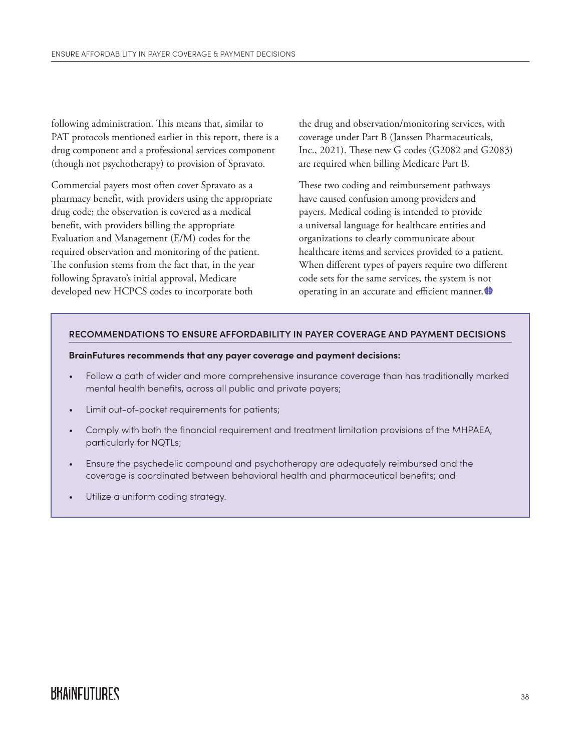following administration. This means that, similar to PAT protocols mentioned earlier in this report, there is a drug component and a professional services component (though not psychotherapy) to provision of Spravato.

Commercial payers most often cover Spravato as a pharmacy benefit, with providers using the appropriate drug code; the observation is covered as a medical benefit, with providers billing the appropriate Evaluation and Management (E/M) codes for the required observation and monitoring of the patient. The confusion stems from the fact that, in the year following Spravato's initial approval, Medicare developed new HCPCS codes to incorporate both the drug and observation/monitoring services, with coverage under Part B (Janssen Pharmaceuticals, Inc., 2021). These new G codes (G2082 and G2083) are required when billing Medicare Part B.

These two coding and reimbursement pathways have caused confusion among providers and payers. Medical coding is intended to provide a universal language for healthcare entities and organizations to clearly communicate about healthcare items and services provided to a patient. When different types of payers require two different code sets for the same services, the system is not operating in an accurate and efficient manner.

### RECOMMENDATIONS TO ENSURE AFFORDABILITY IN PAYER COVERAGE AND PAYMENT DECISIONS

**BrainFutures recommends that any payer coverage and payment decisions:**

- Follow a path of wider and more comprehensive insurance coverage than has traditionally marked mental health benefits, across all public and private payers;
- Limit out-of-pocket requirements for patients;
- Comply with both the financial requirement and treatment limitation provisions of the MHPAEA, particularly for NQTLs;
- Ensure the psychedelic compound and psychotherapy are adequately reimbursed and the coverage is coordinated between behavioral health and pharmaceutical benefits; and
- Utilize a uniform coding strategy.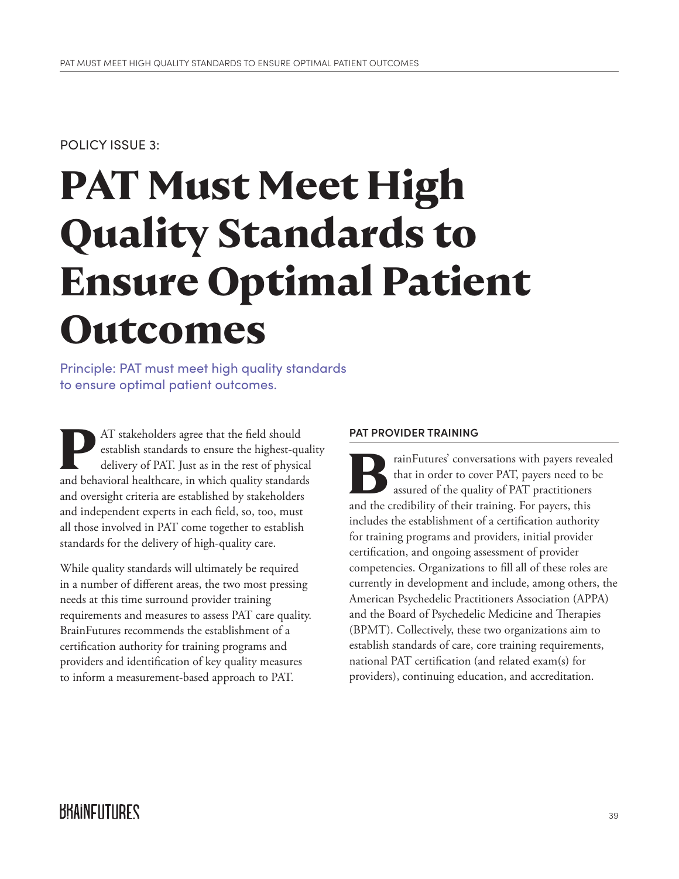POLICY ISSUE 3:

# PAT Must Meet High Quality Standards to Ensure Optimal Patient Outcomes

Principle: PAT must meet high quality standards to ensure optimal patient outcomes.

PAT stakeholders agree that the field should establish standards to ensure the highest-quality delivery of PAT. Just as in the rest of physical and behavioral healthcare, in which quality standards and oversight criteria are established by stakeholders and independent experts in each field, so, too, must all those involved in PAT come together to establish standards for the delivery of high-quality care.

While quality standards will ultimately be required in a number of different areas, the two most pressing needs at this time surround provider training requirements and measures to assess PAT care quality. BrainFutures recommends the establishment of a certification authority for training programs and providers and identification of key quality measures to inform a measurement-based approach to PAT.

## PAT PROVIDER TRAINING

BrainFutures' conversations with payers revealed that in order to cover PAT, payers need to be assured of the quality of PAT practitioners and the credibility of their training. For payers, this includes the establishment of a certification authority for training programs and providers, initial provider certification, and ongoing assessment of provider competencies. Organizations to fill all of these roles are currently in development and include, among others, the American Psychedelic Practitioners Association (APPA) and the Board of Psychedelic Medicine and Therapies (BPMT). Collectively, these two organizations aim to establish standards of care, core training requirements, national PAT certification (and related exam(s) for providers), continuing education, and accreditation.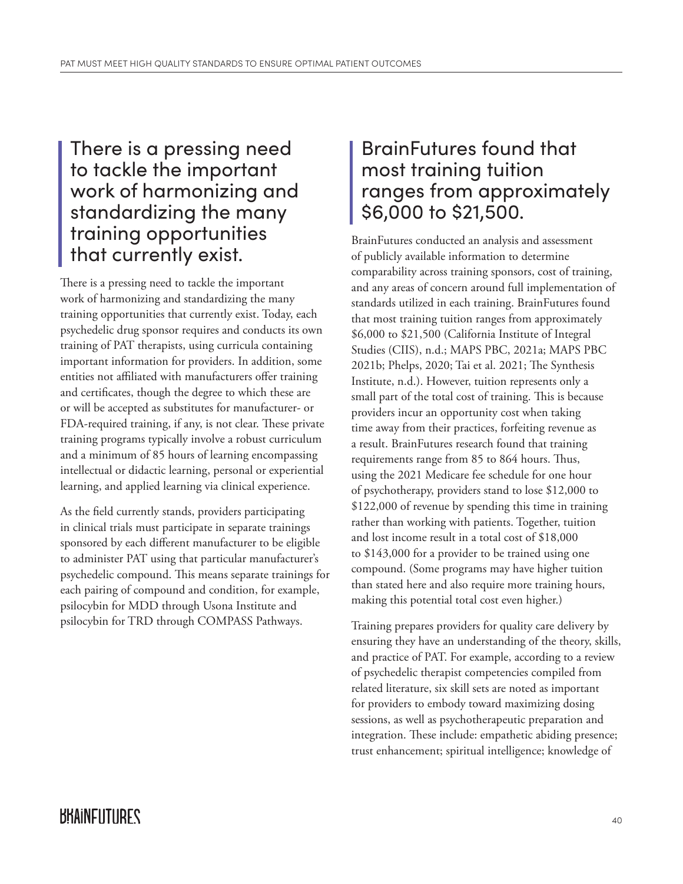## There is a pressing need to tackle the important work of harmonizing and standardizing the many training opportunities that currently exist.

There is a pressing need to tackle the important work of harmonizing and standardizing the many training opportunities that currently exist. Today, each psychedelic drug sponsor requires and conducts its own training of PAT therapists, using curricula containing important information for providers. In addition, some entities not affiliated with manufacturers offer training and certificates, though the degree to which these are or will be accepted as substitutes for manufacturer- or FDA-required training, if any, is not clear. These private training programs typically involve a robust curriculum and a minimum of 85 hours of learning encompassing intellectual or didactic learning, personal or experiential learning, and applied learning via clinical experience.

As the field currently stands, providers participating in clinical trials must participate in separate trainings sponsored by each different manufacturer to be eligible to administer PAT using that particular manufacturer's psychedelic compound. This means separate trainings for each pairing of compound and condition, for example, psilocybin for MDD through Usona Institute and psilocybin for TRD through COMPASS Pathways.

## BrainFutures found that most training tuition ranges from approximately $6,000 to $21,500.

BrainFutures conducted an analysis and assessment of publicly available information to determine comparability across training sponsors, cost of training, and any areas of concern around full implementation of standards utilized in each training. BrainFutures found that most training tuition ranges from approximately $6,000 to $21,500 (California Institute of Integral Studies (CIIS), n.d.; MAPS PBC, 2021a; MAPS PBC 2021b; Phelps, 2020; Tai et al. 2021; The Synthesis Institute, n.d.). However, tuition represents only a small part of the total cost of training. This is because providers incur an opportunity cost when taking time away from their practices, forfeiting revenue as a result. BrainFutures research found that training requirements range from 85 to 864 hours. Thus, using the 2021 Medicare fee schedule for one hour of psychotherapy, providers stand to lose $12,000 to $122,000 of revenue by spending this time in training rather than working with patients. Together, tuition and lost income result in a total cost of $18,000 to $143,000 for a provider to be trained using one compound. (Some programs may have higher tuition than stated here and also require more training hours, making this potential total cost even higher.)

Training prepares providers for quality care delivery by ensuring they have an understanding of the theory, skills, and practice of PAT. For example, according to a review of psychedelic therapist competencies compiled from related literature, six skill sets are noted as important for providers to embody toward maximizing dosing sessions, as well as psychotherapeutic preparation and integration. These include: empathetic abiding presence; trust enhancement; spiritual intelligence; knowledge of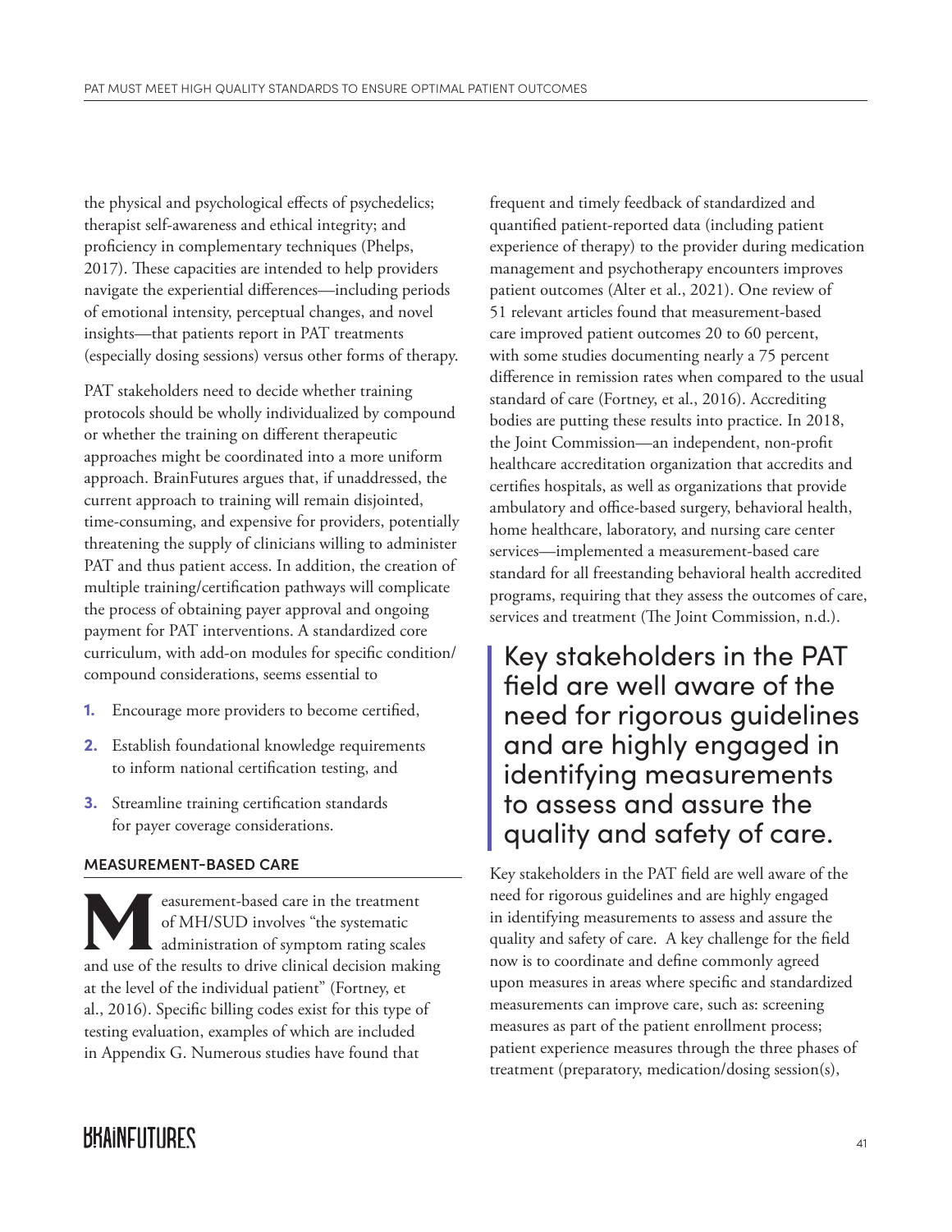the physical and psychological effects of psychedelics; therapist self-awareness and ethical integrity; and proficiency in complementary techniques (Phelps, 2017). These capacities are intended to help providers navigate the experiential differences—including periods of emotional intensity, perceptual changes, and novel insights—that patients report in PAT treatments (especially dosing sessions) versus other forms of therapy.

PAT stakeholders need to decide whether training protocols should be wholly individualized by compound or whether the training on different therapeutic approaches might be coordinated into a more uniform approach. BrainFutures argues that, if unaddressed, the current approach to training will remain disjointed, time-consuming, and expensive for providers, potentially threatening the supply of clinicians willing to administer PAT and thus patient access. In addition, the creation of multiple training/certification pathways will complicate the process of obtaining payer approval and ongoing payment for PAT interventions. A standardized core curriculum, with add-on modules for specific condition/compound considerations, seems essential to

1. Encourage more providers to become certified,
2. Establish foundational knowledge requirements to inform national certification testing, and
3. Streamline training certification standards for payer coverage considerations.

### MEASUREMENT-BASED CARE

Measurement-based care in the treatment of MH/SUD involves "the systematic administration of symptom rating scales and use of the results to drive clinical decision making at the level of the individual patient" (Fortney, et al., 2016). Specific billing codes exist for this type of testing evaluation, examples of which are included in Appendix G. Numerous studies have found that frequent and timely feedback of standardized and quantified patient-reported data (including patient experience of therapy) to the provider during medication management and psychotherapy encounters improves patient outcomes (Alter et al., 2021). One review of 51 relevant articles found that measurement-based care improved patient outcomes 20 to 60 percent, with some studies documenting nearly a 75 percent difference in remission rates when compared to the usual standard of care (Fortney, et al., 2016). Accrediting bodies are putting these results into practice. In 2018, the Joint Commission—an independent, non-profit healthcare accreditation organization that accredits and certifies hospitals, as well as organizations that provide ambulatory and office-based surgery, behavioral health, home healthcare, laboratory, and nursing care center services—implemented a measurement-based care standard for all freestanding behavioral health accredited programs, requiring that they assess the outcomes of care, services and treatment (The Joint Commission, n.d.).

> Key stakeholders in the PAT field are well aware of the need for rigorous guidelines and are highly engaged in identifying measurements to assess and assure the quality and safety of care.

Key stakeholders in the PAT field are well aware of the need for rigorous guidelines and are highly engaged in identifying measurements to assess and assure the quality and safety of care. A key challenge for the field now is to coordinate and define commonly agreed upon measures in areas where specific and standardized measurements can improve care, such as: screening measures as part of the patient enrollment process; patient experience measures through the three phases of treatment (preparatory, medication/dosing session(s),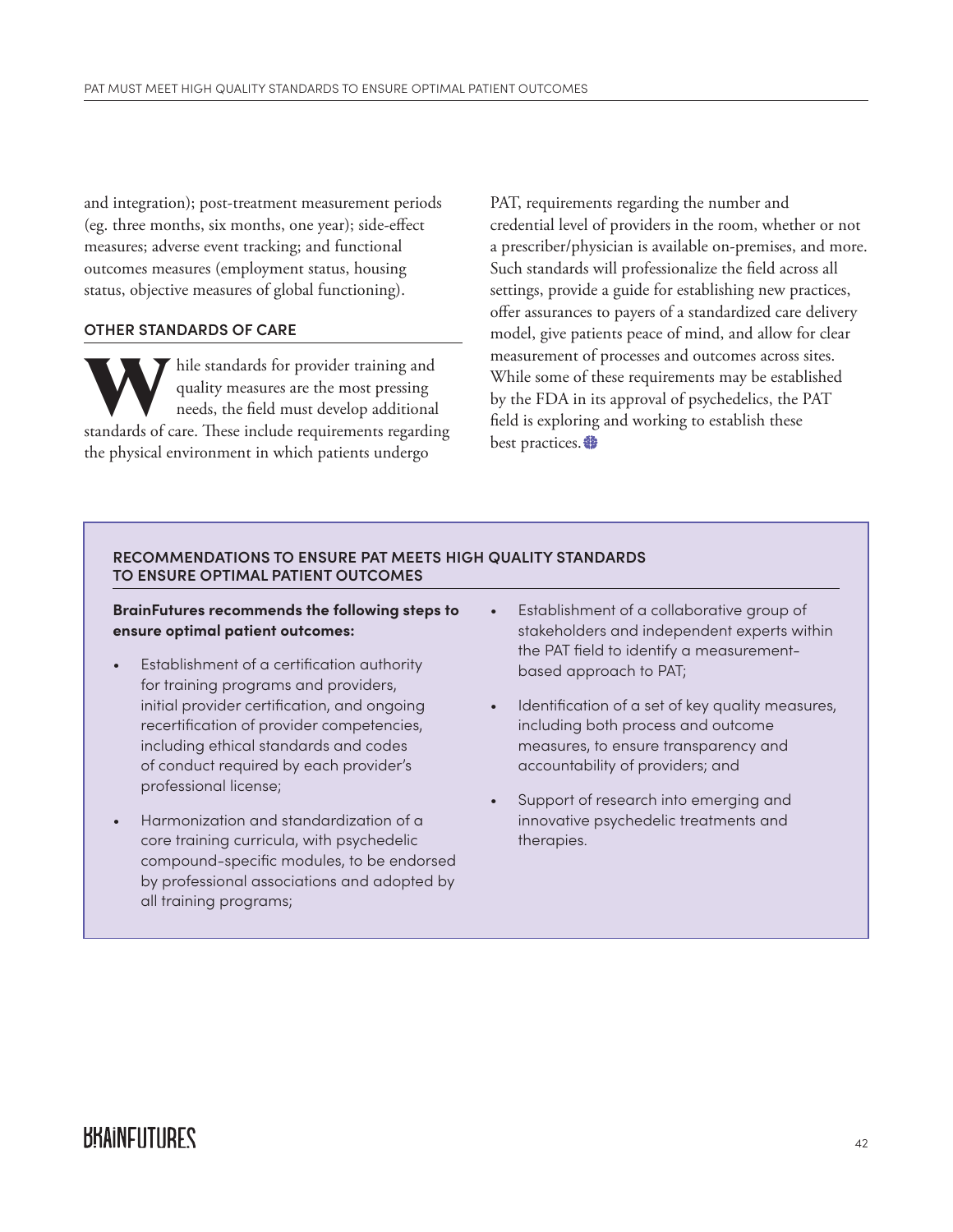and integration); post-treatment measurement periods (eg. three months, six months, one year); side-effect measures; adverse event tracking; and functional outcomes measures (employment status, housing status, objective measures of global functioning).

### OTHER STANDARDS OF CARE

While standards for provider training and quality measures are the most pressing needs, the field must develop additional standards of care. These include requirements regarding the physical environment in which patients undergo PAT, requirements regarding the number and credential level of providers in the room, whether or not a prescriber/physician is available on-premises, and more. Such standards will professionalize the field across all settings, provide a guide for establishing new practices, offer assurances to payers of a standardized care delivery model, give patients peace of mind, and allow for clear measurement of processes and outcomes across sites. While some of these requirements may be established by the FDA in its approval of psychedelics, the PAT field is exploring and working to establish these best practices.

### RECOMMENDATIONS TO ENSURE PAT MEETS HIGH QUALITY STANDARDS TO ENSURE OPTIMAL PATIENT OUTCOMES

**BrainFutures recommends the following steps to ensure optimal patient outcomes:**

- Establishment of a certification authority for training programs and providers, initial provider certification, and ongoing recertification of provider competencies, including ethical standards and codes of conduct required by each provider's professional license;
- Harmonization and standardization of a core training curricula, with psychedelic compound-specific modules, to be endorsed by professional associations and adopted by all training programs;
- Establishment of a collaborative group of stakeholders and independent experts within the PAT field to identify a measurement-based approach to PAT;
- Identification of a set of key quality measures, including both process and outcome measures, to ensure transparency and accountability of providers; and
- Support of research into emerging and innovative psychedelic treatments and therapies.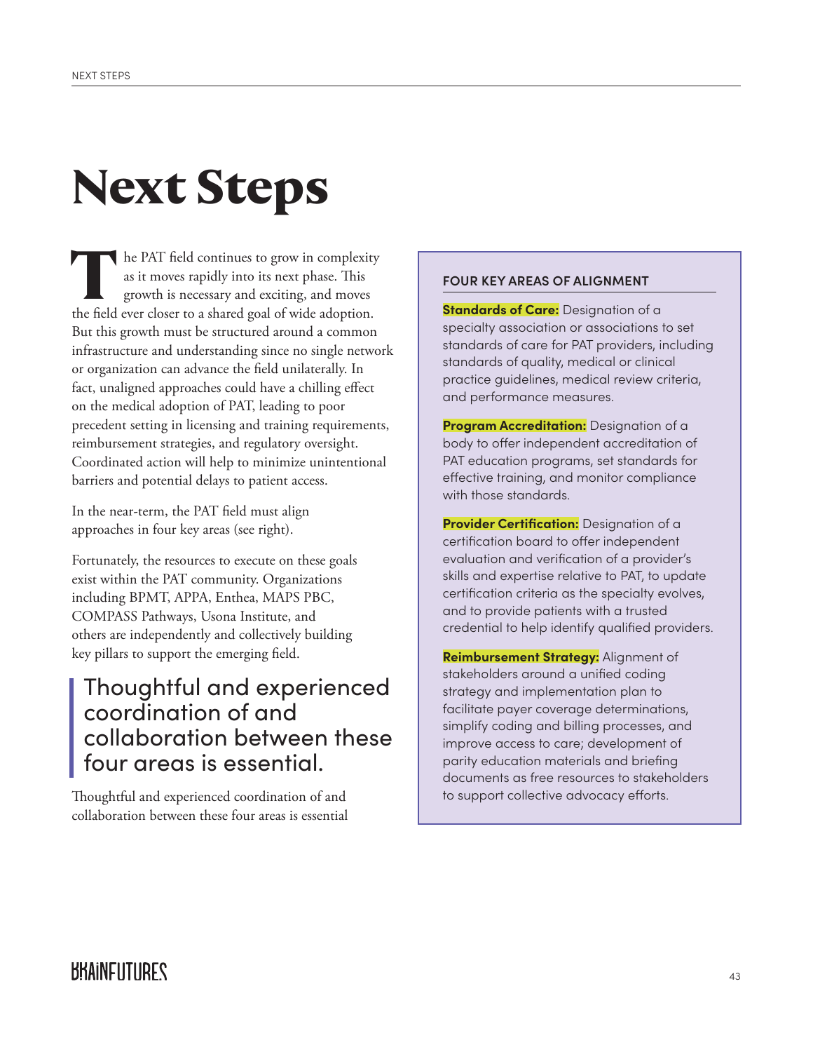# Next Steps

The PAT field continues to grow in complexity as it moves rapidly into its next phase. This growth is necessary and exciting, and moves the field ever closer to a shared goal of wide adoption. But this growth must be structured around a common infrastructure and understanding since no single network or organization can advance the field unilaterally. In fact, unaligned approaches could have a chilling effect on the medical adoption of PAT, leading to poor precedent setting in licensing and training requirements, reimbursement strategies, and regulatory oversight. Coordinated action will help to minimize unintentional barriers and potential delays to patient access.

In the near-term, the PAT field must align approaches in four key areas (see right).

Fortunately, the resources to execute on these goals exist within the PAT community. Organizations including BPMT, APPA, Enthea, MAPS PBC, COMPASS Pathways, Usona Institute, and others are independently and collectively building key pillars to support the emerging field.

> Thoughtful and experienced coordination of and collaboration between these four areas is essential.

Thoughtful and experienced coordination of and collaboration between these four areas is essential

### FOUR KEY AREAS OF ALIGNMENT

**Standards of Care:** Designation of a specialty association or associations to set standards of care for PAT providers, including standards of quality, medical or clinical practice guidelines, medical review criteria, and performance measures.

**Program Accreditation:** Designation of a body to offer independent accreditation of PAT education programs, set standards for effective training, and monitor compliance with those standards.

**Provider Certification:** Designation of a certification board to offer independent evaluation and verification of a provider's skills and expertise relative to PAT, to update certification criteria as the specialty evolves, and to provide patients with a trusted credential to help identify qualified providers.

**Reimbursement Strategy:** Alignment of stakeholders around a unified coding strategy and implementation plan to facilitate payer coverage determinations, simplify coding and billing processes, and improve access to care; development of parity education materials and briefing documents as free resources to stakeholders to support collective advocacy efforts.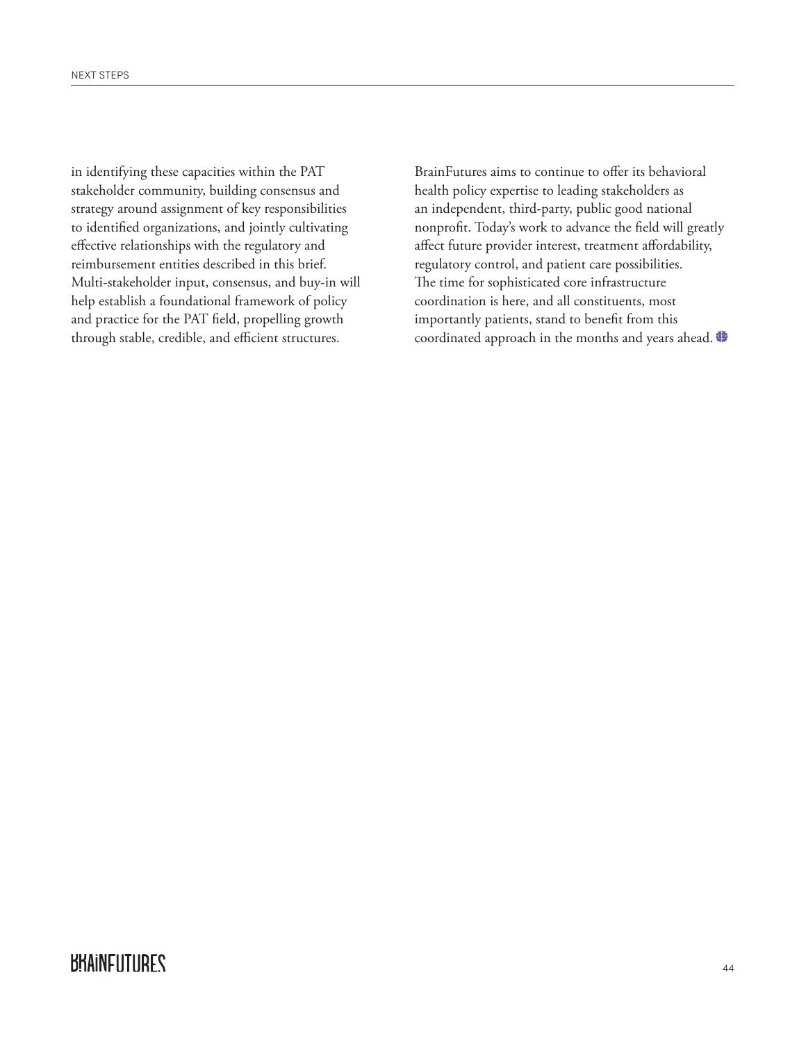in identifying these capacities within the PAT stakeholder community, building consensus and strategy around assignment of key responsibilities to identified organizations, and jointly cultivating effective relationships with the regulatory and reimbursement entities described in this brief. Multi-stakeholder input, consensus, and buy-in will help establish a foundational framework of policy and practice for the PAT field, propelling growth through stable, credible, and efficient structures.

BrainFutures aims to continue to offer its behavioral health policy expertise to leading stakeholders as an independent, third-party, public good national nonprofit. Today's work to advance the field will greatly affect future provider interest, treatment affordability, regulatory control, and patient care possibilities. The time for sophisticated core infrastructure coordination is here, and all constituents, most importantly patients, stand to benefit from this coordinated approach in the months and years ahead.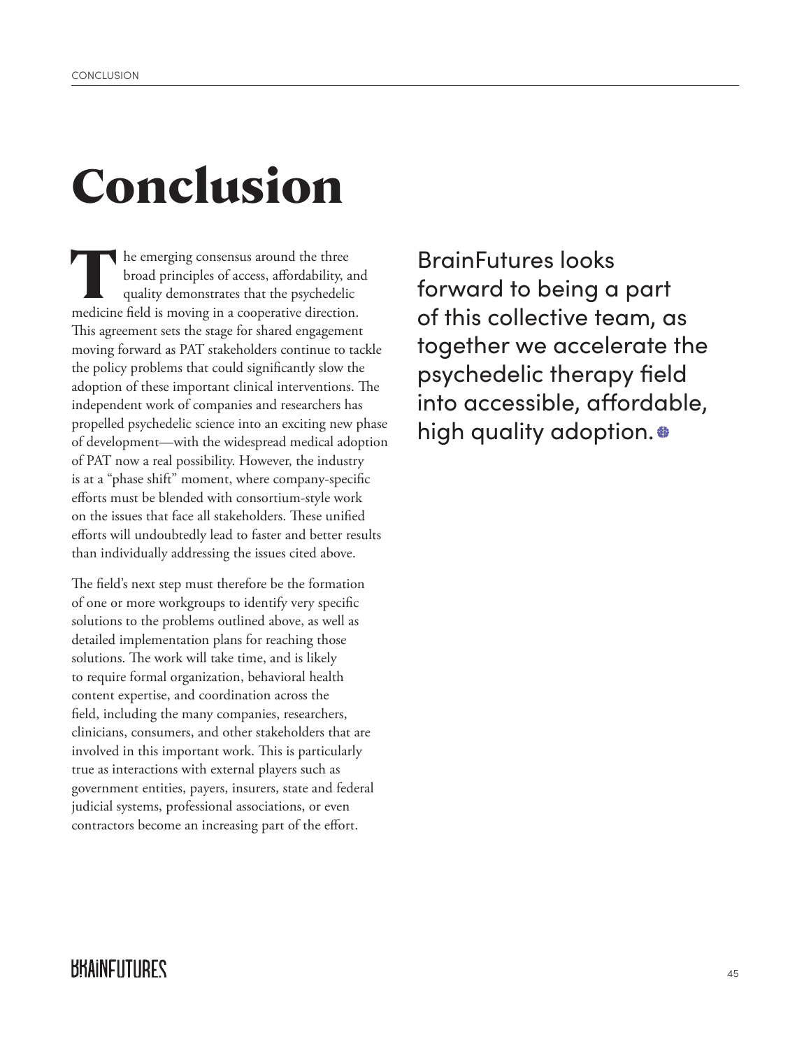# Conclusion

The emerging consensus around the three broad principles of access, affordability, and quality demonstrates that the psychedelic medicine field is moving in a cooperative direction. This agreement sets the stage for shared engagement moving forward as PAT stakeholders continue to tackle the policy problems that could significantly slow the adoption of these important clinical interventions. The independent work of companies and researchers has propelled psychedelic science into an exciting new phase of development—with the widespread medical adoption of PAT now a real possibility. However, the industry is at a "phase shift" moment, where company-specific efforts must be blended with consortium-style work on the issues that face all stakeholders. These unified efforts will undoubtedly lead to faster and better results than individually addressing the issues cited above.

The field's next step must therefore be the formation of one or more workgroups to identify very specific solutions to the problems outlined above, as well as detailed implementation plans for reaching those solutions. The work will take time, and is likely to require formal organization, behavioral health content expertise, and coordination across the field, including the many companies, researchers, clinicians, consumers, and other stakeholders that are involved in this important work. This is particularly true as interactions with external players such as government entities, payers, insurers, state and federal judicial systems, professional associations, or even contractors become an increasing part of the effort.

BrainFutures looks forward to being a part of this collective team, as together we accelerate the psychedelic therapy field into accessible, affordable, high quality adoption.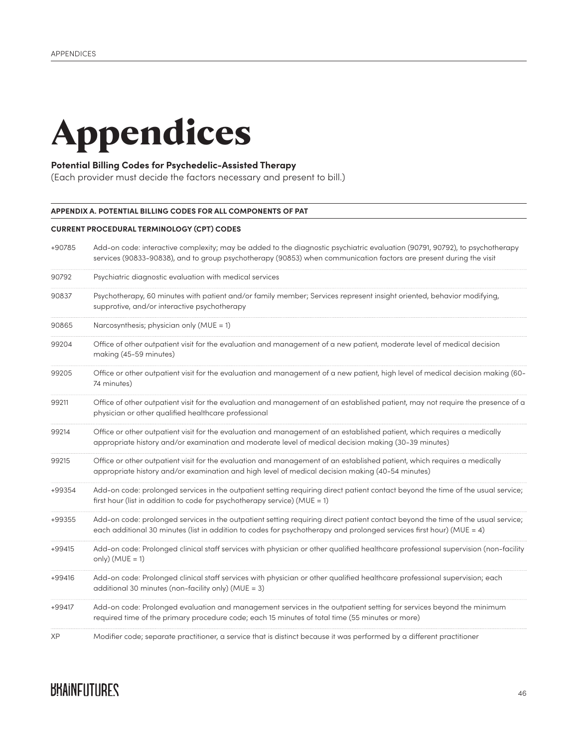# Appendices

**Potential Billing Codes for Psychedelic-Assisted Therapy**
(Each provider must decide the factors necessary and present to bill.)

## APPENDIX A. POTENTIAL BILLING CODES FOR ALL COMPONENTS OF PAT

### CURRENT PROCEDURAL TERMINOLOGY (CPT) CODES

| Code | Description |
|---|---|
| +90785 | Add-on code: interactive complexity; may be added to the diagnostic psychiatric evaluation (90791, 90792), to psychotherapy services (90833-90838), and to group psychotherapy (90853) when communication factors are present during the visit |
| 90792 | Psychiatric diagnostic evaluation with medical services |
| 90837 | Psychotherapy, 60 minutes with patient and/or family member; Services represent insight oriented, behavior modifying, supprotive, and/or interactive psychotherapy |
| 90865 | Narcosynthesis; physician only (MUE = 1) |
| 99204 | Office of other outpatient visit for the evaluation and management of a new patient, moderate level of medical decision making (45-59 minutes) |
| 99205 | Office or other outpatient visit for the evaluation and management of a new patient, high level of medical decision making (60-74 minutes) |
| 99211 | Office of other outpatient visit for the evaluation and management of an established patient, may not require the presence of a physician or other qualified healthcare professional |
| 99214 | Office or other outpatient visit for the evaluation and management of an established patient, which requires a medically appropriate history and/or examination and moderate level of medical decision making (30-39 minutes) |
| 99215 | Office or other outpatient visit for the evaluation and management of an established patient, which requires a medically appropriate history and/or examination and high level of medical decision making (40-54 minutes) |
| +99354 | Add-on code: prolonged services in the outpatient setting requiring direct patient contact beyond the time of the usual service; first hour (list in addition to code for psychotherapy service) (MUE = 1) |
| +99355 | Add-on code: prolonged services in the outpatient setting requiring direct patient contact beyond the time of the usual service; each additional 30 minutes (list in addition to codes for psychotherapy and prolonged services first hour) (MUE = 4) |
| +99415 | Add-on code: Prolonged clinical staff services with physician or other qualified healthcare professional supervision (non-facility only) (MUE = 1) |
| +99416 | Add-on code: Prolonged clinical staff services with physician or other qualified healthcare professional supervision; each additional 30 minutes (non-facility only) (MUE = 3) |
| +99417 | Add-on code: Prolonged evaluation and management services in the outpatient setting for services beyond the minimum required time of the primary procedure code; each 15 minutes of total time (55 minutes or more) |
| XP | Modifier code; separate practitioner, a service that is distinct because it was performed by a different practitioner |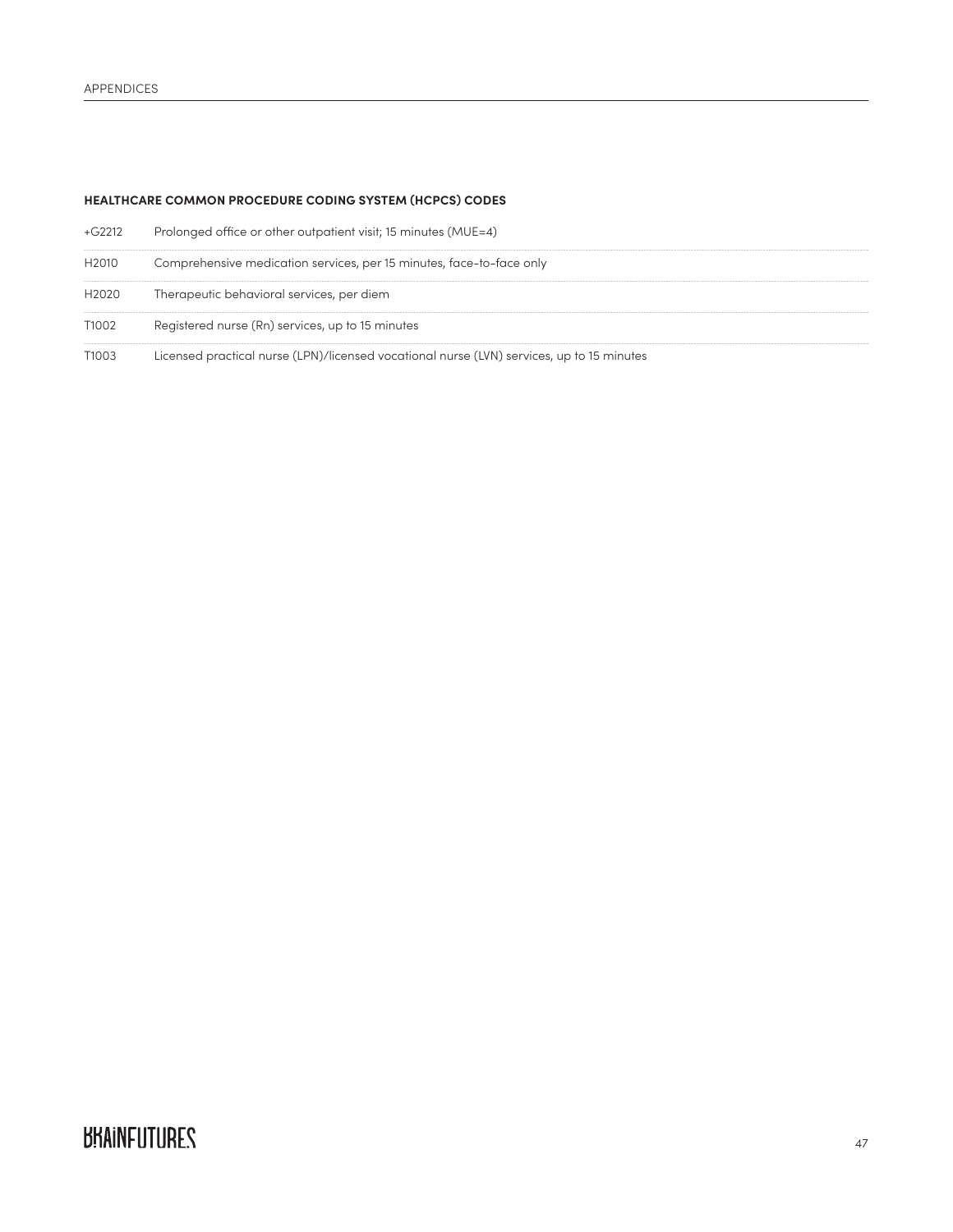**HEALTHCARE COMMON PROCEDURE CODING SYSTEM (HCPCS) CODES**

| Code | Description |
|---|---|
| +G2212 | Prolonged office or other outpatient visit; 15 minutes (MUE=4) |
| H2010 | Comprehensive medication services, per 15 minutes, face-to-face only |
| H2020 | Therapeutic behavioral services, per diem |
| T1002 | Registered nurse (Rn) services, up to 15 minutes |
| T1003 | Licensed practical nurse (LPN)/licensed vocational nurse (LVN) services, up to 15 minutes |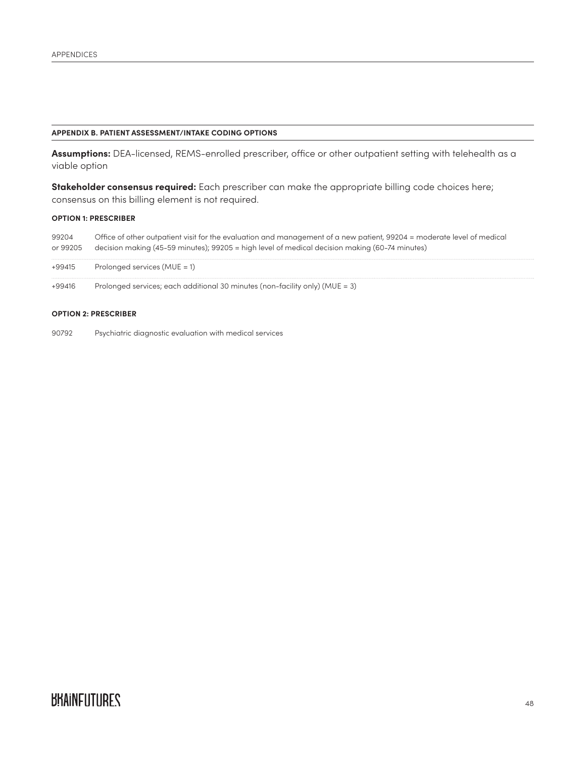## APPENDIX B. PATIENT ASSESSMENT/INTAKE CODING OPTIONS

**Assumptions:** DEA-licensed, REMS-enrolled prescriber, office or other outpatient setting with telehealth as a viable option

**Stakeholder consensus required:** Each prescriber can make the appropriate billing code choices here; consensus on this billing element is not required.

#### OPTION 1: PRESCRIBER

| | |
|---|---|
| 99204 or 99205 | Office of other outpatient visit for the evaluation and management of a new patient, 99204 = moderate level of medical decision making (45-59 minutes); 99205 = high level of medical decision making (60-74 minutes) |
| +99415 | Prolonged services (MUE = 1) |
| +99416 | Prolonged services; each additional 30 minutes (non-facility only) (MUE = 3) |

#### OPTION 2: PRESCRIBER

| | |
|---|---|
| 90792 | Psychiatric diagnostic evaluation with medical services |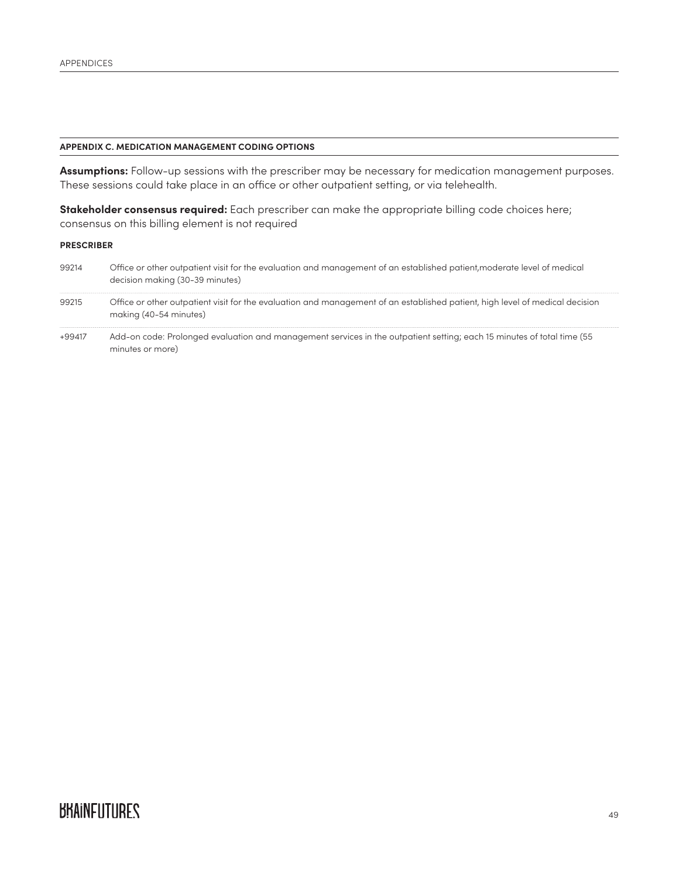## APPENDIX C. MEDICATION MANAGEMENT CODING OPTIONS

**Assumptions:** Follow-up sessions with the prescriber may be necessary for medication management purposes. These sessions could take place in an office or other outpatient setting, or via telehealth.

**Stakeholder consensus required:** Each prescriber can make the appropriate billing code choices here; consensus on this billing element is not required

**PRESCRIBER**

| | |
|---|---|
| 99214 | Office or other outpatient visit for the evaluation and management of an established patient,moderate level of medical decision making (30-39 minutes) |
| 99215 | Office or other outpatient visit for the evaluation and management of an established patient, high level of medical decision making (40-54 minutes) |
| +99417 | Add-on code: Prolonged evaluation and management services in the outpatient setting; each 15 minutes of total time (55 minutes or more) |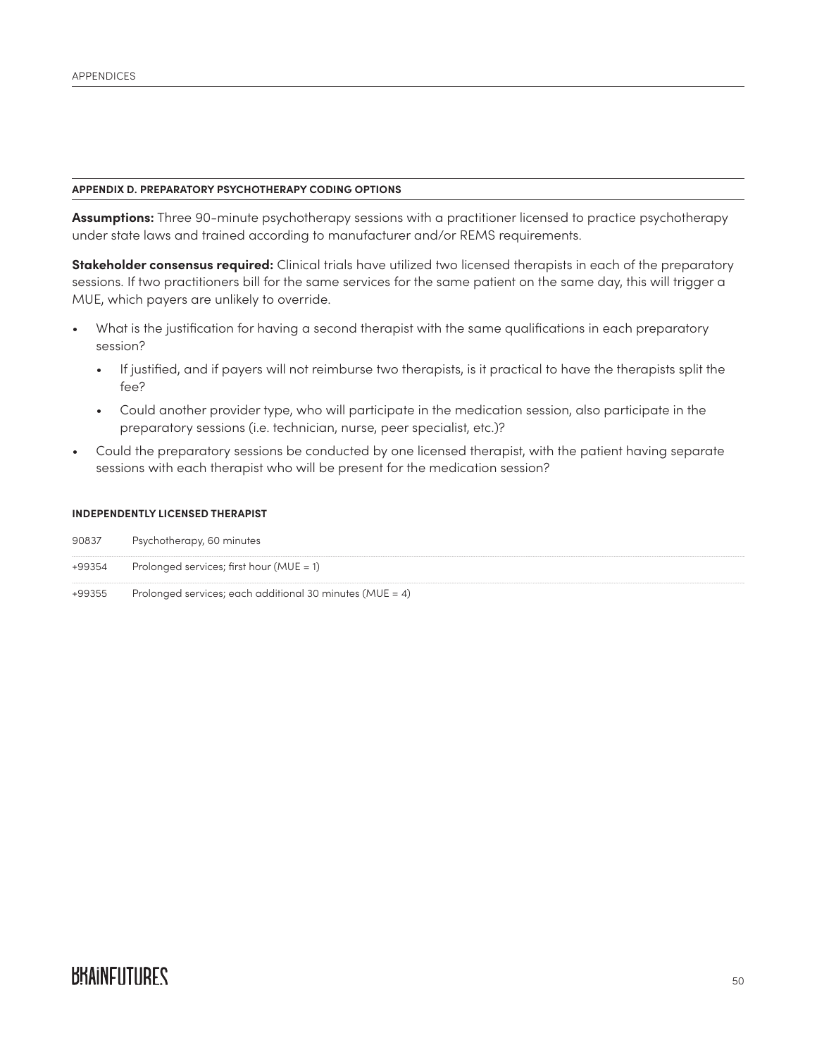## APPENDIX D. PREPARATORY PSYCHOTHERAPY CODING OPTIONS

**Assumptions:** Three 90-minute psychotherapy sessions with a practitioner licensed to practice psychotherapy under state laws and trained according to manufacturer and/or REMS requirements.

**Stakeholder consensus required:** Clinical trials have utilized two licensed therapists in each of the preparatory sessions. If two practitioners bill for the same services for the same patient on the same day, this will trigger a MUE, which payers are unlikely to override.

- What is the justification for having a second therapist with the same qualifications in each preparatory session?
  - If justified, and if payers will not reimburse two therapists, is it practical to have the therapists split the fee?
  - Could another provider type, who will participate in the medication session, also participate in the preparatory sessions (i.e. technician, nurse, peer specialist, etc.)?
- Could the preparatory sessions be conducted by one licensed therapist, with the patient having separate sessions with each therapist who will be present for the medication session?

### INDEPENDENTLY LICENSED THERAPIST

| | |
|---|---|
| 90837 | Psychotherapy, 60 minutes |
| +99354 | Prolonged services; first hour (MUE = 1) |
| +99355 | Prolonged services; each additional 30 minutes (MUE = 4) |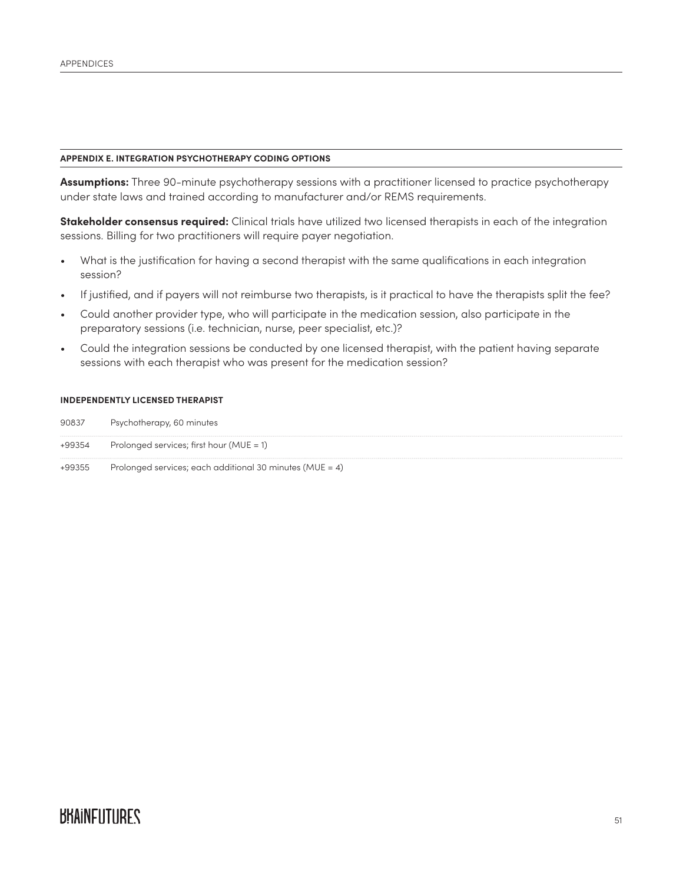## APPENDIX E. INTEGRATION PSYCHOTHERAPY CODING OPTIONS

**Assumptions:** Three 90-minute psychotherapy sessions with a practitioner licensed to practice psychotherapy under state laws and trained according to manufacturer and/or REMS requirements.

**Stakeholder consensus required:** Clinical trials have utilized two licensed therapists in each of the integration sessions. Billing for two practitioners will require payer negotiation.

- What is the justification for having a second therapist with the same qualifications in each integration session?
- If justified, and if payers will not reimburse two therapists, is it practical to have the therapists split the fee?
- Could another provider type, who will participate in the medication session, also participate in the preparatory sessions (i.e. technician, nurse, peer specialist, etc.)?
- Could the integration sessions be conducted by one licensed therapist, with the patient having separate sessions with each therapist who was present for the medication session?

### INDEPENDENTLY LICENSED THERAPIST

| | |
|---|---|
| 90837 | Psychotherapy, 60 minutes |
| +99354 | Prolonged services; first hour (MUE = 1) |
| +99355 | Prolonged services; each additional 30 minutes (MUE = 4) |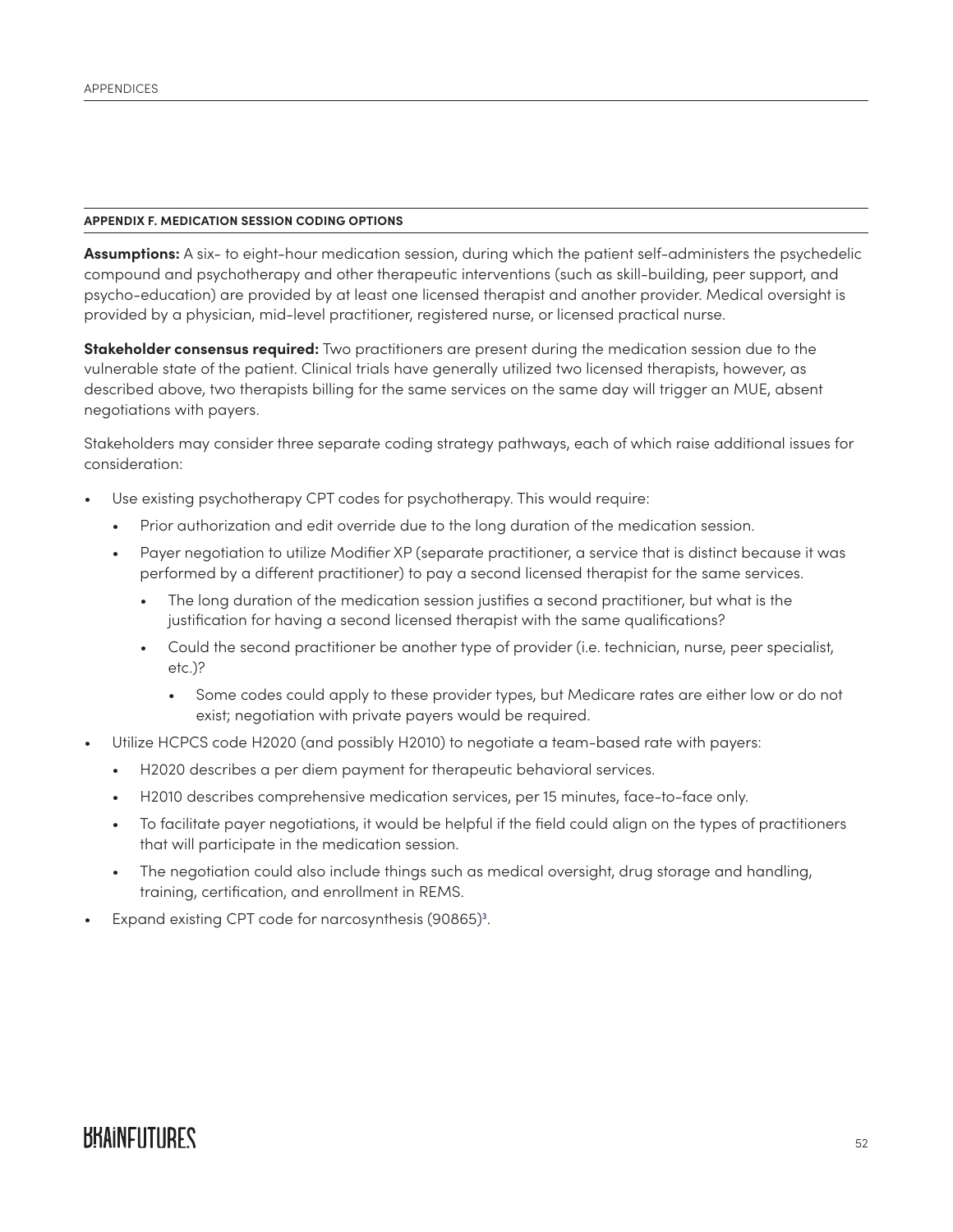## APPENDIX F. MEDICATION SESSION CODING OPTIONS

**Assumptions:** A six- to eight-hour medication session, during which the patient self-administers the psychedelic compound and psychotherapy and other therapeutic interventions (such as skill-building, peer support, and psycho-education) are provided by at least one licensed therapist and another provider. Medical oversight is provided by a physician, mid-level practitioner, registered nurse, or licensed practical nurse.

**Stakeholder consensus required:** Two practitioners are present during the medication session due to the vulnerable state of the patient. Clinical trials have generally utilized two licensed therapists, however, as described above, two therapists billing for the same services on the same day will trigger an MUE, absent negotiations with payers.

Stakeholders may consider three separate coding strategy pathways, each of which raise additional issues for consideration:

- Use existing psychotherapy CPT codes for psychotherapy. This would require:
  - Prior authorization and edit override due to the long duration of the medication session.
  - Payer negotiation to utilize Modifier XP (separate practitioner, a service that is distinct because it was performed by a different practitioner) to pay a second licensed therapist for the same services.
    - The long duration of the medication session justifies a second practitioner, but what is the justification for having a second licensed therapist with the same qualifications?
    - Could the second practitioner be another type of provider (i.e. technician, nurse, peer specialist, etc.)?
      - Some codes could apply to these provider types, but Medicare rates are either low or do not exist; negotiation with private payers would be required.
- Utilize HCPCS code H2020 (and possibly H2010) to negotiate a team-based rate with payers:
  - H2020 describes a per diem payment for therapeutic behavioral services.
  - H2010 describes comprehensive medication services, per 15 minutes, face-to-face only.
  - To facilitate payer negotiations, it would be helpful if the field could align on the types of practitioners that will participate in the medication session.
  - The negotiation could also include things such as medical oversight, drug storage and handling, training, certification, and enrollment in REMS.
- Expand existing CPT code for narcosynthesis (90865)[3].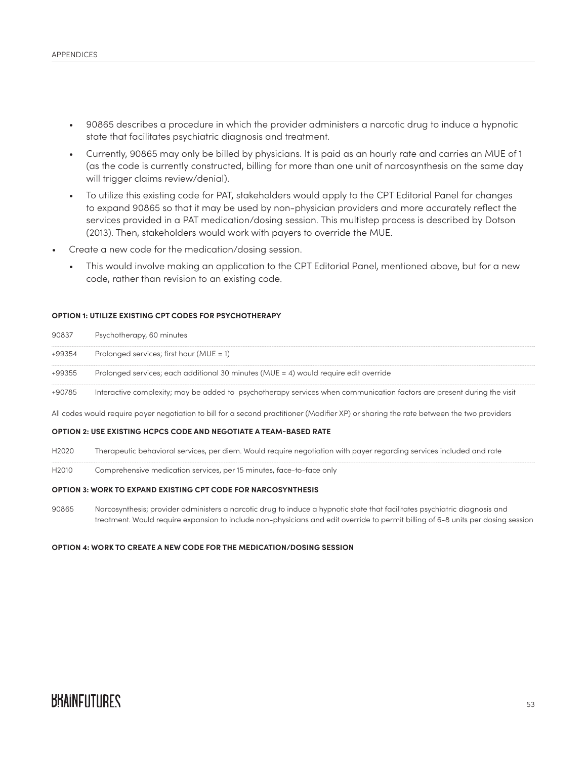- 90865 describes a procedure in which the provider administers a narcotic drug to induce a hypnotic state that facilitates psychiatric diagnosis and treatment.
- Currently, 90865 may only be billed by physicians. It is paid as an hourly rate and carries an MUE of 1 (as the code is currently constructed, billing for more than one unit of narcosynthesis on the same day will trigger claims review/denial).
- To utilize this existing code for PAT, stakeholders would apply to the CPT Editorial Panel for changes to expand 90865 so that it may be used by non-physician providers and more accurately reflect the services provided in a PAT medication/dosing session. This multistep process is described by Dotson (2013). Then, stakeholders would work with payers to override the MUE.

- Create a new code for the medication/dosing session.
  - This would involve making an application to the CPT Editorial Panel, mentioned above, but for a new code, rather than revision to an existing code.

**OPTION 1: UTILIZE EXISTING CPT CODES FOR PSYCHOTHERAPY**

| | |
|---|---|
| 90837 | Psychotherapy, 60 minutes |
| +99354 | Prolonged services; first hour (MUE = 1) |
| +99355 | Prolonged services; each additional 30 minutes (MUE = 4) would require edit override |
| +90785 | Interactive complexity; may be added to psychotherapy services when communication factors are present during the visit |

All codes would require payer negotiation to bill for a second practitioner (Modifier XP) or sharing the rate between the two providers

**OPTION 2: USE EXISTING HCPCS CODE AND NEGOTIATE A TEAM-BASED RATE**

| | |
|---|---|
| H2020 | Therapeutic behavioral services, per diem. Would require negotiation with payer regarding services included and rate |
| H2010 | Comprehensive medication services, per 15 minutes, face-to-face only |

**OPTION 3: WORK TO EXPAND EXISTING CPT CODE FOR NARCOSYNTHESIS**

| | |
|---|---|
| 90865 | Narcosynthesis; provider administers a narcotic drug to induce a hypnotic state that facilitates psychiatric diagnosis and treatment. Would require expansion to include non-physicians and edit override to permit billing of 6-8 units per dosing session |

**OPTION 4: WORK TO CREATE A NEW CODE FOR THE MEDICATION/DOSING SESSION**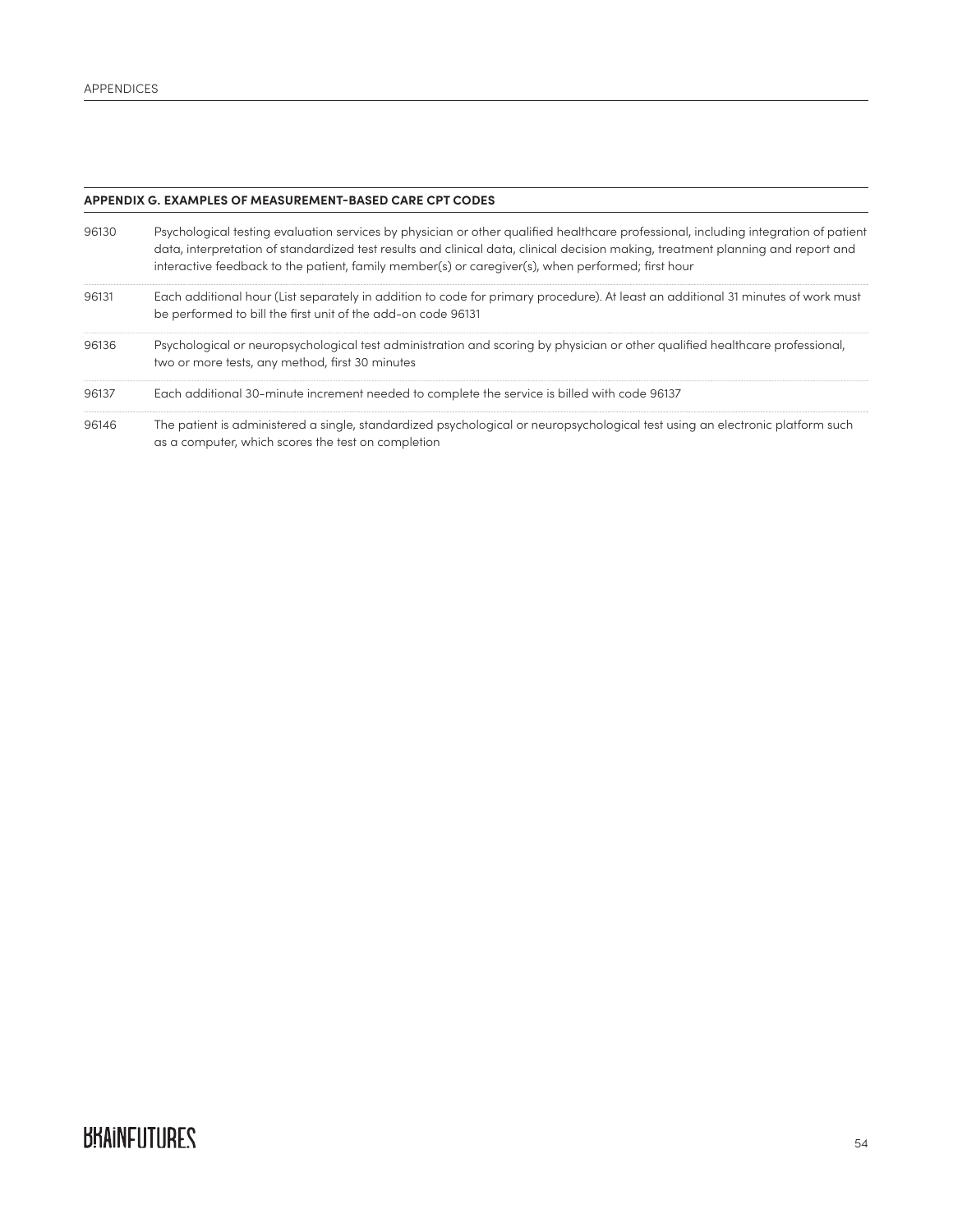## APPENDIX G. EXAMPLES OF MEASUREMENT-BASED CARE CPT CODES

| | |
|---|---|
| 96130 | Psychological testing evaluation services by physician or other qualified healthcare professional, including integration of patient data, interpretation of standardized test results and clinical data, clinical decision making, treatment planning and report and interactive feedback to the patient, family member(s) or caregiver(s), when performed; first hour |
| 96131 | Each additional hour (List separately in addition to code for primary procedure). At least an additional 31 minutes of work must be performed to bill the first unit of the add-on code 96131 |
| 96136 | Psychological or neuropsychological test administration and scoring by physician or other qualified healthcare professional, two or more tests, any method, first 30 minutes |
| 96137 | Each additional 30-minute increment needed to complete the service is billed with code 96137 |
| 96146 | The patient is administered a single, standardized psychological or neuropsychological test using an electronic platform such as a computer, which scores the test on completion |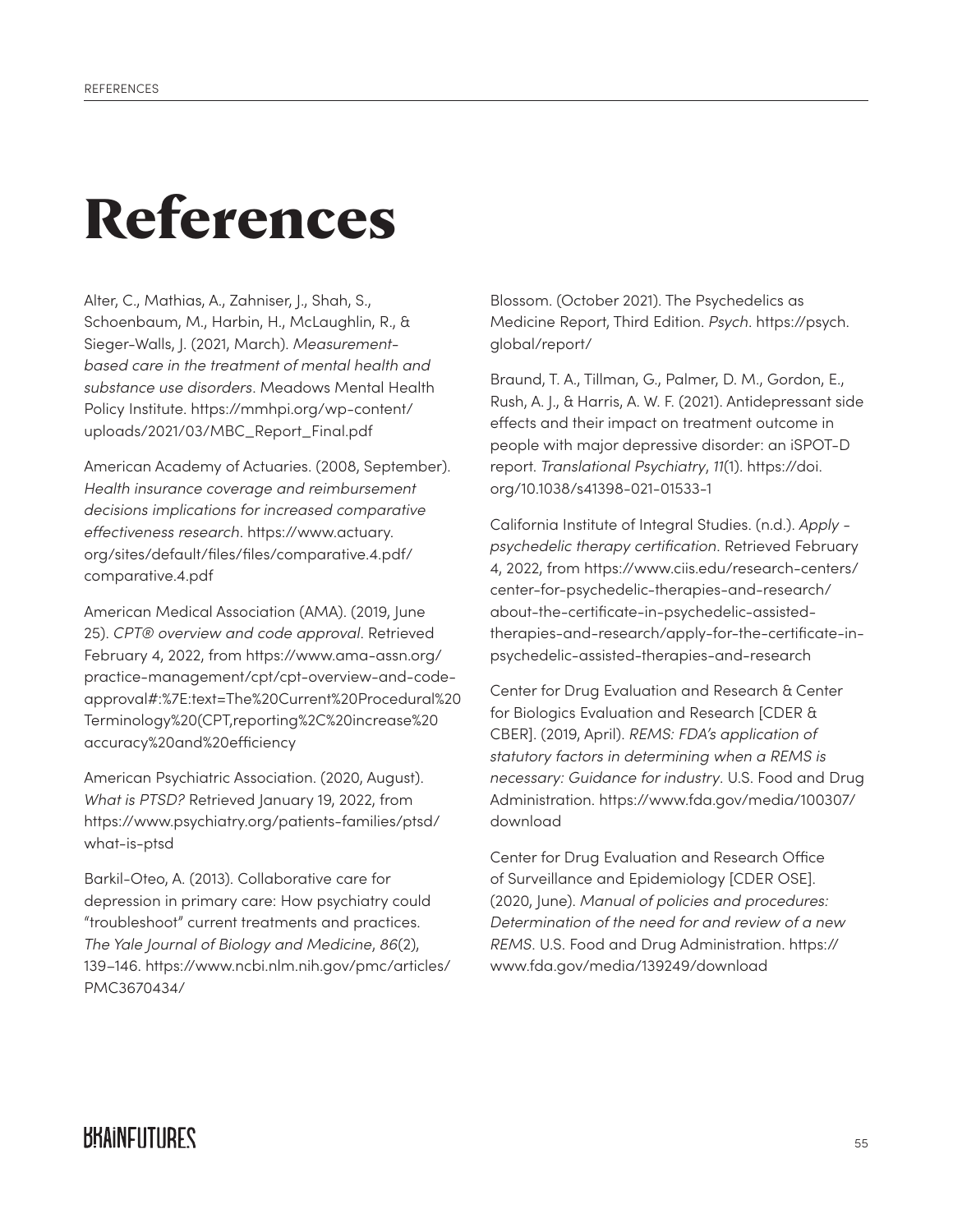# References

Alter, C., Mathias, A., Zahniser, J., Shah, S., Schoenbaum, M., Harbin, H., McLaughlin, R., & Sieger-Walls, J. (2021, March). *Measurement-based care in the treatment of mental health and substance use disorders*. Meadows Mental Health Policy Institute. https://mmhpi.org/wp-content/uploads/2021/03/MBC_Report_Final.pdf

American Academy of Actuaries. (2008, September). *Health insurance coverage and reimbursement decisions implications for increased comparative effectiveness research*. https://www.actuary.org/sites/default/files/files/comparative.4.pdf/comparative.4.pdf

American Medical Association (AMA). (2019, June 25). *CPT® overview and code approval*. Retrieved February 4, 2022, from https://www.ama-assn.org/practice-management/cpt/cpt-overview-and-code-approval#:%7E:text=The%20Current%20Procedural%20Terminology%20(CPT,reporting%2C%20increase%20accuracy%20and%20efficiency

American Psychiatric Association. (2020, August). *What is PTSD?* Retrieved January 19, 2022, from https://www.psychiatry.org/patients-families/ptsd/what-is-ptsd

Barkil-Oteo, A. (2013). Collaborative care for depression in primary care: How psychiatry could "troubleshoot" current treatments and practices. *The Yale Journal of Biology and Medicine*, *86*(2), 139–146. https://www.ncbi.nlm.nih.gov/pmc/articles/PMC3670434/

Blossom. (October 2021). The Psychedelics as Medicine Report, Third Edition. *Psych*. https://psych.global/report/

Braund, T. A., Tillman, G., Palmer, D. M., Gordon, E., Rush, A. J., & Harris, A. W. F. (2021). Antidepressant side effects and their impact on treatment outcome in people with major depressive disorder: an iSPOT-D report. *Translational Psychiatry*, *11*(1). https://doi.org/10.1038/s41398-021-01533-1

California Institute of Integral Studies. (n.d.). *Apply - psychedelic therapy certification*. Retrieved February 4, 2022, from https://www.ciis.edu/research-centers/center-for-psychedelic-therapies-and-research/about-the-certificate-in-psychedelic-assisted-therapies-and-research/apply-for-the-certificate-in-psychedelic-assisted-therapies-and-research

Center for Drug Evaluation and Research & Center for Biologics Evaluation and Research [CDER & CBER]. (2019, April). *REMS: FDA's application of statutory factors in determining when a REMS is necessary: Guidance for industry*. U.S. Food and Drug Administration. https://www.fda.gov/media/100307/download

Center for Drug Evaluation and Research Office of Surveillance and Epidemiology [CDER OSE]. (2020, June). *Manual of policies and procedures: Determination of the need for and review of a new REMS*. U.S. Food and Drug Administration. https://www.fda.gov/media/139249/download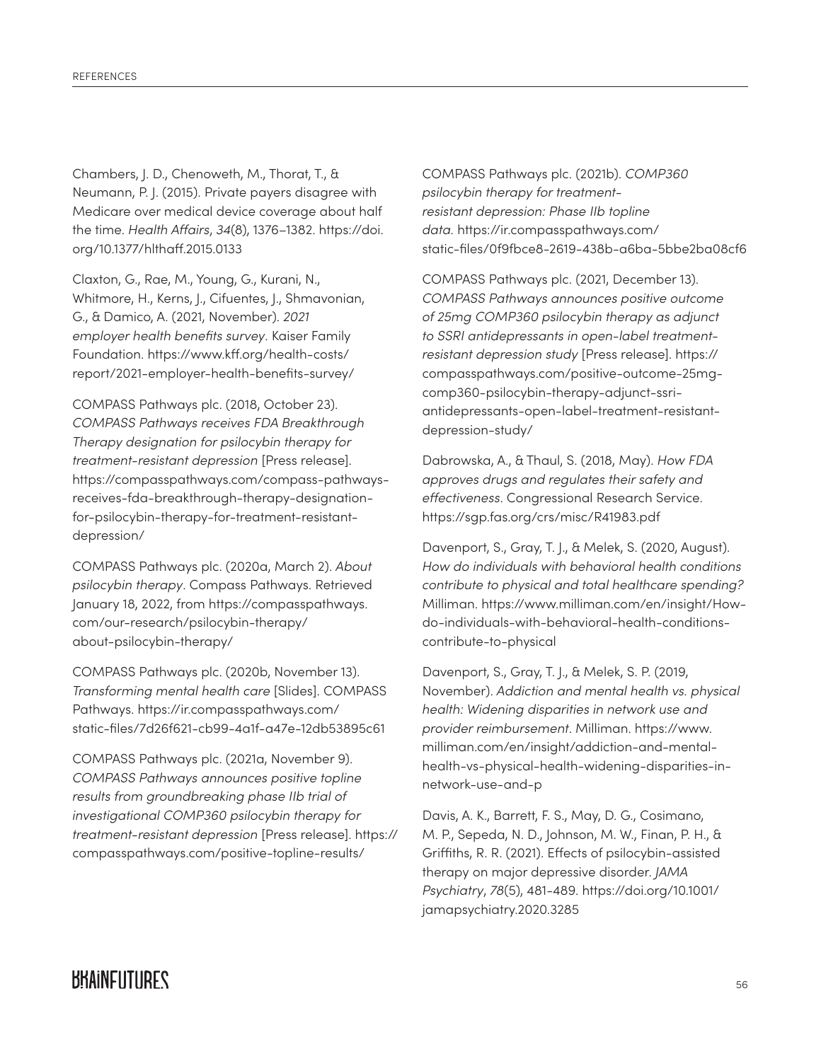Chambers, J. D., Chenoweth, M., Thorat, T., & Neumann, P. J. (2015). Private payers disagree with Medicare over medical device coverage about half the time. *Health Affairs*, *34*(8), 1376–1382. https://doi.org/10.1377/hlthaff.2015.0133

Claxton, G., Rae, M., Young, G., Kurani, N., Whitmore, H., Kerns, J., Cifuentes, J., Shmavonian, G., & Damico, A. (2021, November). *2021 employer health benefits survey*. Kaiser Family Foundation. https://www.kff.org/health-costs/report/2021-employer-health-benefits-survey/

COMPASS Pathways plc. (2018, October 23). *COMPASS Pathways receives FDA Breakthrough Therapy designation for psilocybin therapy for treatment-resistant depression* [Press release]. https://compasspathways.com/compass-pathways-receives-fda-breakthrough-therapy-designation-for-psilocybin-therapy-for-treatment-resistant-depression/

COMPASS Pathways plc. (2020a, March 2). *About psilocybin therapy*. Compass Pathways. Retrieved January 18, 2022, from https://compasspathways.com/our-research/psilocybin-therapy/about-psilocybin-therapy/

COMPASS Pathways plc. (2020b, November 13). *Transforming mental health care* [Slides]. COMPASS Pathways. https://ir.compasspathways.com/static-files/7d26f621-cb99-4a1f-a47e-12db53895c61

COMPASS Pathways plc. (2021a, November 9). *COMPASS Pathways announces positive topline results from groundbreaking phase IIb trial of investigational COMP360 psilocybin therapy for treatment-resistant depression* [Press release]. https://compasspathways.com/positive-topline-results/

COMPASS Pathways plc. (2021b). *COMP360 psilocybin therapy for treatment-resistant depression: Phase IIb topline data.* https://ir.compasspathways.com/static-files/0f9fbce8-2619-438b-a6ba-5bbe2ba08cf6

COMPASS Pathways plc. (2021, December 13). *COMPASS Pathways announces positive outcome of 25mg COMP360 psilocybin therapy as adjunct to SSRI antidepressants in open-label treatment-resistant depression study* [Press release]. https://compasspathways.com/positive-outcome-25mg-comp360-psilocybin-therapy-adjunct-ssri-antidepressants-open-label-treatment-resistant-depression-study/

Dabrowska, A., & Thaul, S. (2018, May). *How FDA approves drugs and regulates their safety and effectiveness*. Congressional Research Service. https://sgp.fas.org/crs/misc/R41983.pdf

Davenport, S., Gray, T. J., & Melek, S. (2020, August). *How do individuals with behavioral health conditions contribute to physical and total healthcare spending?* Milliman. https://www.milliman.com/en/insight/How-do-individuals-with-behavioral-health-conditions-contribute-to-physical

Davenport, S., Gray, T. J., & Melek, S. P. (2019, November). *Addiction and mental health vs. physical health: Widening disparities in network use and provider reimbursement*. Milliman. https://www.milliman.com/en/insight/addiction-and-mental-health-vs-physical-health-widening-disparities-in-network-use-and-p

Davis, A. K., Barrett, F. S., May, D. G., Cosimano, M. P., Sepeda, N. D., Johnson, M. W., Finan, P. H., & Griffiths, R. R. (2021). Effects of psilocybin-assisted therapy on major depressive disorder. *JAMA Psychiatry*, *78*(5), 481–489. https://doi.org/10.1001/jamapsychiatry.2020.3285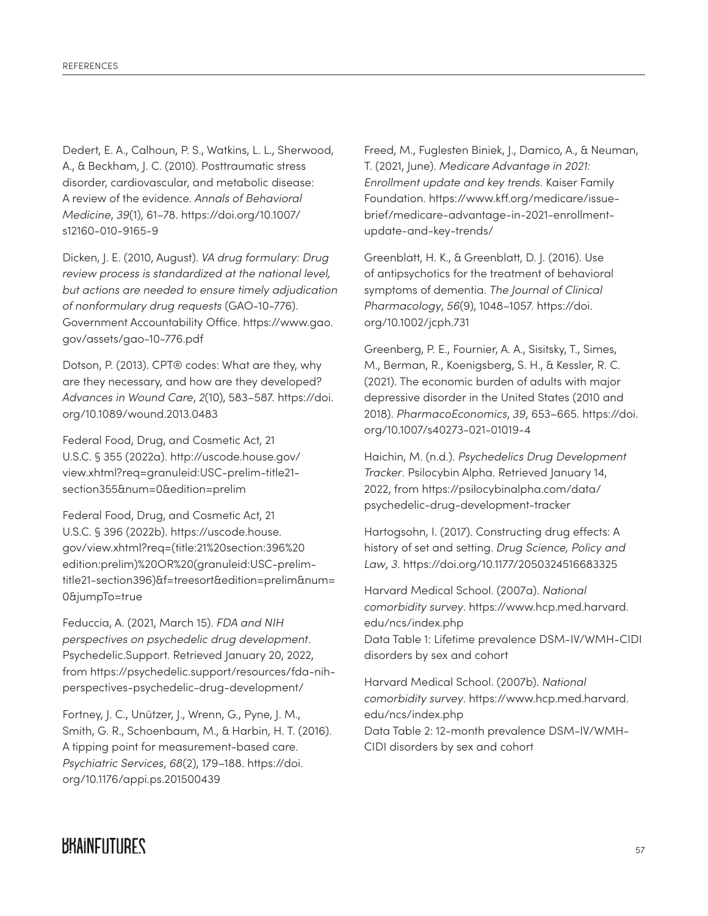Dedert, E. A., Calhoun, P. S., Watkins, L. L., Sherwood, A., & Beckham, J. C. (2010). Posttraumatic stress disorder, cardiovascular, and metabolic disease: A review of the evidence. *Annals of Behavioral Medicine*, *39*(1), 61–78. https://doi.org/10.1007/s12160-010-9165-9

Dicken, J. E. (2010, August). *VA drug formulary: Drug review process is standardized at the national level, but actions are needed to ensure timely adjudication of nonformulary drug requests* (GAO-10-776). Government Accountability Office. https://www.gao.gov/assets/gao-10-776.pdf

Dotson, P. (2013). CPT® codes: What are they, why are they necessary, and how are they developed? *Advances in Wound Care*, *2*(10), 583–587. https://doi.org/10.1089/wound.2013.0483

Federal Food, Drug, and Cosmetic Act, 21 U.S.C. § 355 (2022a). http://uscode.house.gov/view.xhtml?req=granuleid:USC-prelim-title21-section355&num=0&edition=prelim

Federal Food, Drug, and Cosmetic Act, 21 U.S.C. § 396 (2022b). https://uscode.house.gov/view.xhtml?req=(title:21%20section:396%20edition:prelim)%20OR%20(granuleid:USC-prelim-title21-section396)&f=treesort&edition=prelim&num=0&jumpTo=true

Feduccia, A. (2021, March 15). *FDA and NIH perspectives on psychedelic drug development*. Psychedelic.Support. Retrieved January 20, 2022, from https://psychedelic.support/resources/fda-nih-perspectives-psychedelic-drug-development/

Fortney, J. C., Unützer, J., Wrenn, G., Pyne, J. M., Smith, G. R., Schoenbaum, M., & Harbin, H. T. (2016). A tipping point for measurement-based care. *Psychiatric Services*, *68*(2), 179–188. https://doi.org/10.1176/appi.ps.201500439

Freed, M., Fuglesten Biniek, J., Damico, A., & Neuman, T. (2021, June). *Medicare Advantage in 2021: Enrollment update and key trends*. Kaiser Family Foundation. https://www.kff.org/medicare/issue-brief/medicare-advantage-in-2021-enrollment-update-and-key-trends/

Greenblatt, H. K., & Greenblatt, D. J. (2016). Use of antipsychotics for the treatment of behavioral symptoms of dementia. *The Journal of Clinical Pharmacology*, *56*(9), 1048–1057. https://doi.org/10.1002/jcph.731

Greenberg, P. E., Fournier, A. A., Sisitsky, T., Simes, M., Berman, R., Koenigsberg, S. H., & Kessler, R. C. (2021). The economic burden of adults with major depressive disorder in the United States (2010 and 2018). *PharmacoEconomics*, *39*, 653–665. https://doi.org/10.1007/s40273-021-01019-4

Haichin, M. (n.d.). *Psychedelics Drug Development Tracker*. Psilocybin Alpha. Retrieved January 14, 2022, from https://psilocybinalpha.com/data/psychedelic-drug-development-tracker

Hartogsohn, I. (2017). Constructing drug effects: A history of set and setting. *Drug Science, Policy and Law*, *3*. https://doi.org/10.1177/2050324516683325

Harvard Medical School. (2007a). *National comorbidity survey*. https://www.hcp.med.harvard.edu/ncs/index.php
Data Table 1: Lifetime prevalence DSM-IV/WMH-CIDI disorders by sex and cohort

Harvard Medical School. (2007b). *National comorbidity survey*. https://www.hcp.med.harvard.edu/ncs/index.php
Data Table 2: 12-month prevalence DSM-IV/WMH-CIDI disorders by sex and cohort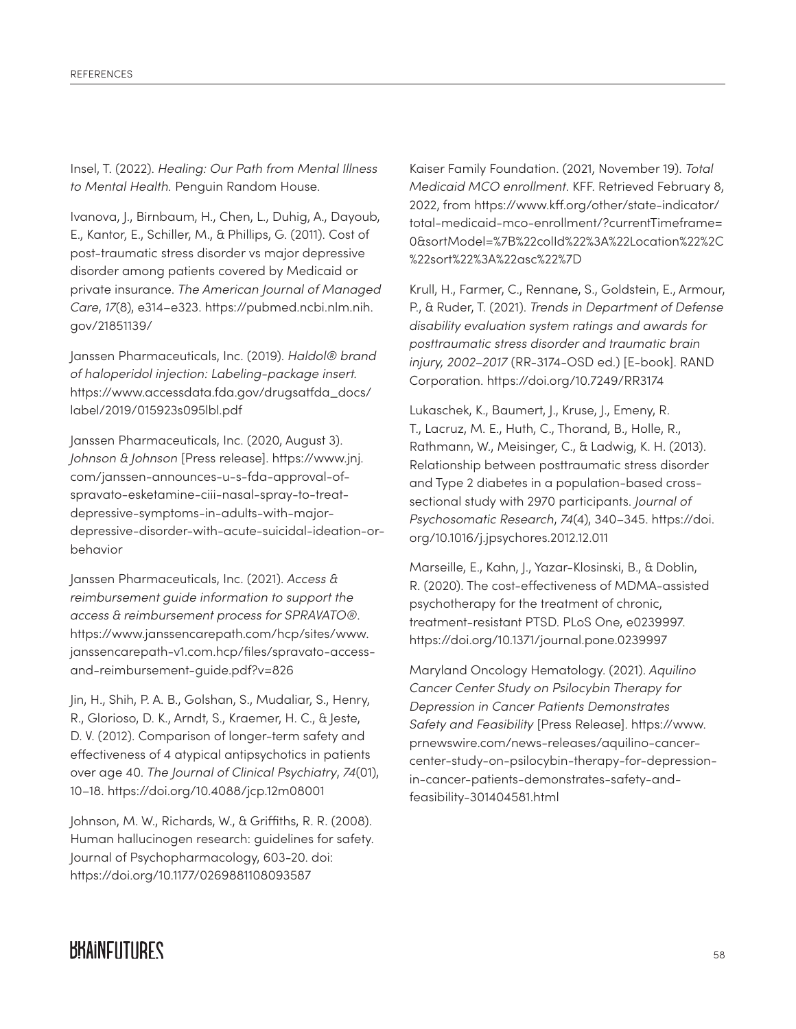Insel, T. (2022). *Healing: Our Path from Mental Illness to Mental Health.* Penguin Random House.

Ivanova, J., Birnbaum, H., Chen, L., Duhig, A., Dayoub, E., Kantor, E., Schiller, M., & Phillips, G. (2011). Cost of post-traumatic stress disorder vs major depressive disorder among patients covered by Medicaid or private insurance. *The American Journal of Managed Care*, *17*(8), e314–e323. https://pubmed.ncbi.nlm.nih.gov/21851139/

Janssen Pharmaceuticals, Inc. (2019). *Haldol® brand of haloperidol injection: Labeling-package insert.* https://www.accessdata.fda.gov/drugsatfda_docs/label/2019/015923s095lbl.pdf

Janssen Pharmaceuticals, Inc. (2020, August 3). *Johnson & Johnson* [Press release]. https://www.jnj.com/janssen-announces-u-s-fda-approval-of-spravato-esketamine-ciii-nasal-spray-to-treat-depressive-symptoms-in-adults-with-major-depressive-disorder-with-acute-suicidal-ideation-or-behavior

Janssen Pharmaceuticals, Inc. (2021). *Access & reimbursement guide information to support the access & reimbursement process for SPRAVATO®.* https://www.janssencarepath.com/hcp/sites/www.janssencarepath-v1.com.hcp/files/spravato-access-and-reimbursement-guide.pdf?v=826

Jin, H., Shih, P. A. B., Golshan, S., Mudaliar, S., Henry, R., Glorioso, D. K., Arndt, S., Kraemer, H. C., & Jeste, D. V. (2012). Comparison of longer-term safety and effectiveness of 4 atypical antipsychotics in patients over age 40. *The Journal of Clinical Psychiatry*, *74*(01), 10–18. https://doi.org/10.4088/jcp.12m08001

Johnson, M. W., Richards, W., & Griffiths, R. R. (2008). Human hallucinogen research: guidelines for safety. Journal of Psychopharmacology, 603-20. doi: https://doi.org/10.1177/0269881108093587

Kaiser Family Foundation. (2021, November 19). *Total Medicaid MCO enrollment.* KFF. Retrieved February 8, 2022, from https://www.kff.org/other/state-indicator/total-medicaid-mco-enrollment/?currentTimeframe=0&sortModel=%7B%22colId%22%3A%22Location%22%2C%22sort%22%3A%22asc%22%7D

Krull, H., Farmer, C., Rennane, S., Goldstein, E., Armour, P., & Ruder, T. (2021). *Trends in Department of Defense disability evaluation system ratings and awards for posttraumatic stress disorder and traumatic brain injury, 2002–2017* (RR-3174-OSD ed.) [E-book]. RAND Corporation. https://doi.org/10.7249/RR3174

Lukaschek, K., Baumert, J., Kruse, J., Emeny, R. T., Lacruz, M. E., Huth, C., Thorand, B., Holle, R., Rathmann, W., Meisinger, C., & Ladwig, K. H. (2013). Relationship between posttraumatic stress disorder and Type 2 diabetes in a population-based cross-sectional study with 2970 participants. *Journal of Psychosomatic Research*, *74*(4), 340–345. https://doi.org/10.1016/j.jpsychores.2012.12.011

Marseille, E., Kahn, J., Yazar-Klosinski, B., & Doblin, R. (2020). The cost-effectiveness of MDMA-assisted psychotherapy for the treatment of chronic, treatment-resistant PTSD. PLoS One, e0239997. https://doi.org/10.1371/journal.pone.0239997

Maryland Oncology Hematology. (2021). *Aquilino Cancer Center Study on Psilocybin Therapy for Depression in Cancer Patients Demonstrates Safety and Feasibility* [Press Release]. https://www.prnewswire.com/news-releases/aquilino-cancer-center-study-on-psilocybin-therapy-for-depression-in-cancer-patients-demonstrates-safety-and-feasibility-301404581.html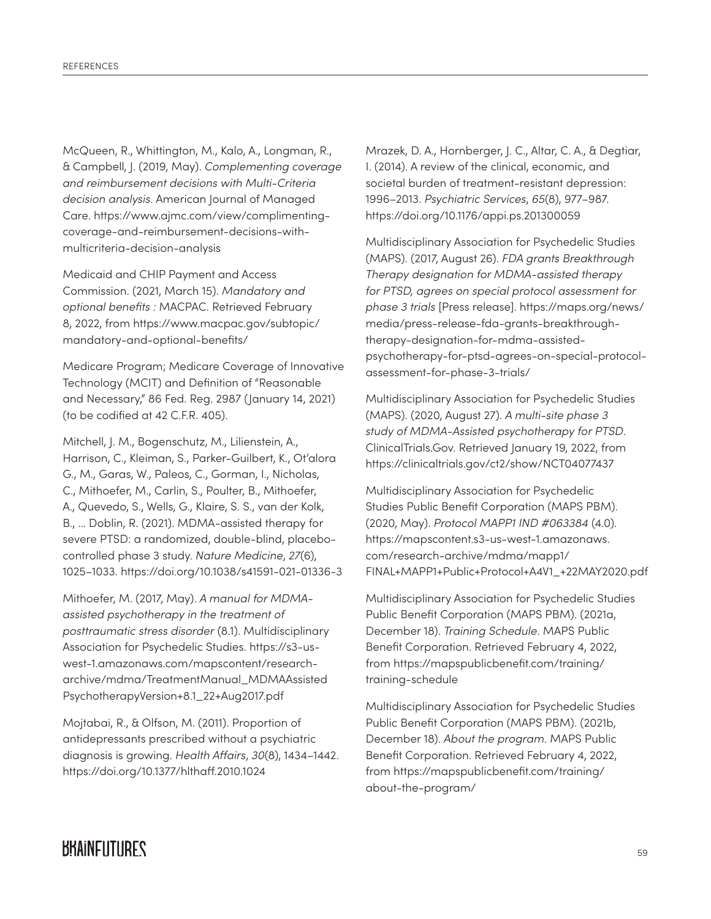McQueen, R., Whittington, M., Kalo, A., Longman, R., & Campbell, J. (2019, May). *Complementing coverage and reimbursement decisions with Multi-Criteria decision analysis*. American Journal of Managed Care. https://www.ajmc.com/view/complimenting-coverage-and-reimbursement-decisions-with-multicriteria-decision-analysis

Medicaid and CHIP Payment and Access Commission. (2021, March 15). *Mandatory and optional benefits :* MACPAC. Retrieved February 8, 2022, from https://www.macpac.gov/subtopic/mandatory-and-optional-benefits/

Medicare Program; Medicare Coverage of Innovative Technology (MCIT) and Definition of "Reasonable and Necessary," 86 Fed. Reg. 2987 (January 14, 2021) (to be codified at 42 C.F.R. 405).

Mitchell, J. M., Bogenschutz, M., Lilienstein, A., Harrison, C., Kleiman, S., Parker-Guilbert, K., Ot'alora G., M., Garas, W., Paleos, C., Gorman, I., Nicholas, C., Mithoefer, M., Carlin, S., Poulter, B., Mithoefer, A., Quevedo, S., Wells, G., Klaire, S. S., van der Kolk, B., … Doblin, R. (2021). MDMA-assisted therapy for severe PTSD: a randomized, double-blind, placebo-controlled phase 3 study. *Nature Medicine*, *27*(6), 1025–1033. https://doi.org/10.1038/s41591-021-01336-3

Mithoefer, M. (2017, May). *A manual for MDMA-assisted psychotherapy in the treatment of posttraumatic stress disorder* (8.1). Multidisciplinary Association for Psychedelic Studies. https://s3-us-west-1.amazonaws.com/mapscontent/research-archive/mdma/TreatmentManual_MDMAAssistedPsychotherapyVersion+8.1_22+Aug2017.pdf

Mojtabai, R., & Olfson, M. (2011). Proportion of antidepressants prescribed without a psychiatric diagnosis is growing. *Health Affairs*, *30*(8), 1434–1442. https://doi.org/10.1377/hlthaff.2010.1024

Mrazek, D. A., Hornberger, J. C., Altar, C. A., & Degtiar, I. (2014). A review of the clinical, economic, and societal burden of treatment-resistant depression: 1996–2013. *Psychiatric Services*, *65*(8), 977–987. https://doi.org/10.1176/appi.ps.201300059

Multidisciplinary Association for Psychedelic Studies (MAPS). (2017, August 26). *FDA grants Breakthrough Therapy designation for MDMA-assisted therapy for PTSD, agrees on special protocol assessment for phase 3 trials* [Press release]. https://maps.org/news/media/press-release-fda-grants-breakthrough-therapy-designation-for-mdma-assisted-psychotherapy-for-ptsd-agrees-on-special-protocol-assessment-for-phase-3-trials/

Multidisciplinary Association for Psychedelic Studies (MAPS). (2020, August 27). *A multi-site phase 3 study of MDMA-Assisted psychotherapy for PTSD*. ClinicalTrials.Gov. Retrieved January 19, 2022, from https://clinicaltrials.gov/ct2/show/NCT04077437

Multidisciplinary Association for Psychedelic Studies Public Benefit Corporation (MAPS PBM). (2020, May). *Protocol MAPP1 IND #063384* (4.0). https://mapscontent.s3-us-west-1.amazonaws.com/research-archive/mdma/mapp1/FINAL+MAPP1+Public+Protocol+A4V1_+22MAY2020.pdf

Multidisciplinary Association for Psychedelic Studies Public Benefit Corporation (MAPS PBM). (2021a, December 18). *Training Schedule*. MAPS Public Benefit Corporation. Retrieved February 4, 2022, from https://mapspublicbenefit.com/training/training-schedule

Multidisciplinary Association for Psychedelic Studies Public Benefit Corporation (MAPS PBM). (2021b, December 18). *About the program*. MAPS Public Benefit Corporation. Retrieved February 4, 2022, from https://mapspublicbenefit.com/training/about-the-program/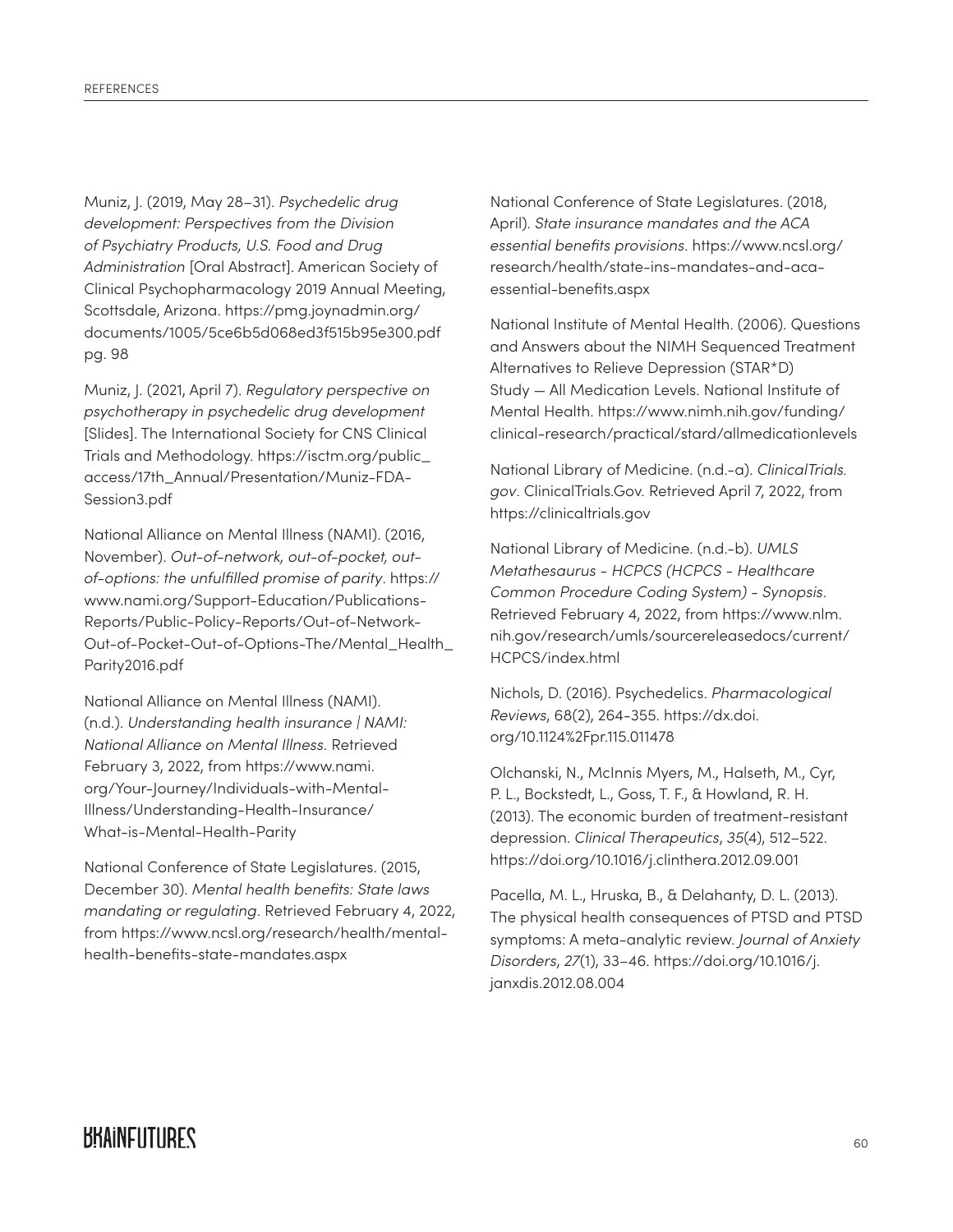Muniz, J. (2019, May 28–31). *Psychedelic drug development: Perspectives from the Division of Psychiatry Products, U.S. Food and Drug Administration* [Oral Abstract]. American Society of Clinical Psychopharmacology 2019 Annual Meeting, Scottsdale, Arizona. https://pmg.joynadmin.org/documents/1005/5ce6b5d068ed3f515b95e300.pdf pg. 98

Muniz, J. (2021, April 7). *Regulatory perspective on psychotherapy in psychedelic drug development* [Slides]. The International Society for CNS Clinical Trials and Methodology. https://isctm.org/public_access/17th_Annual/Presentation/Muniz-FDA-Session3.pdf

National Alliance on Mental Illness (NAMI). (2016, November). *Out-of-network, out-of-pocket, out-of-options: the unfulfilled promise of parity*. https://www.nami.org/Support-Education/Publications-Reports/Public-Policy-Reports/Out-of-Network-Out-of-Pocket-Out-of-Options-The/Mental_Health_Parity2016.pdf

National Alliance on Mental Illness (NAMI). (n.d.). *Understanding health insurance | NAMI: National Alliance on Mental Illness*. Retrieved February 3, 2022, from https://www.nami.org/Your-Journey/Individuals-with-Mental-Illness/Understanding-Health-Insurance/What-is-Mental-Health-Parity

National Conference of State Legislatures. (2015, December 30). *Mental health benefits: State laws mandating or regulating*. Retrieved February 4, 2022, from https://www.ncsl.org/research/health/mental-health-benefits-state-mandates.aspx

National Conference of State Legislatures. (2018, April). *State insurance mandates and the ACA essential benefits provisions*. https://www.ncsl.org/research/health/state-ins-mandates-and-aca-essential-benefits.aspx

National Institute of Mental Health. (2006). Questions and Answers about the NIMH Sequenced Treatment Alternatives to Relieve Depression (STAR*D) Study — All Medication Levels. National Institute of Mental Health. https://www.nimh.nih.gov/funding/clinical-research/practical/stard/allmedicationlevels

National Library of Medicine. (n.d.-a). *ClinicalTrials.gov*. ClinicalTrials.Gov. Retrieved April 7, 2022, from https://clinicaltrials.gov

National Library of Medicine. (n.d.-b). *UMLS Metathesaurus - HCPCS (HCPCS - Healthcare Common Procedure Coding System) - Synopsis*. Retrieved February 4, 2022, from https://www.nlm.nih.gov/research/umls/sourcereleasedocs/current/HCPCS/index.html

Nichols, D. (2016). Psychedelics. *Pharmacological Reviews*, 68(2), 264-355. https://dx.doi.org/10.1124%2Fpr.115.011478

Olchanski, N., McInnis Myers, M., Halseth, M., Cyr, P. L., Bockstedt, L., Goss, T. F., & Howland, R. H. (2013). The economic burden of treatment-resistant depression. *Clinical Therapeutics*, *35*(4), 512–522. https://doi.org/10.1016/j.clinthera.2012.09.001

Pacella, M. L., Hruska, B., & Delahanty, D. L. (2013). The physical health consequences of PTSD and PTSD symptoms: A meta-analytic review. *Journal of Anxiety Disorders*, *27*(1), 33–46. https://doi.org/10.1016/j.janxdis.2012.08.004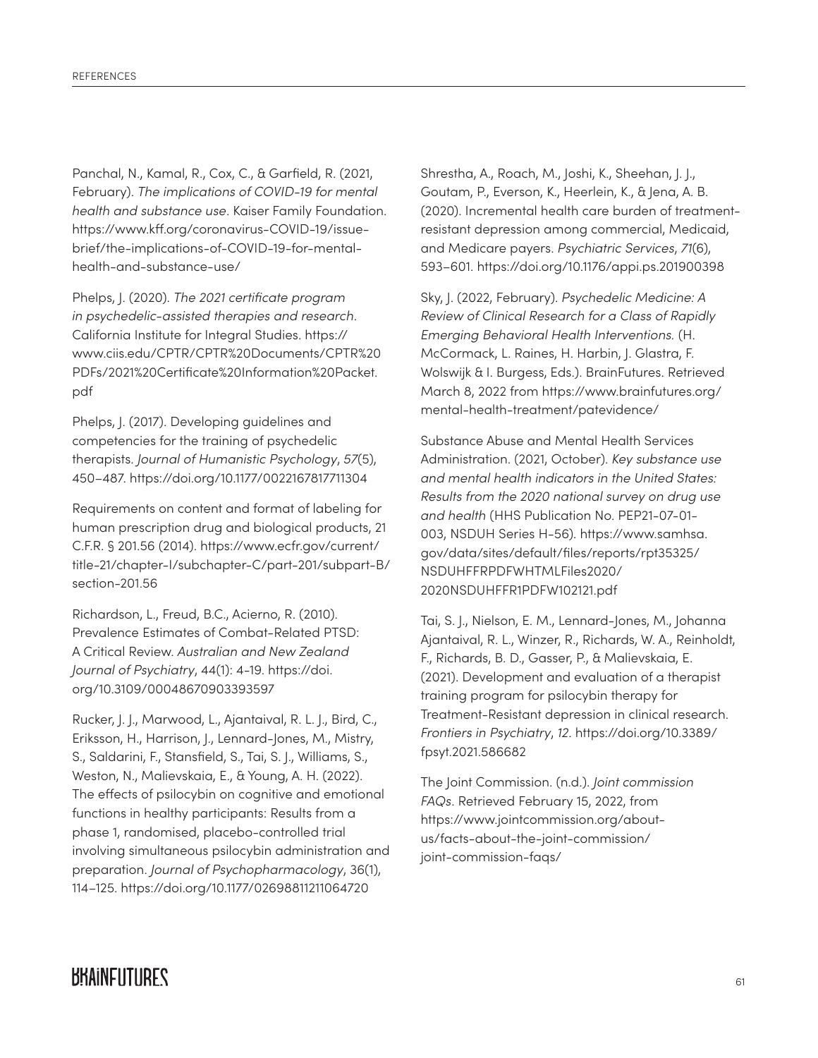Panchal, N., Kamal, R., Cox, C., & Garfield, R. (2021, February). *The implications of COVID-19 for mental health and substance use*. Kaiser Family Foundation. https://www.kff.org/coronavirus-COVID-19/issue-brief/the-implications-of-COVID-19-for-mental-health-and-substance-use/

Phelps, J. (2020). *The 2021 certificate program in psychedelic-assisted therapies and research*. California Institute for Integral Studies. https://www.ciis.edu/CPTR/CPTR%20Documents/CPTR%20PDFs/2021%20Certificate%20Information%20Packet.pdf

Phelps, J. (2017). Developing guidelines and competencies for the training of psychedelic therapists. *Journal of Humanistic Psychology*, *57*(5), 450–487. https://doi.org/10.1177/0022167817711304

Requirements on content and format of labeling for human prescription drug and biological products, 21 C.F.R. § 201.56 (2014). https://www.ecfr.gov/current/title-21/chapter-I/subchapter-C/part-201/subpart-B/section-201.56

Richardson, L., Freud, B.C., Acierno, R. (2010). Prevalence Estimates of Combat-Related PTSD: A Critical Review. *Australian and New Zealand Journal of Psychiatry*, 44(1): 4-19. https://doi.org/10.3109/00048670903393597

Rucker, J. J., Marwood, L., Ajantaival, R. L. J., Bird, C., Eriksson, H., Harrison, J., Lennard-Jones, M., Mistry, S., Saldarini, F., Stansfield, S., Tai, S. J., Williams, S., Weston, N., Malievskaia, E., & Young, A. H. (2022). The effects of psilocybin on cognitive and emotional functions in healthy participants: Results from a phase 1, randomised, placebo-controlled trial involving simultaneous psilocybin administration and preparation. *Journal of Psychopharmacology*, 36(1), 114–125. https://doi.org/10.1177/02698811211064720

Shrestha, A., Roach, M., Joshi, K., Sheehan, J. J., Goutam, P., Everson, K., Heerlein, K., & Jena, A. B. (2020). Incremental health care burden of treatment-resistant depression among commercial, Medicaid, and Medicare payers. *Psychiatric Services*, *71*(6), 593–601. https://doi.org/10.1176/appi.ps.201900398

Sky, J. (2022, February). *Psychedelic Medicine: A Review of Clinical Research for a Class of Rapidly Emerging Behavioral Health Interventions.* (H. McCormack, L. Raines, H. Harbin, J. Glastra, F. Wolswijk & I. Burgess, Eds.). BrainFutures. Retrieved March 8, 2022 from https://www.brainfutures.org/mental-health-treatment/patevidence/

Substance Abuse and Mental Health Services Administration. (2021, October). *Key substance use and mental health indicators in the United States: Results from the 2020 national survey on drug use and health* (HHS Publication No. PEP21-07-01-003, NSDUH Series H-56). https://www.samhsa.gov/data/sites/default/files/reports/rpt35325/NSDUHFFRPDFWHTMLFiles2020/2020NSDUHFFR1PDFW102121.pdf

Tai, S. J., Nielson, E. M., Lennard-Jones, M., Johanna Ajantaival, R. L., Winzer, R., Richards, W. A., Reinholdt, F., Richards, B. D., Gasser, P., & Malievskaia, E. (2021). Development and evaluation of a therapist training program for psilocybin therapy for Treatment-Resistant depression in clinical research. *Frontiers in Psychiatry*, *12*. https://doi.org/10.3389/fpsyt.2021.586682

The Joint Commission. (n.d.). *Joint commission FAQs*. Retrieved February 15, 2022, from https://www.jointcommission.org/about-us/facts-about-the-joint-commission/joint-commission-faqs/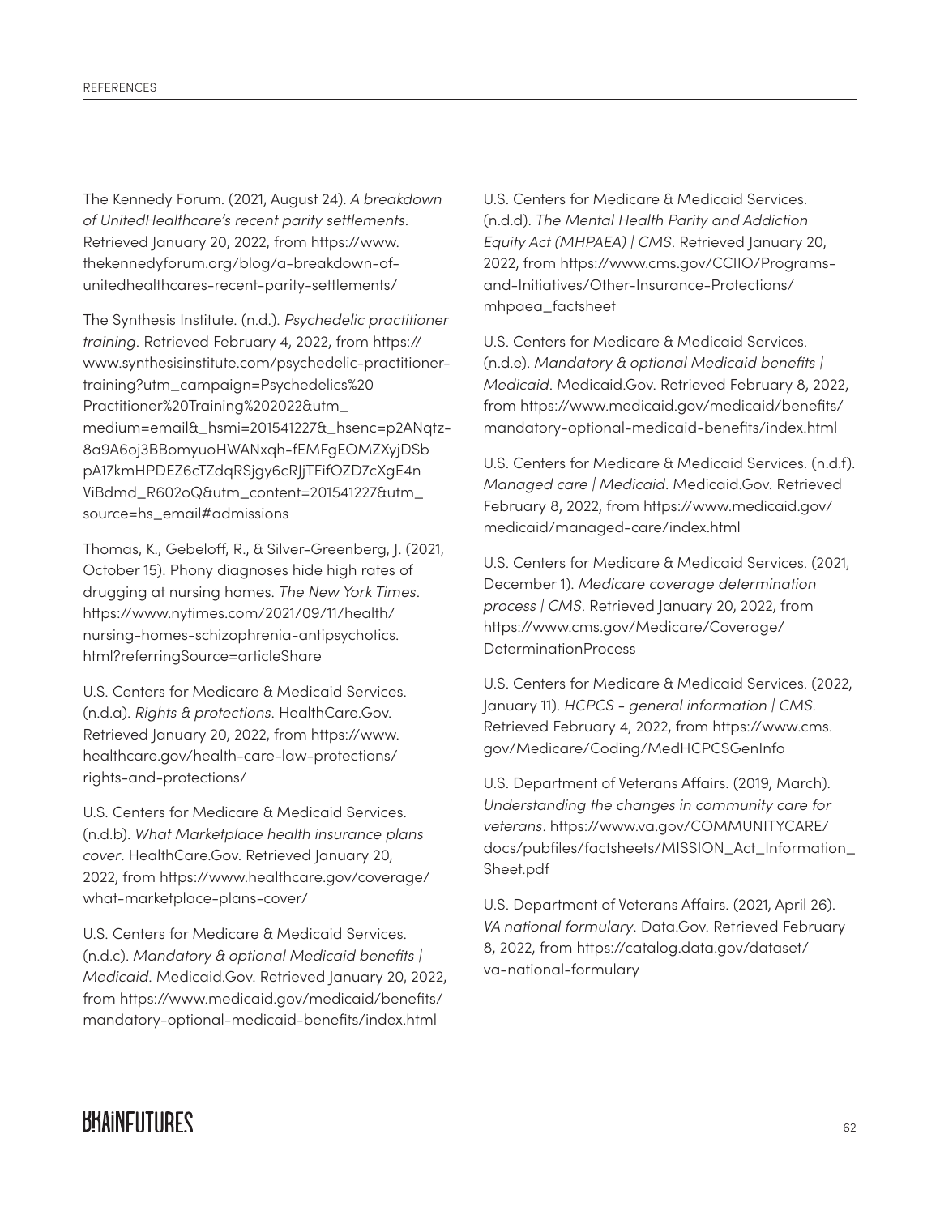The Kennedy Forum. (2021, August 24). *A breakdown of UnitedHealthcare's recent parity settlements*. Retrieved January 20, 2022, from https://www.thekennedyforum.org/blog/a-breakdown-of-unitedhealthcares-recent-parity-settlements/

The Synthesis Institute. (n.d.). *Psychedelic practitioner training*. Retrieved February 4, 2022, from https://www.synthesisinstitute.com/psychedelic-practitioner-training?utm_campaign=Psychedelics%20Practitioner%20Training%202022&utm_medium=email&_hsmi=201541227&_hsenc=p2ANqtz-8a9A6oj3BBomyuoHWANxqh-fEMFgEOMZXyjDSbpA17kmHPDEZ6cTZdqRSjgy6cRJjTFifOZD7cXgE4nViBdmd_R602oQ&utm_content=201541227&utm_source=hs_email#admissions

Thomas, K., Gebeloff, R., & Silver-Greenberg, J. (2021, October 15). Phony diagnoses hide high rates of drugging at nursing homes. *The New York Times*. https://www.nytimes.com/2021/09/11/health/nursing-homes-schizophrenia-antipsychotics.html?referringSource=articleShare

U.S. Centers for Medicare & Medicaid Services. (n.d.a). *Rights & protections*. HealthCare.Gov. Retrieved January 20, 2022, from https://www.healthcare.gov/health-care-law-protections/rights-and-protections/

U.S. Centers for Medicare & Medicaid Services. (n.d.b). *What Marketplace health insurance plans cover*. HealthCare.Gov. Retrieved January 20, 2022, from https://www.healthcare.gov/coverage/what-marketplace-plans-cover/

U.S. Centers for Medicare & Medicaid Services. (n.d.c). *Mandatory & optional Medicaid benefits | Medicaid*. Medicaid.Gov. Retrieved January 20, 2022, from https://www.medicaid.gov/medicaid/benefits/mandatory-optional-medicaid-benefits/index.html

U.S. Centers for Medicare & Medicaid Services. (n.d.d). *The Mental Health Parity and Addiction Equity Act (MHPAEA) | CMS*. Retrieved January 20, 2022, from https://www.cms.gov/CCIIO/Programs-and-Initiatives/Other-Insurance-Protections/mhpaea_factsheet

U.S. Centers for Medicare & Medicaid Services. (n.d.e). *Mandatory & optional Medicaid benefits | Medicaid*. Medicaid.Gov. Retrieved February 8, 2022, from https://www.medicaid.gov/medicaid/benefits/mandatory-optional-medicaid-benefits/index.html

U.S. Centers for Medicare & Medicaid Services. (n.d.f). *Managed care | Medicaid*. Medicaid.Gov. Retrieved February 8, 2022, from https://www.medicaid.gov/medicaid/managed-care/index.html

U.S. Centers for Medicare & Medicaid Services. (2021, December 1). *Medicare coverage determination process | CMS*. Retrieved January 20, 2022, from https://www.cms.gov/Medicare/Coverage/DeterminationProcess

U.S. Centers for Medicare & Medicaid Services. (2022, January 11). *HCPCS - general information | CMS*. Retrieved February 4, 2022, from https://www.cms.gov/Medicare/Coding/MedHCPCSGenInfo

U.S. Department of Veterans Affairs. (2019, March). *Understanding the changes in community care for veterans*. https://www.va.gov/COMMUNITYCARE/docs/pubfiles/factsheets/MISSION_Act_Information_Sheet.pdf

U.S. Department of Veterans Affairs. (2021, April 26). *VA national formulary*. Data.Gov. Retrieved February 8, 2022, from https://catalog.data.gov/dataset/va-national-formulary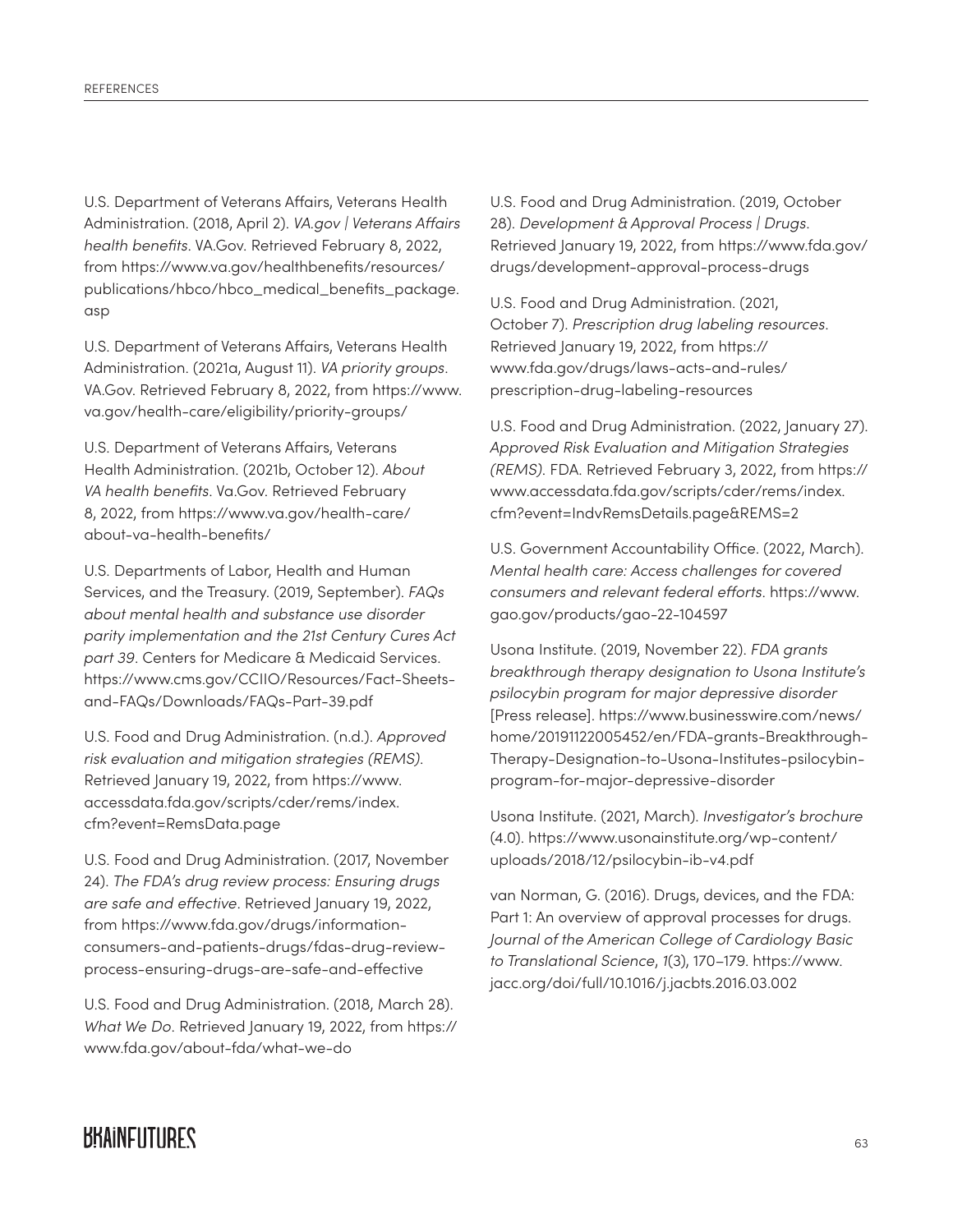U.S. Department of Veterans Affairs, Veterans Health Administration. (2018, April 2). *VA.gov | Veterans Affairs health benefits*. VA.Gov. Retrieved February 8, 2022, from https://www.va.gov/healthbenefits/resources/publications/hbco/hbco_medical_benefits_package.asp

U.S. Department of Veterans Affairs, Veterans Health Administration. (2021a, August 11). *VA priority groups*. VA.Gov. Retrieved February 8, 2022, from https://www.va.gov/health-care/eligibility/priority-groups/

U.S. Department of Veterans Affairs, Veterans Health Administration. (2021b, October 12). *About VA health benefits*. Va.Gov. Retrieved February 8, 2022, from https://www.va.gov/health-care/about-va-health-benefits/

U.S. Departments of Labor, Health and Human Services, and the Treasury. (2019, September). *FAQs about mental health and substance use disorder parity implementation and the 21st Century Cures Act part 39*. Centers for Medicare & Medicaid Services. https://www.cms.gov/CCIIO/Resources/Fact-Sheets-and-FAQs/Downloads/FAQs-Part-39.pdf

U.S. Food and Drug Administration. (n.d.). *Approved risk evaluation and mitigation strategies (REMS)*. Retrieved January 19, 2022, from https://www.accessdata.fda.gov/scripts/cder/rems/index.cfm?event=RemsData.page

U.S. Food and Drug Administration. (2017, November 24). *The FDA's drug review process: Ensuring drugs are safe and effective*. Retrieved January 19, 2022, from https://www.fda.gov/drugs/information-consumers-and-patients-drugs/fdas-drug-review-process-ensuring-drugs-are-safe-and-effective

U.S. Food and Drug Administration. (2018, March 28). *What We Do*. Retrieved January 19, 2022, from https://www.fda.gov/about-fda/what-we-do

U.S. Food and Drug Administration. (2019, October 28). *Development & Approval Process | Drugs*. Retrieved January 19, 2022, from https://www.fda.gov/drugs/development-approval-process-drugs

U.S. Food and Drug Administration. (2021, October 7). *Prescription drug labeling resources*. Retrieved January 19, 2022, from https://www.fda.gov/drugs/laws-acts-and-rules/prescription-drug-labeling-resources

U.S. Food and Drug Administration. (2022, January 27). *Approved Risk Evaluation and Mitigation Strategies (REMS)*. FDA. Retrieved February 3, 2022, from https://www.accessdata.fda.gov/scripts/cder/rems/index.cfm?event=IndvRemsDetails.page&REMS=2

U.S. Government Accountability Office. (2022, March). *Mental health care: Access challenges for covered consumers and relevant federal efforts*. https://www.gao.gov/products/gao-22-104597

Usona Institute. (2019, November 22). *FDA grants breakthrough therapy designation to Usona Institute's psilocybin program for major depressive disorder* [Press release]. https://www.businesswire.com/news/home/20191122005452/en/FDA-grants-Breakthrough-Therapy-Designation-to-Usona-Institutes-psilocybin-program-for-major-depressive-disorder

Usona Institute. (2021, March). *Investigator's brochure* (4.0). https://www.usonainstitute.org/wp-content/uploads/2018/12/psilocybin-ib-v4.pdf

van Norman, G. (2016). Drugs, devices, and the FDA: Part 1: An overview of approval processes for drugs. *Journal of the American College of Cardiology Basic to Translational Science*, *1*(3), 170–179. https://www.jacc.org/doi/full/10.1016/j.jacbts.2016.03.002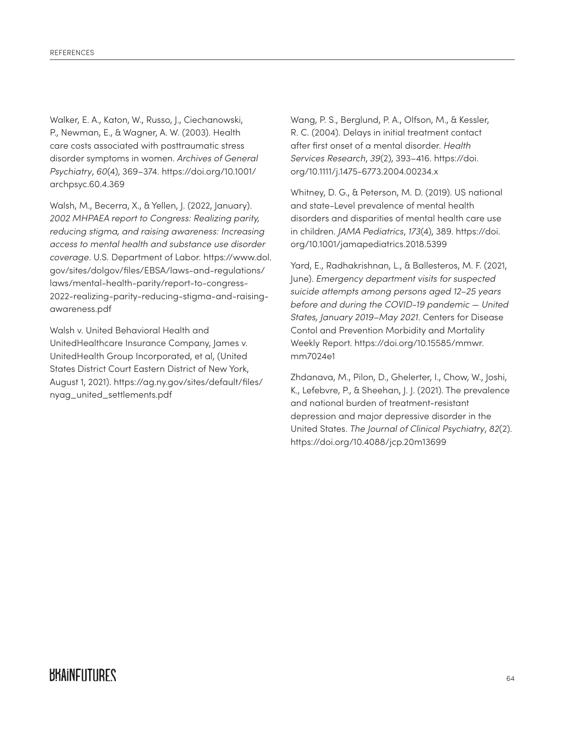Walker, E. A., Katon, W., Russo, J., Ciechanowski, P., Newman, E., & Wagner, A. W. (2003). Health care costs associated with posttraumatic stress disorder symptoms in women. *Archives of General Psychiatry*, *60*(4), 369–374. https://doi.org/10.1001/archpsyc.60.4.369

Walsh, M., Becerra, X., & Yellen, J. (2022, January). *2002 MHPAEA report to Congress: Realizing parity, reducing stigma, and raising awareness: Increasing access to mental health and substance use disorder coverage*. U.S. Department of Labor. https://www.dol.gov/sites/dolgov/files/EBSA/laws-and-regulations/laws/mental-health-parity/report-to-congress-2022-realizing-parity-reducing-stigma-and-raising-awareness.pdf

Walsh v. United Behavioral Health and UnitedHealthcare Insurance Company, James v. UnitedHealth Group Incorporated, et al, (United States District Court Eastern District of New York, August 1, 2021). https://ag.ny.gov/sites/default/files/nyag_united_settlements.pdf

Wang, P. S., Berglund, P. A., Olfson, M., & Kessler, R. C. (2004). Delays in initial treatment contact after first onset of a mental disorder. *Health Services Research*, *39*(2), 393–416. https://doi.org/10.1111/j.1475-6773.2004.00234.x

Whitney, D. G., & Peterson, M. D. (2019). US national and state-Level prevalence of mental health disorders and disparities of mental health care use in children. *JAMA Pediatrics*, *173*(4), 389. https://doi.org/10.1001/jamapediatrics.2018.5399

Yard, E., Radhakrishnan, L., & Ballesteros, M. F. (2021, June). *Emergency department visits for suspected suicide attempts among persons aged 12–25 years before and during the COVID-19 pandemic — United States, January 2019–May 2021*. Centers for Disease Contol and Prevention Morbidity and Mortality Weekly Report. https://doi.org/10.15585/mmwr.mm7024e1

Zhdanava, M., Pilon, D., Ghelerter, I., Chow, W., Joshi, K., Lefebvre, P., & Sheehan, J. J. (2021). The prevalence and national burden of treatment-resistant depression and major depressive disorder in the United States. *The Journal of Clinical Psychiatry*, *82*(2). https://doi.org/10.4088/jcp.20m13699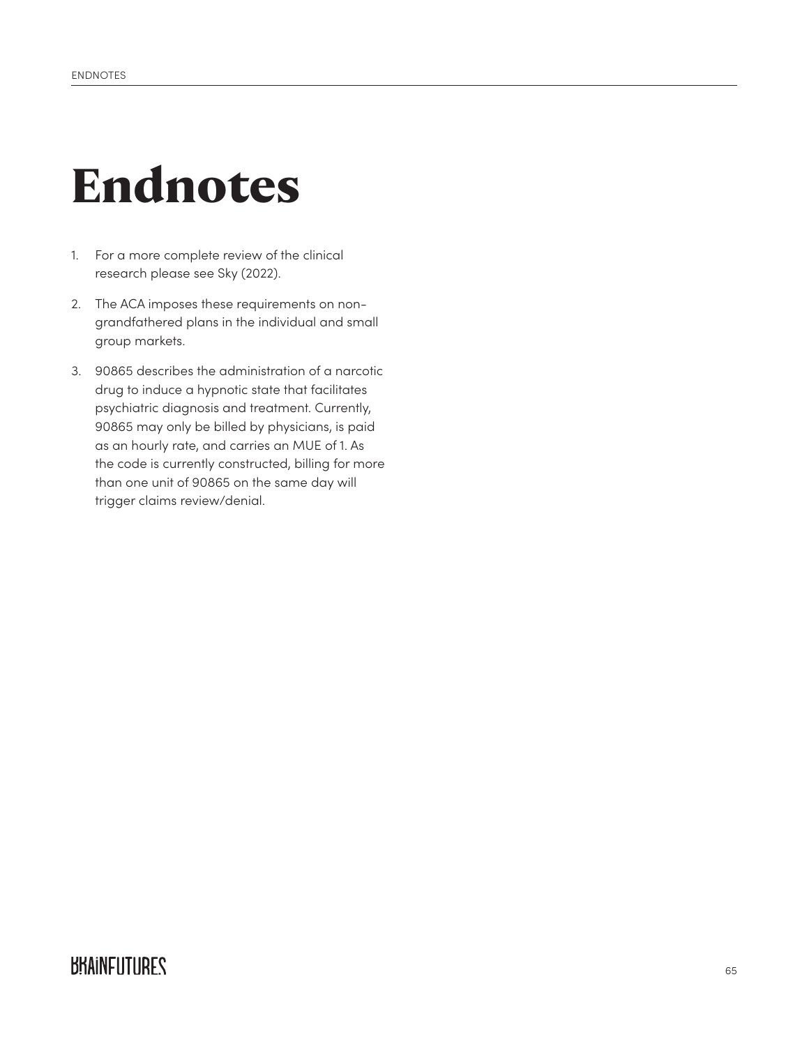# Endnotes

1. For a more complete review of the clinical research please see Sky (2022).
2. The ACA imposes these requirements on non-grandfathered plans in the individual and small group markets.
3. 90865 describes the administration of a narcotic drug to induce a hypnotic state that facilitates psychiatric diagnosis and treatment. Currently, 90865 may only be billed by physicians, is paid as an hourly rate, and carries an MUE of 1. As the code is currently constructed, billing for more than one unit of 90865 on the same day will trigger claims review/denial.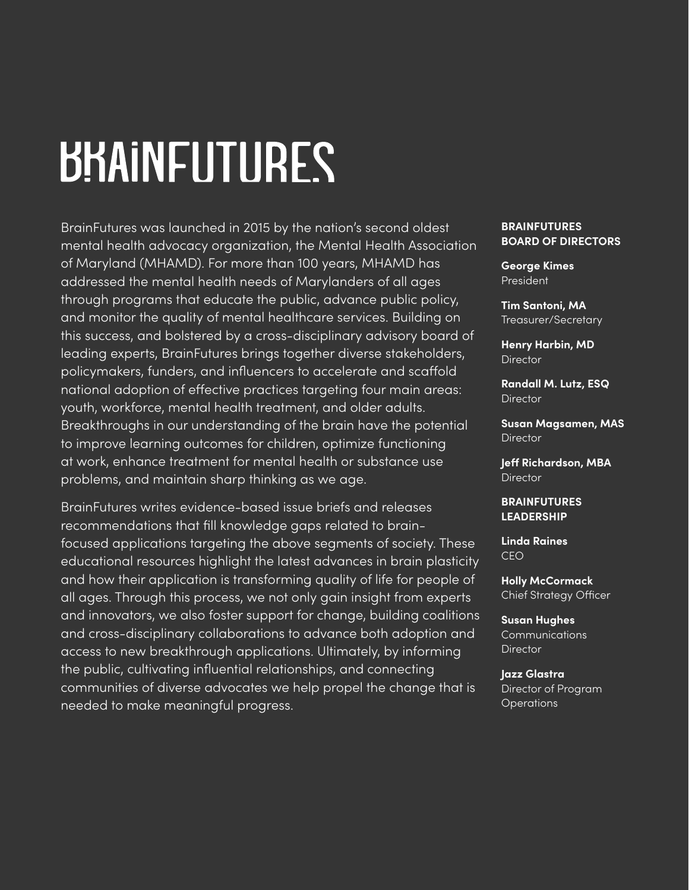# BRAINFUTURES

BrainFutures was launched in 2015 by the nation's second oldest mental health advocacy organization, the Mental Health Association of Maryland (MHAMD). For more than 100 years, MHAMD has addressed the mental health needs of Marylanders of all ages through programs that educate the public, advance public policy, and monitor the quality of mental healthcare services. Building on this success, and bolstered by a cross-disciplinary advisory board of leading experts, BrainFutures brings together diverse stakeholders, policymakers, funders, and influencers to accelerate and scaffold national adoption of effective practices targeting four main areas: youth, workforce, mental health treatment, and older adults. Breakthroughs in our understanding of the brain have the potential to improve learning outcomes for children, optimize functioning at work, enhance treatment for mental health or substance use problems, and maintain sharp thinking as we age.

BrainFutures writes evidence-based issue briefs and releases recommendations that fill knowledge gaps related to brain-focused applications targeting the above segments of society. These educational resources highlight the latest advances in brain plasticity and how their application is transforming quality of life for people of all ages. Through this process, we not only gain insight from experts and innovators, we also foster support for change, building coalitions and cross-disciplinary collaborations to advance both adoption and access to new breakthrough applications. Ultimately, by informing the public, cultivating influential relationships, and connecting communities of diverse advocates we help propel the change that is needed to make meaningful progress.

**BRAINFUTURES BOARD OF DIRECTORS**

**George Kimes**
President

**Tim Santoni, MA**
Treasurer/Secretary

**Henry Harbin, MD**
Director

**Randall M. Lutz, ESQ**
Director

**Susan Magsamen, MAS**
Director

**Jeff Richardson, MBA**
Director

**BRAINFUTURES LEADERSHIP**

**Linda Raines**
CEO

**Holly McCormack**
Chief Strategy Officer

**Susan Hughes**
Communications Director

**Jazz Glastra**
Director of Program Operations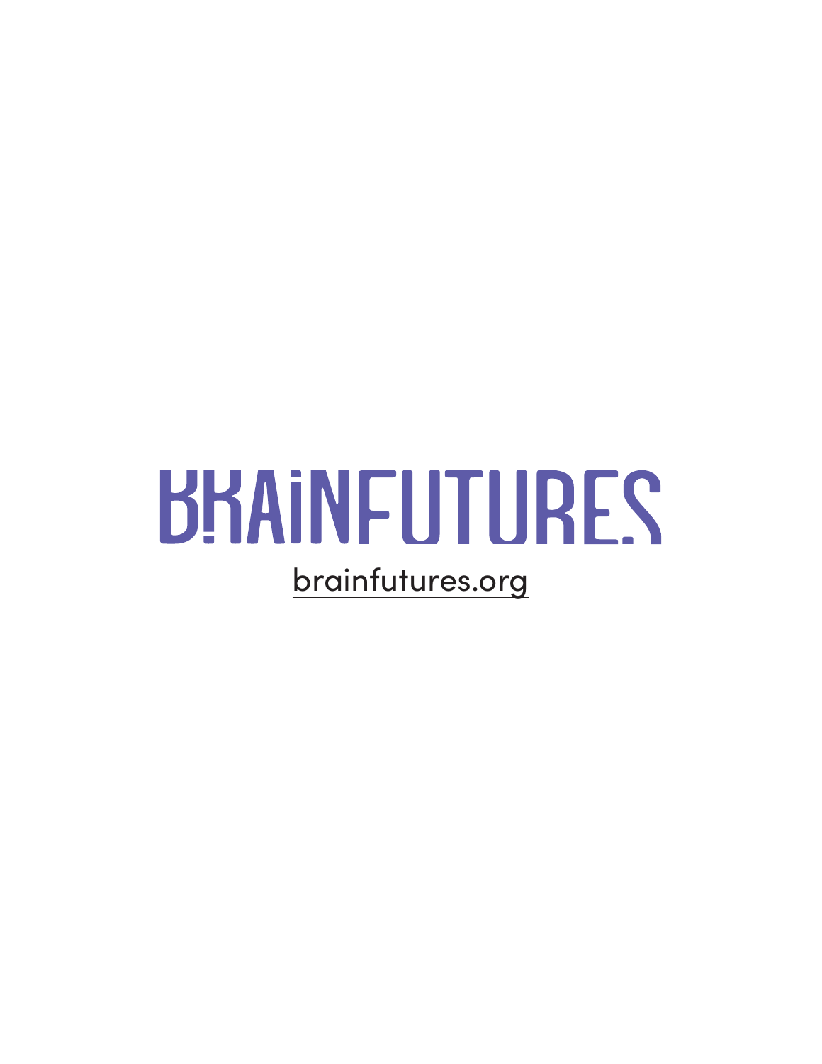# BRAINFUTURES

brainfutures.org